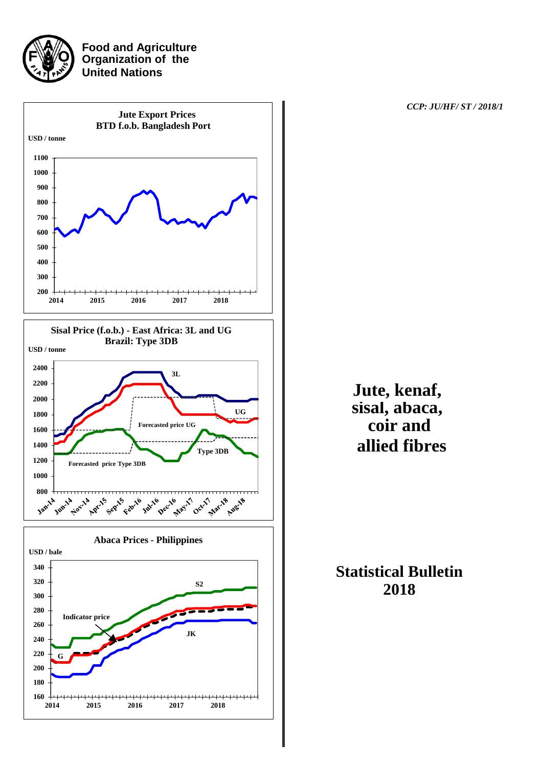**Food and Agriculture Organization of the United Nations**

*CCP: JU/HF/ ST / 2018/1*

# Jute, kenaf, sisal, abaca, coir and allied fibres

## Statistical Bulletin 2018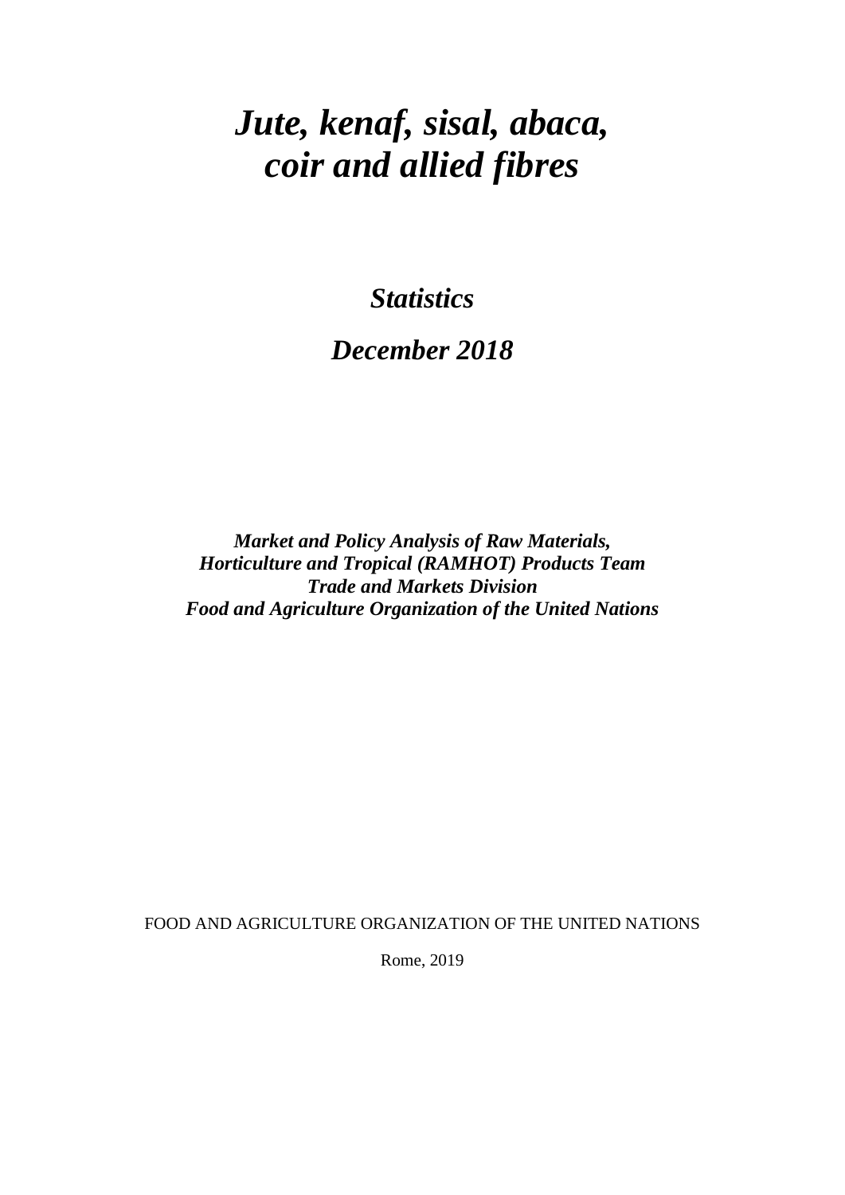# *Jute, kenaf, sisal, abaca, coir and allied fibres*

## *Statistics*

## *December 2018*

***Market and Policy Analysis of Raw Materials,***
***Horticulture and Tropical (RAMHOT) Products Team***
***Trade and Markets Division***
***Food and Agriculture Organization of the United Nations***

FOOD AND AGRICULTURE ORGANIZATION OF THE UNITED NATIONS

Rome, 2019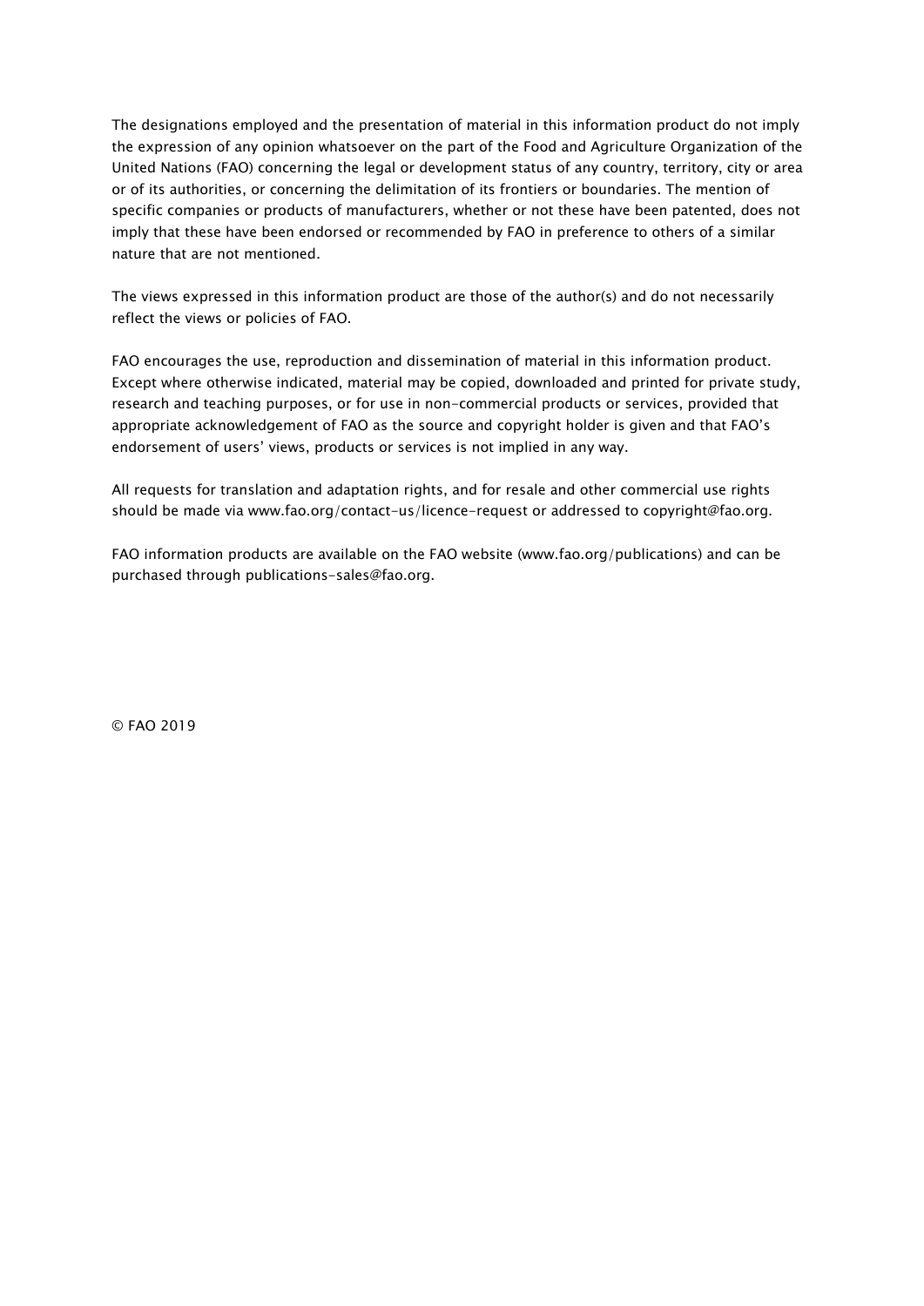The designations employed and the presentation of material in this information product do not imply the expression of any opinion whatsoever on the part of the Food and Agriculture Organization of the United Nations (FAO) concerning the legal or development status of any country, territory, city or area or of its authorities, or concerning the delimitation of its frontiers or boundaries. The mention of specific companies or products of manufacturers, whether or not these have been patented, does not imply that these have been endorsed or recommended by FAO in preference to others of a similar nature that are not mentioned.

The views expressed in this information product are those of the author(s) and do not necessarily reflect the views or policies of FAO.

FAO encourages the use, reproduction and dissemination of material in this information product. Except where otherwise indicated, material may be copied, downloaded and printed for private study, research and teaching purposes, or for use in non-commercial products or services, provided that appropriate acknowledgement of FAO as the source and copyright holder is given and that FAO's endorsement of users' views, products or services is not implied in any way.

All requests for translation and adaptation rights, and for resale and other commercial use rights should be made via www.fao.org/contact-us/licence-request or addressed to copyright@fao.org.

FAO information products are available on the FAO website (www.fao.org/publications) and can be purchased through publications-sales@fao.org.

© FAO 2019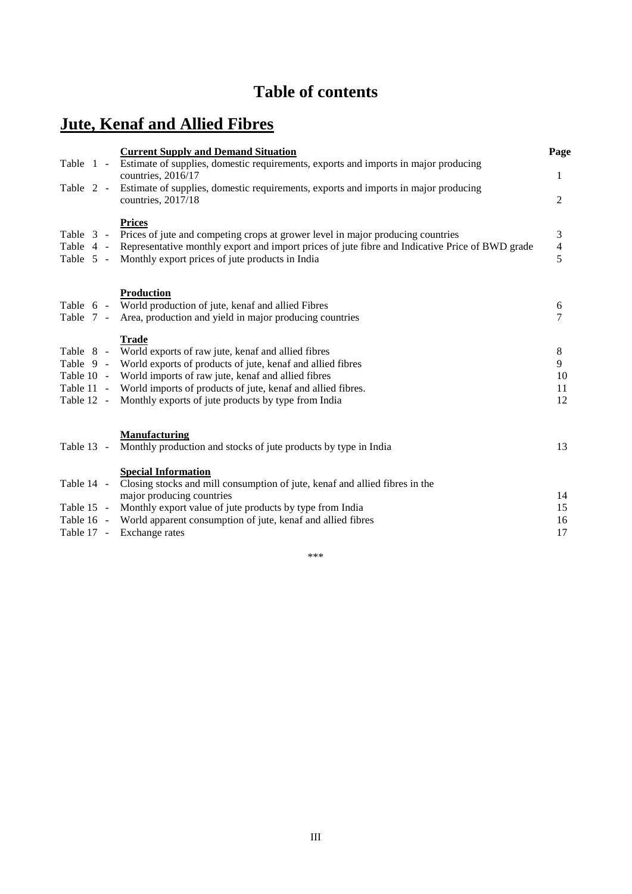# Table of contents

## Jute, Kenaf and Allied Fibres

| | | Page |
|---|---|---|
| | **Current Supply and Demand Situation** | |
| Table 1 - | Estimate of supplies, domestic requirements, exports and imports in major producing countries, 2016/17 | 1 |
| Table 2 - | Estimate of supplies, domestic requirements, exports and imports in major producing countries, 2017/18 | 2 |
| | **Prices** | |
| Table 3 - | Prices of jute and competing crops at grower level in major producing countries | 3 |
| Table 4 - | Representative monthly export and import prices of jute fibre and Indicative Price of BWD grade | 4 |
| Table 5 - | Monthly export prices of jute products in India | 5 |
| | **Production** | |
| Table 6 - | World production of jute, kenaf and allied Fibres | 6 |
| Table 7 - | Area, production and yield in major producing countries | 7 |
| | **Trade** | |
| Table 8 - | World exports of raw jute, kenaf and allied fibres | 8 |
| Table 9 - | World exports of products of jute, kenaf and allied fibres | 9 |
| Table 10 - | World imports of raw jute, kenaf and allied fibres | 10 |
| Table 11 - | World imports of products of jute, kenaf and allied fibres. | 11 |
| Table 12 - | Monthly exports of jute products by type from India | 12 |
| | **Manufacturing** | |
| Table 13 - | Monthly production and stocks of jute products by type in India | 13 |
| | **Special Information** | |
| Table 14 - | Closing stocks and mill consumption of jute, kenaf and allied fibres in the major producing countries | 14 |
| Table 15 - | Monthly export value of jute products by type from India | 15 |
| Table 16 - | World apparent consumption of jute, kenaf and allied fibres | 16 |
| Table 17 - | Exchange rates | 17 |

\*\*\*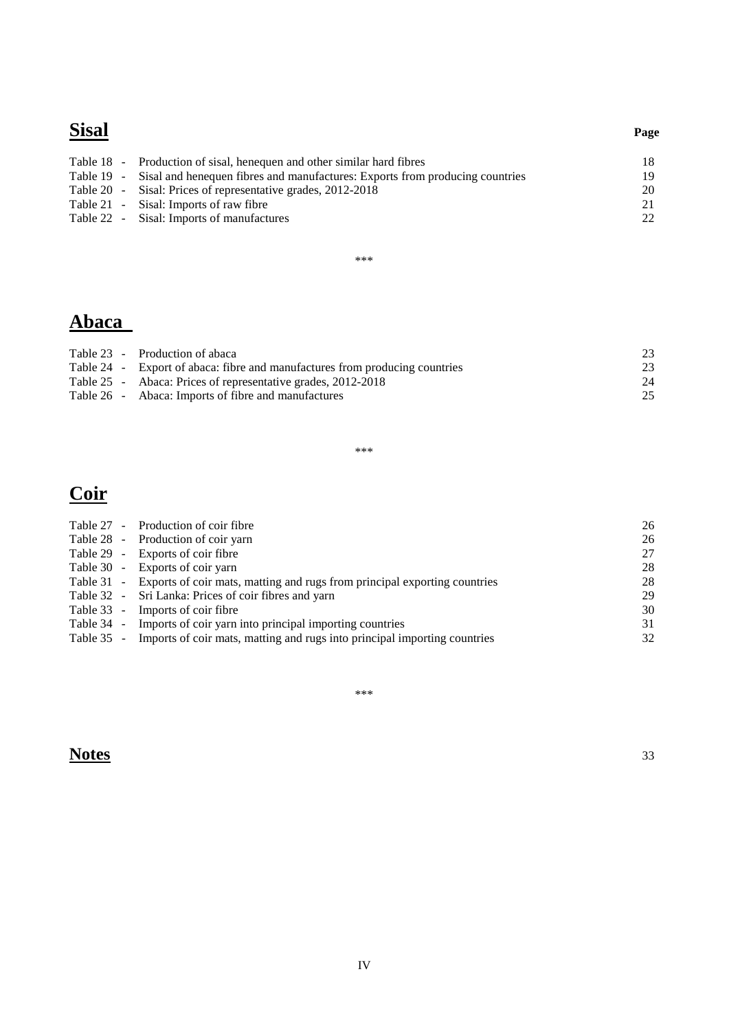## Sisal

| | | Page |
|---|---|---|
| Table 18 - | Production of sisal, henequen and other similar hard fibres | 18 |
| Table 19 - | Sisal and henequen fibres and manufactures: Exports from producing countries | 19 |
| Table 20 - | Sisal: Prices of representative grades, 2012-2018 | 20 |
| Table 21 - | Sisal: Imports of raw fibre | 21 |
| Table 22 - | Sisal: Imports of manufactures | 22 |

***

## Abaca

| | | |
|---|---|---|
| Table 23 - | Production of abaca | 23 |
| Table 24 - | Export of abaca: fibre and manufactures from producing countries | 23 |
| Table 25 - | Abaca: Prices of representative grades, 2012-2018 | 24 |
| Table 26 - | Abaca: Imports of fibre and manufactures | 25 |

***

## Coir

| | | |
|---|---|---|
| Table 27 - | Production of coir fibre | 26 |
| Table 28 - | Production of coir yarn | 26 |
| Table 29 - | Exports of coir fibre | 27 |
| Table 30 - | Exports of coir yarn | 28 |
| Table 31 - | Exports of coir mats, matting and rugs from principal exporting countries | 28 |
| Table 32 - | Sri Lanka: Prices of coir fibres and yarn | 29 |
| Table 33 - | Imports of coir fibre | 30 |
| Table 34 - | Imports of coir yarn into principal importing countries | 31 |
| Table 35 - | Imports of coir mats, matting and rugs into principal importing countries | 32 |

***

## Notes 33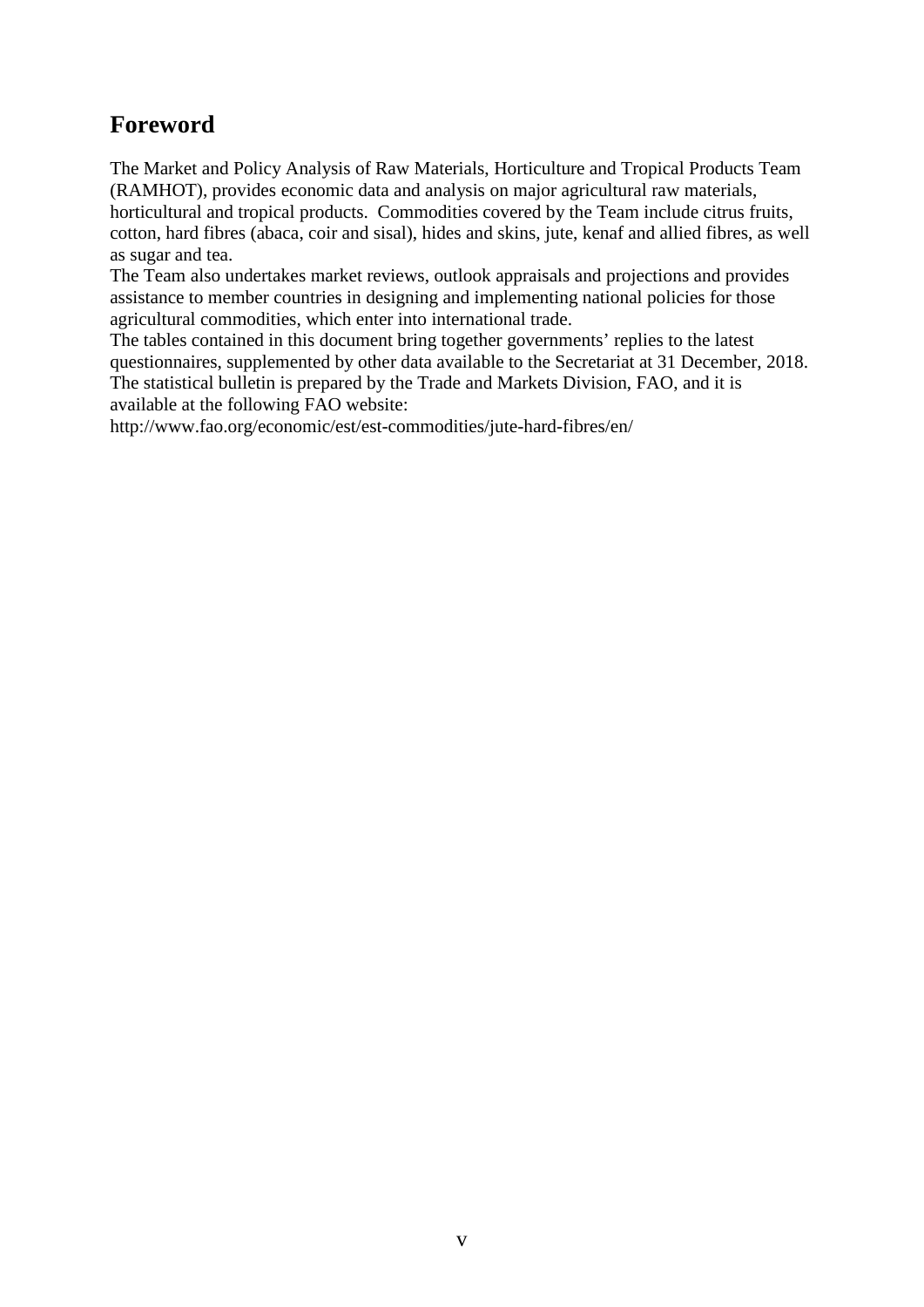## Foreword

The Market and Policy Analysis of Raw Materials, Horticulture and Tropical Products Team (RAMHOT), provides economic data and analysis on major agricultural raw materials, horticultural and tropical products. Commodities covered by the Team include citrus fruits, cotton, hard fibres (abaca, coir and sisal), hides and skins, jute, kenaf and allied fibres, as well as sugar and tea.

The Team also undertakes market reviews, outlook appraisals and projections and provides assistance to member countries in designing and implementing national policies for those agricultural commodities, which enter into international trade.

The tables contained in this document bring together governments' replies to the latest questionnaires, supplemented by other data available to the Secretariat at 31 December, 2018.

The statistical bulletin is prepared by the Trade and Markets Division, FAO, and it is available at the following FAO website:

http://www.fao.org/economic/est/est-commodities/jute-hard-fibres/en/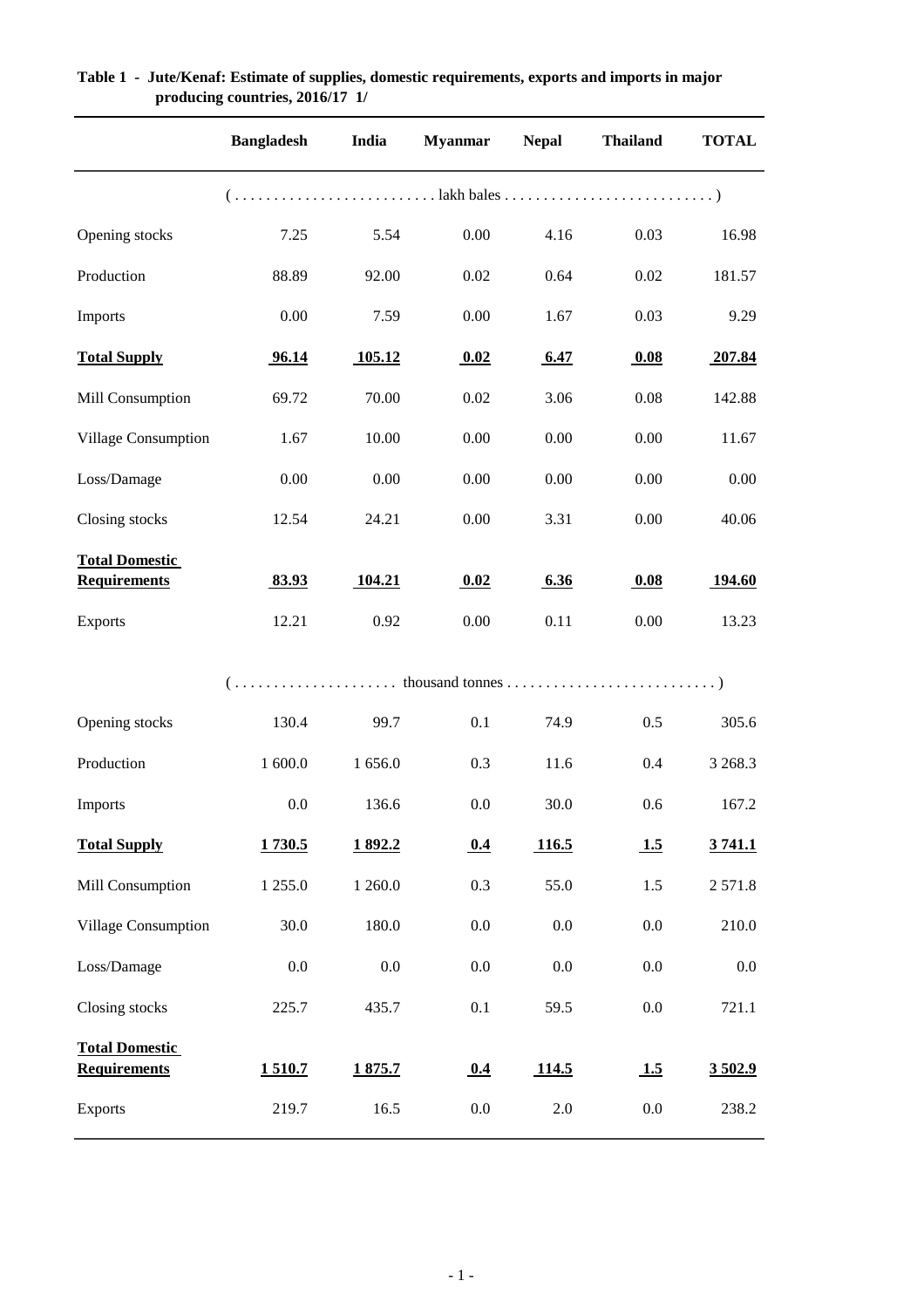**Table 1 - Jute/Kenaf: Estimate of supplies, domestic requirements, exports and imports in major producing countries, 2016/17 1/**

| | Bangladesh | India | Myanmar | Nepal | Thailand | TOTAL |
|---|---|---|---|---|---|---|
| | (. . . . . . . . . . . . . . . . . . . . . . . . . lakh bales . . . . . . . . . . . . . . . . . . . . . . . . . . ) | | | | | |
| Opening stocks | 7.25 | 5.54 | 0.00 | 4.16 | 0.03 | 16.98 |
| Production | 88.89 | 92.00 | 0.02 | 0.64 | 0.02 | 181.57 |
| Imports | 0.00 | 7.59 | 0.00 | 1.67 | 0.03 | 9.29 |
| **Total Supply** | **96.14** | **105.12** | **0.02** | **6.47** | **0.08** | **207.84** |
| Mill Consumption | 69.72 | 70.00 | 0.02 | 3.06 | 0.08 | 142.88 |
| Village Consumption | 1.67 | 10.00 | 0.00 | 0.00 | 0.00 | 11.67 |
| Loss/Damage | 0.00 | 0.00 | 0.00 | 0.00 | 0.00 | 0.00 |
| Closing stocks | 12.54 | 24.21 | 0.00 | 3.31 | 0.00 | 40.06 |
| **Total Domestic Requirements** | **83.93** | **104.21** | **0.02** | **6.36** | **0.08** | **194.60** |
| Exports | 12.21 | 0.92 | 0.00 | 0.11 | 0.00 | 13.23 |
| | (. . . . . . . . . . . . . . . . . . . . thousand tonnes . . . . . . . . . . . . . . . . . . . . . . . . . . ) | | | | | |
| Opening stocks | 130.4 | 99.7 | 0.1 | 74.9 | 0.5 | 305.6 |
| Production | 1 600.0 | 1 656.0 | 0.3 | 11.6 | 0.4 | 3 268.3 |
| Imports | 0.0 | 136.6 | 0.0 | 30.0 | 0.6 | 167.2 |
| **Total Supply** | **1 730.5** | **1 892.2** | **0.4** | **116.5** | **1.5** | **3 741.1** |
| Mill Consumption | 1 255.0 | 1 260.0 | 0.3 | 55.0 | 1.5 | 2 571.8 |
| Village Consumption | 30.0 | 180.0 | 0.0 | 0.0 | 0.0 | 210.0 |
| Loss/Damage | 0.0 | 0.0 | 0.0 | 0.0 | 0.0 | 0.0 |
| Closing stocks | 225.7 | 435.7 | 0.1 | 59.5 | 0.0 | 721.1 |
| **Total Domestic Requirements** | **1 510.7** | **1 875.7** | **0.4** | **114.5** | **1.5** | **3 502.9** |
| Exports | 219.7 | 16.5 | 0.0 | 2.0 | 0.0 | 238.2 |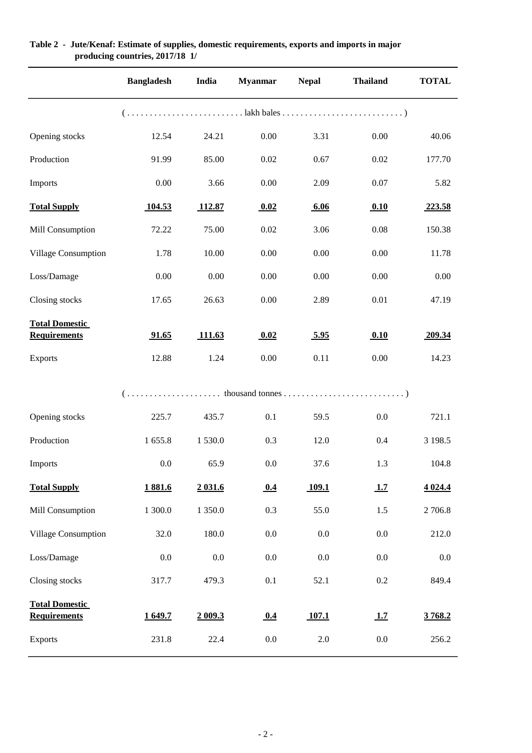**Table 2 - Jute/Kenaf: Estimate of supplies, domestic requirements, exports and imports in major producing countries, 2017/18 1/**

| | Bangladesh | India | Myanmar | Nepal | Thailand | TOTAL |
|---|---|---|---|---|---|---|
| | (. . . . . . . . . . . . . . . . . . . . . . . . . lakh bales . . . . . . . . . . . . . . . . . . . . . . . . . .) | | | | | |
| Opening stocks | 12.54 | 24.21 | 0.00 | 3.31 | 0.00 | 40.06 |
| Production | 91.99 | 85.00 | 0.02 | 0.67 | 0.02 | 177.70 |
| Imports | 0.00 | 3.66 | 0.00 | 2.09 | 0.07 | 5.82 |
| **Total Supply** | **104.53** | **112.87** | **0.02** | **6.06** | **0.10** | **223.58** |
| Mill Consumption | 72.22 | 75.00 | 0.02 | 3.06 | 0.08 | 150.38 |
| Village Consumption | 1.78 | 10.00 | 0.00 | 0.00 | 0.00 | 11.78 |
| Loss/Damage | 0.00 | 0.00 | 0.00 | 0.00 | 0.00 | 0.00 |
| Closing stocks | 17.65 | 26.63 | 0.00 | 2.89 | 0.01 | 47.19 |
| **Total Domestic Requirements** | **91.65** | **111.63** | **0.02** | **5.95** | **0.10** | **209.34** |
| Exports | 12.88 | 1.24 | 0.00 | 0.11 | 0.00 | 14.23 |
| | (. . . . . . . . . . . . . . . . . . . . thousand tonnes . . . . . . . . . . . . . . . . . . . . . . . . . .) | | | | | |
| Opening stocks | 225.7 | 435.7 | 0.1 | 59.5 | 0.0 | 721.1 |
| Production | 1 655.8 | 1 530.0 | 0.3 | 12.0 | 0.4 | 3 198.5 |
| Imports | 0.0 | 65.9 | 0.0 | 37.6 | 1.3 | 104.8 |
| **Total Supply** | **1 881.6** | **2 031.6** | **0.4** | **109.1** | **1.7** | **4 024.4** |
| Mill Consumption | 1 300.0 | 1 350.0 | 0.3 | 55.0 | 1.5 | 2 706.8 |
| Village Consumption | 32.0 | 180.0 | 0.0 | 0.0 | 0.0 | 212.0 |
| Loss/Damage | 0.0 | 0.0 | 0.0 | 0.0 | 0.0 | 0.0 |
| Closing stocks | 317.7 | 479.3 | 0.1 | 52.1 | 0.2 | 849.4 |
| **Total Domestic Requirements** | **1 649.7** | **2 009.3** | **0.4** | **107.1** | **1.7** | **3 768.2** |
| Exports | 231.8 | 22.4 | 0.0 | 2.0 | 0.0 | 256.2 |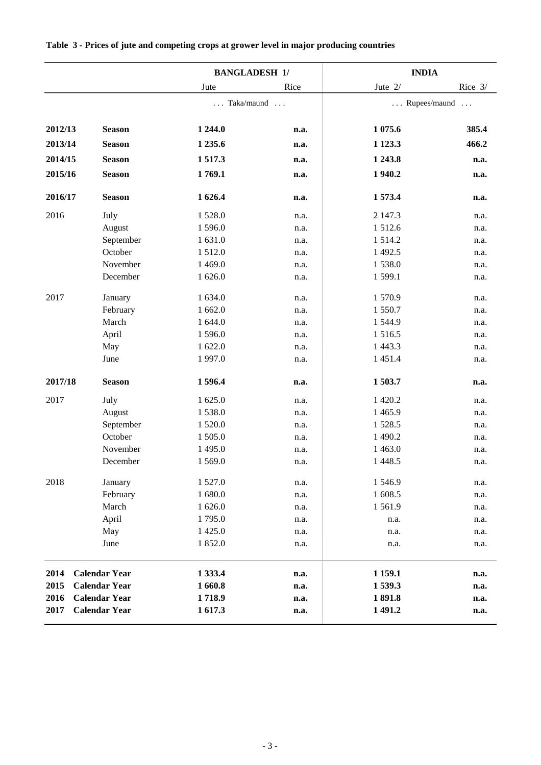**Table 3 - Prices of jute and competing crops at grower level in major producing countries**

| | | BANGLADESH 1/ | | INDIA | |
|---|---|---|---|---|---|
| | | Jute | Rice | Jute 2/ | Rice 3/ |
| | | ... Taka/maund ... | | ... Rupees/maund ... | |
| **2012/13** | **Season** | **1 244.0** | **n.a.** | **1 075.6** | **385.4** |
| **2013/14** | **Season** | **1 235.6** | **n.a.** | **1 123.3** | **466.2** |
| **2014/15** | **Season** | **1 517.3** | **n.a.** | **1 243.8** | **n.a.** |
| **2015/16** | **Season** | **1 769.1** | **n.a.** | **1 940.2** | **n.a.** |
| **2016/17** | **Season** | **1 626.4** | **n.a.** | **1 573.4** | **n.a.** |
| 2016 | July | 1 528.0 | n.a. | 2 147.3 | n.a. |
| | August | 1 596.0 | n.a. | 1 512.6 | n.a. |
| | September | 1 631.0 | n.a. | 1 514.2 | n.a. |
| | October | 1 512.0 | n.a. | 1 492.5 | n.a. |
| | November | 1 469.0 | n.a. | 1 538.0 | n.a. |
| | December | 1 626.0 | n.a. | 1 599.1 | n.a. |
| 2017 | January | 1 634.0 | n.a. | 1 570.9 | n.a. |
| | February | 1 662.0 | n.a. | 1 550.7 | n.a. |
| | March | 1 644.0 | n.a. | 1 544.9 | n.a. |
| | April | 1 596.0 | n.a. | 1 516.5 | n.a. |
| | May | 1 622.0 | n.a. | 1 443.3 | n.a. |
| | June | 1 997.0 | n.a. | 1 451.4 | n.a. |
| **2017/18** | **Season** | **1 596.4** | **n.a.** | **1 503.7** | **n.a.** |
| 2017 | July | 1 625.0 | n.a. | 1 420.2 | n.a. |
| | August | 1 538.0 | n.a. | 1 465.9 | n.a. |
| | September | 1 520.0 | n.a. | 1 528.5 | n.a. |
| | October | 1 505.0 | n.a. | 1 490.2 | n.a. |
| | November | 1 495.0 | n.a. | 1 463.0 | n.a. |
| | December | 1 569.0 | n.a. | 1 448.5 | n.a. |
| 2018 | January | 1 527.0 | n.a. | 1 546.9 | n.a. |
| | February | 1 680.0 | n.a. | 1 608.5 | n.a. |
| | March | 1 626.0 | n.a. | 1 561.9 | n.a. |
| | April | 1 795.0 | n.a. | n.a. | n.a. |
| | May | 1 425.0 | n.a. | n.a. | n.a. |
| | June | 1 852.0 | n.a. | n.a. | n.a. |
| **2014** | **Calendar Year** | **1 333.4** | **n.a.** | **1 159.1** | **n.a.** |
| **2015** | **Calendar Year** | **1 660.8** | **n.a.** | **1 539.3** | **n.a.** |
| **2016** | **Calendar Year** | **1 718.9** | **n.a.** | **1 891.8** | **n.a.** |
| **2017** | **Calendar Year** | **1 617.3** | **n.a.** | **1 491.2** | **n.a.** |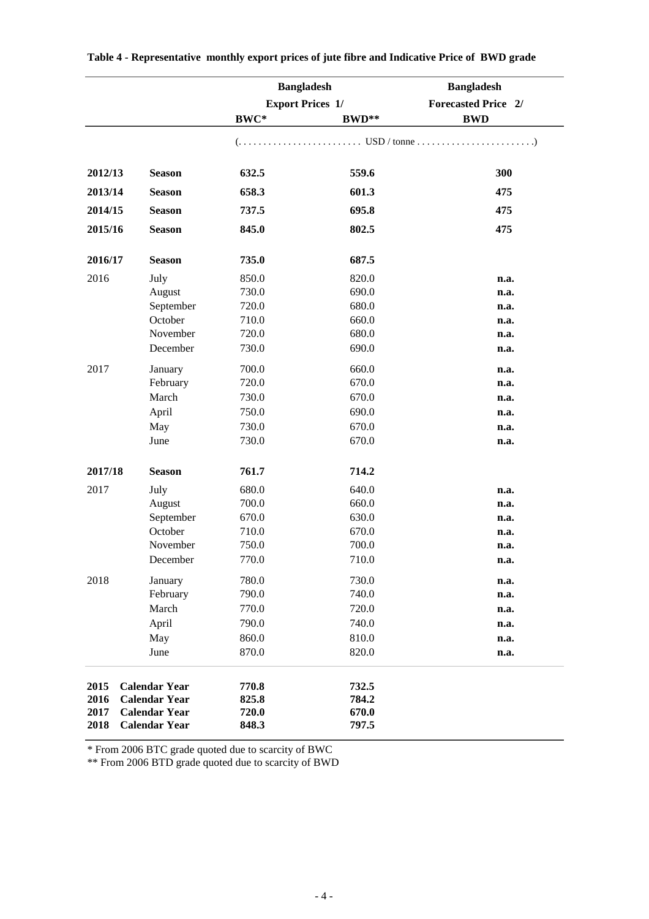**Table 4 - Representative monthly export prices of jute fibre and Indicative Price of BWD grade**

| | | Bangladesh Export Prices 1/ | | Bangladesh Forecasted Price 2/ |
|---|---|---|---|---|
| | | BWC* | BWD** | BWD |
| | | (........................ USD / tonne ........................) | | |
| **2012/13** | **Season** | **632.5** | **559.6** | **300** |
| **2013/14** | **Season** | **658.3** | **601.3** | **475** |
| **2014/15** | **Season** | **737.5** | **695.8** | **475** |
| **2015/16** | **Season** | **845.0** | **802.5** | **475** |
| **2016/17** | **Season** | **735.0** | **687.5** | |
| 2016 | July | 850.0 | 820.0 | **n.a.** |
| | August | 730.0 | 690.0 | **n.a.** |
| | September | 720.0 | 680.0 | **n.a.** |
| | October | 710.0 | 660.0 | **n.a.** |
| | November | 720.0 | 680.0 | **n.a.** |
| | December | 730.0 | 690.0 | **n.a.** |
| 2017 | January | 700.0 | 660.0 | **n.a.** |
| | February | 720.0 | 670.0 | **n.a.** |
| | March | 730.0 | 670.0 | **n.a.** |
| | April | 750.0 | 690.0 | **n.a.** |
| | May | 730.0 | 670.0 | **n.a.** |
| | June | 730.0 | 670.0 | **n.a.** |
| **2017/18** | **Season** | **761.7** | **714.2** | |
| 2017 | July | 680.0 | 640.0 | **n.a.** |
| | August | 700.0 | 660.0 | **n.a.** |
| | September | 670.0 | 630.0 | **n.a.** |
| | October | 710.0 | 670.0 | **n.a.** |
| | November | 750.0 | 700.0 | **n.a.** |
| | December | 770.0 | 710.0 | **n.a.** |
| 2018 | January | 780.0 | 730.0 | **n.a.** |
| | February | 790.0 | 740.0 | **n.a.** |
| | March | 770.0 | 720.0 | **n.a.** |
| | April | 790.0 | 740.0 | **n.a.** |
| | May | 860.0 | 810.0 | **n.a.** |
| | June | 870.0 | 820.0 | **n.a.** |
| **2015** | **Calendar Year** | **770.8** | **732.5** | |
| **2016** | **Calendar Year** | **825.8** | **784.2** | |
| **2017** | **Calendar Year** | **720.0** | **670.0** | |
| **2018** | **Calendar Year** | **848.3** | **797.5** | |

\* From 2006 BTC grade quoted due to scarcity of BWC

** From 2006 BTD grade quoted due to scarcity of BWD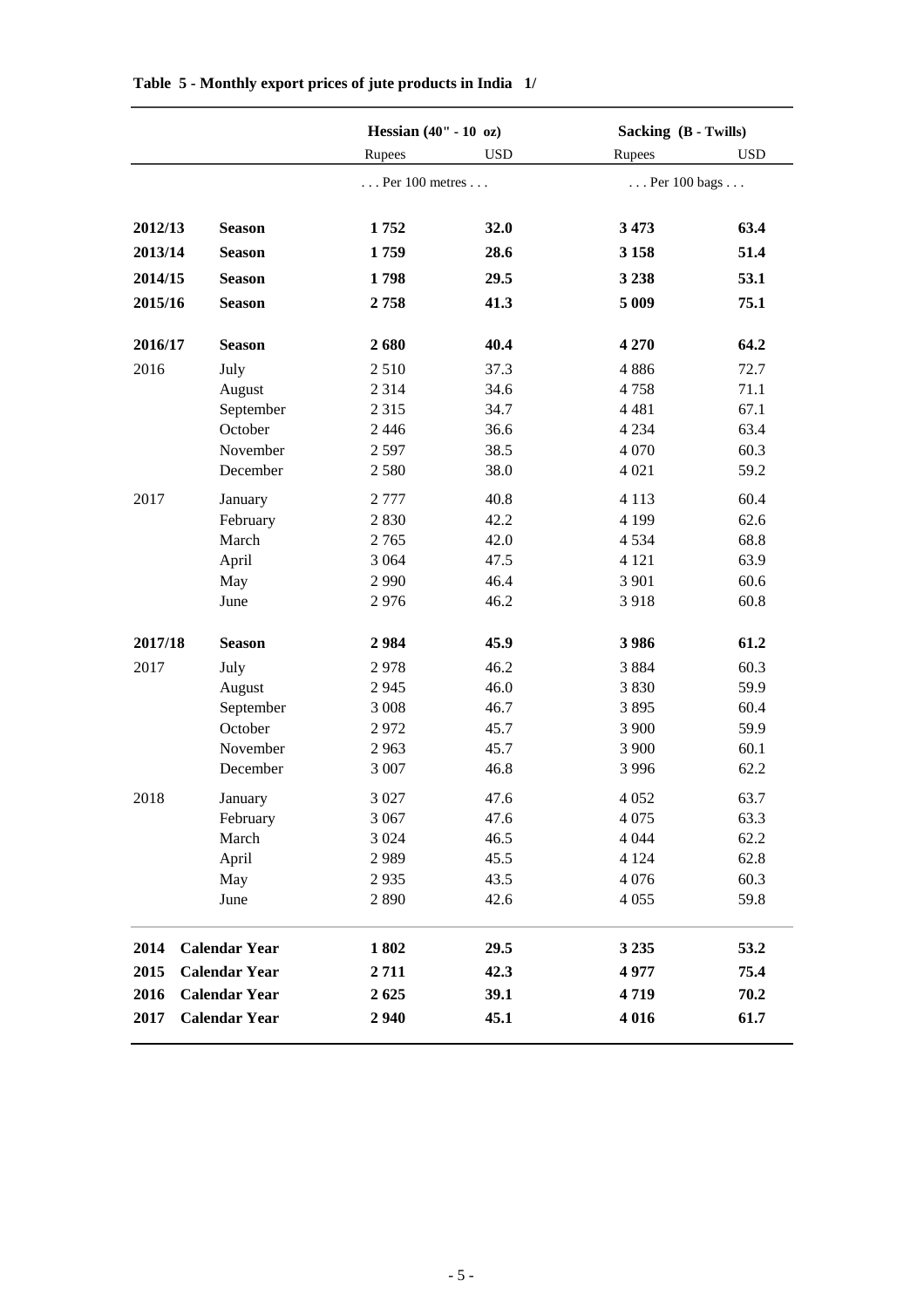**Table 5 - Monthly export prices of jute products in India 1/**

| | | Hessian (40" - 10 oz) | | Sacking (B - Twills) | |
|---|---|---|---|---|---|
| | | Rupees | USD | Rupees | USD |
| | | . . . Per 100 metres . . . | | . . . Per 100 bags . . . | |
| **2012/13** | **Season** | **1 752** | **32.0** | **3 473** | **63.4** |
| **2013/14** | **Season** | **1 759** | **28.6** | **3 158** | **51.4** |
| **2014/15** | **Season** | **1 798** | **29.5** | **3 238** | **53.1** |
| **2015/16** | **Season** | **2 758** | **41.3** | **5 009** | **75.1** |
| **2016/17** | **Season** | **2 680** | **40.4** | **4 270** | **64.2** |
| 2016 | July | 2 510 | 37.3 | 4 886 | 72.7 |
| | August | 2 314 | 34.6 | 4 758 | 71.1 |
| | September | 2 315 | 34.7 | 4 481 | 67.1 |
| | October | 2 446 | 36.6 | 4 234 | 63.4 |
| | November | 2 597 | 38.5 | 4 070 | 60.3 |
| | December | 2 580 | 38.0 | 4 021 | 59.2 |
| 2017 | January | 2 777 | 40.8 | 4 113 | 60.4 |
| | February | 2 830 | 42.2 | 4 199 | 62.6 |
| | March | 2 765 | 42.0 | 4 534 | 68.8 |
| | April | 3 064 | 47.5 | 4 121 | 63.9 |
| | May | 2 990 | 46.4 | 3 901 | 60.6 |
| | June | 2 976 | 46.2 | 3 918 | 60.8 |
| **2017/18** | **Season** | **2 984** | **45.9** | **3 986** | **61.2** |
| 2017 | July | 2 978 | 46.2 | 3 884 | 60.3 |
| | August | 2 945 | 46.0 | 3 830 | 59.9 |
| | September | 3 008 | 46.7 | 3 895 | 60.4 |
| | October | 2 972 | 45.7 | 3 900 | 59.9 |
| | November | 2 963 | 45.7 | 3 900 | 60.1 |
| | December | 3 007 | 46.8 | 3 996 | 62.2 |
| 2018 | January | 3 027 | 47.6 | 4 052 | 63.7 |
| | February | 3 067 | 47.6 | 4 075 | 63.3 |
| | March | 3 024 | 46.5 | 4 044 | 62.2 |
| | April | 2 989 | 45.5 | 4 124 | 62.8 |
| | May | 2 935 | 43.5 | 4 076 | 60.3 |
| | June | 2 890 | 42.6 | 4 055 | 59.8 |
| **2014** | **Calendar Year** | **1 802** | **29.5** | **3 235** | **53.2** |
| **2015** | **Calendar Year** | **2 711** | **42.3** | **4 977** | **75.4** |
| **2016** | **Calendar Year** | **2 625** | **39.1** | **4 719** | **70.2** |
| **2017** | **Calendar Year** | **2 940** | **45.1** | **4 016** | **61.7** |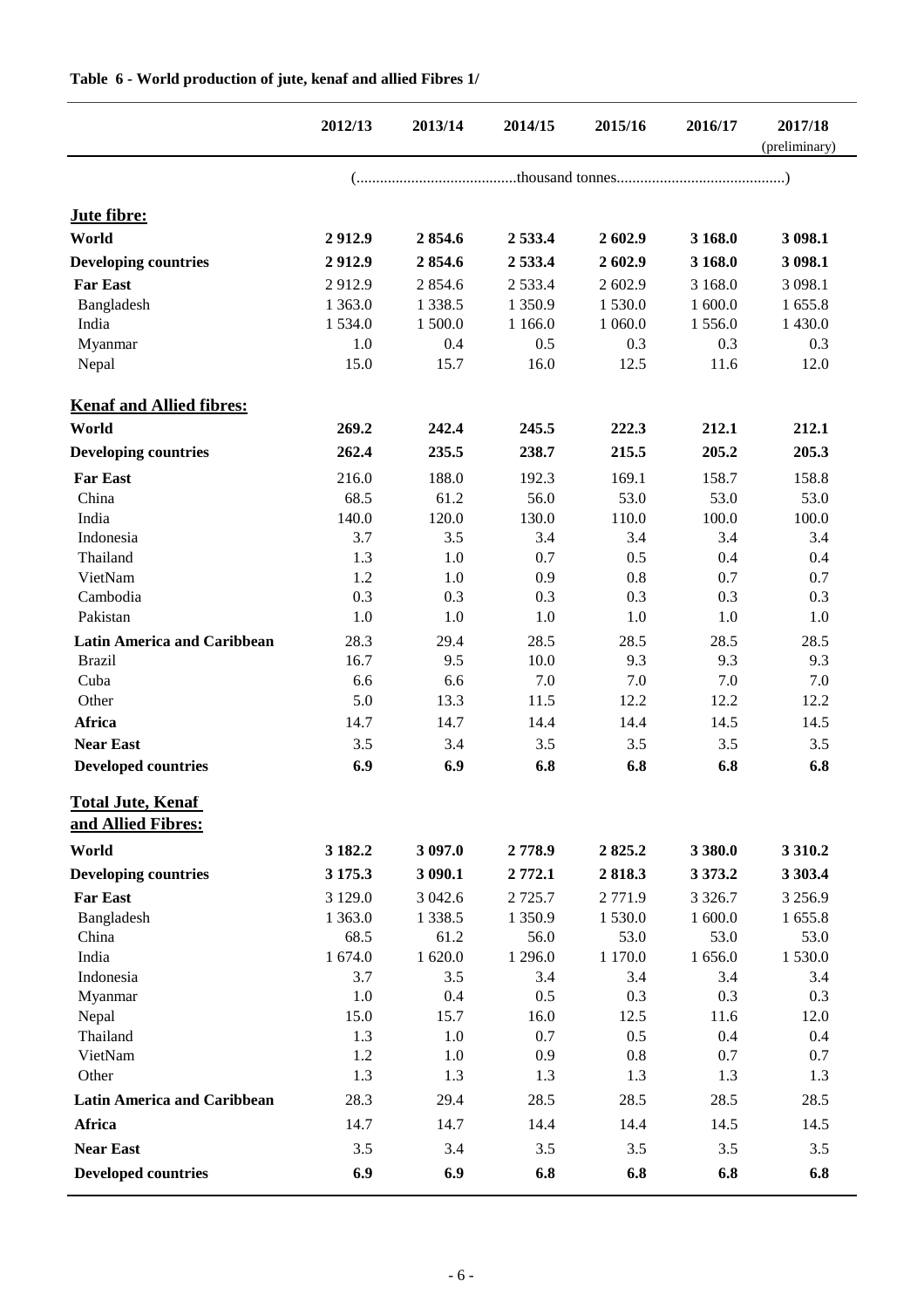**Table 6 - World production of jute, kenaf and allied Fibres 1/**

| | 2012/13 | 2013/14 | 2014/15 | 2015/16 | 2016/17 | 2017/18 (preliminary) |
|---|---|---|---|---|---|---|
| | (.........................................thousand tonnes..........................................) | | | | | |
| **Jute fibre:** | | | | | | |
| **World** | **2 912.9** | **2 854.6** | **2 533.4** | **2 602.9** | **3 168.0** | **3 098.1** |
| **Developing countries** | **2 912.9** | **2 854.6** | **2 533.4** | **2 602.9** | **3 168.0** | **3 098.1** |
| **Far East** | 2 912.9 | 2 854.6 | 2 533.4 | 2 602.9 | 3 168.0 | 3 098.1 |
| Bangladesh | 1 363.0 | 1 338.5 | 1 350.9 | 1 530.0 | 1 600.0 | 1 655.8 |
| India | 1 534.0 | 1 500.0 | 1 166.0 | 1 060.0 | 1 556.0 | 1 430.0 |
| Myanmar | 1.0 | 0.4 | 0.5 | 0.3 | 0.3 | 0.3 |
| Nepal | 15.0 | 15.7 | 16.0 | 12.5 | 11.6 | 12.0 |
| **Kenaf and Allied fibres:** | | | | | | |
| **World** | **269.2** | **242.4** | **245.5** | **222.3** | **212.1** | **212.1** |
| **Developing countries** | **262.4** | **235.5** | **238.7** | **215.5** | **205.2** | **205.3** |
| **Far East** | 216.0 | 188.0 | 192.3 | 169.1 | 158.7 | 158.8 |
| China | 68.5 | 61.2 | 56.0 | 53.0 | 53.0 | 53.0 |
| India | 140.0 | 120.0 | 130.0 | 110.0 | 100.0 | 100.0 |
| Indonesia | 3.7 | 3.5 | 3.4 | 3.4 | 3.4 | 3.4 |
| Thailand | 1.3 | 1.0 | 0.7 | 0.5 | 0.4 | 0.4 |
| VietNam | 1.2 | 1.0 | 0.9 | 0.8 | 0.7 | 0.7 |
| Cambodia | 0.3 | 0.3 | 0.3 | 0.3 | 0.3 | 0.3 |
| Pakistan | 1.0 | 1.0 | 1.0 | 1.0 | 1.0 | 1.0 |
| **Latin America and Caribbean** | 28.3 | 29.4 | 28.5 | 28.5 | 28.5 | 28.5 |
| Brazil | 16.7 | 9.5 | 10.0 | 9.3 | 9.3 | 9.3 |
| Cuba | 6.6 | 6.6 | 7.0 | 7.0 | 7.0 | 7.0 |
| Other | 5.0 | 13.3 | 11.5 | 12.2 | 12.2 | 12.2 |
| **Africa** | 14.7 | 14.7 | 14.4 | 14.4 | 14.5 | 14.5 |
| **Near East** | 3.5 | 3.4 | 3.5 | 3.5 | 3.5 | 3.5 |
| **Developed countries** | **6.9** | **6.9** | **6.8** | **6.8** | **6.8** | **6.8** |
| **Total Jute, Kenaf and Allied Fibres:** | | | | | | |
| **World** | **3 182.2** | **3 097.0** | **2 778.9** | **2 825.2** | **3 380.0** | **3 310.2** |
| **Developing countries** | **3 175.3** | **3 090.1** | **2 772.1** | **2 818.3** | **3 373.2** | **3 303.4** |
| **Far East** | 3 129.0 | 3 042.6 | 2 725.7 | 2 771.9 | 3 326.7 | 3 256.9 |
| Bangladesh | 1 363.0 | 1 338.5 | 1 350.9 | 1 530.0 | 1 600.0 | 1 655.8 |
| China | 68.5 | 61.2 | 56.0 | 53.0 | 53.0 | 53.0 |
| India | 1 674.0 | 1 620.0 | 1 296.0 | 1 170.0 | 1 656.0 | 1 530.0 |
| Indonesia | 3.7 | 3.5 | 3.4 | 3.4 | 3.4 | 3.4 |
| Myanmar | 1.0 | 0.4 | 0.5 | 0.3 | 0.3 | 0.3 |
| Nepal | 15.0 | 15.7 | 16.0 | 12.5 | 11.6 | 12.0 |
| Thailand | 1.3 | 1.0 | 0.7 | 0.5 | 0.4 | 0.4 |
| VietNam | 1.2 | 1.0 | 0.9 | 0.8 | 0.7 | 0.7 |
| Other | 1.3 | 1.3 | 1.3 | 1.3 | 1.3 | 1.3 |
| **Latin America and Caribbean** | 28.3 | 29.4 | 28.5 | 28.5 | 28.5 | 28.5 |
| **Africa** | 14.7 | 14.7 | 14.4 | 14.4 | 14.5 | 14.5 |
| **Near East** | 3.5 | 3.4 | 3.5 | 3.5 | 3.5 | 3.5 |
| **Developed countries** | **6.9** | **6.9** | **6.8** | **6.8** | **6.8** | **6.8** |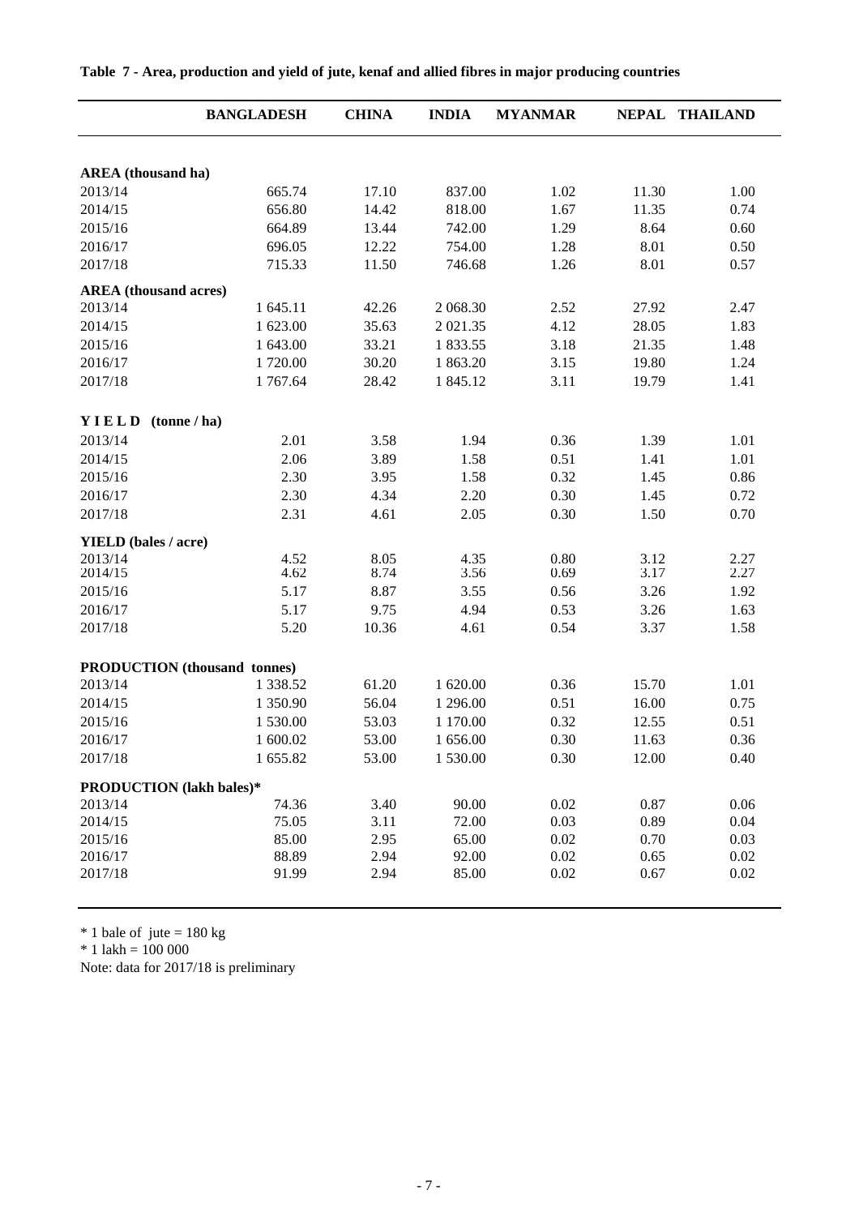**Table 7 - Area, production and yield of jute, kenaf and allied fibres in major producing countries**

| | BANGLADESH | CHINA | INDIA | MYANMAR | NEPAL | THAILAND |
|---|---|---|---|---|---|---|
| **AREA (thousand ha)** | | | | | | |
| 2013/14 | 665.74 | 17.10 | 837.00 | 1.02 | 11.30 | 1.00 |
| 2014/15 | 656.80 | 14.42 | 818.00 | 1.67 | 11.35 | 0.74 |
| 2015/16 | 664.89 | 13.44 | 742.00 | 1.29 | 8.64 | 0.60 |
| 2016/17 | 696.05 | 12.22 | 754.00 | 1.28 | 8.01 | 0.50 |
| 2017/18 | 715.33 | 11.50 | 746.68 | 1.26 | 8.01 | 0.57 |
| **AREA (thousand acres)** | | | | | | |
| 2013/14 | 1 645.11 | 42.26 | 2 068.30 | 2.52 | 27.92 | 2.47 |
| 2014/15 | 1 623.00 | 35.63 | 2 021.35 | 4.12 | 28.05 | 1.83 |
| 2015/16 | 1 643.00 | 33.21 | 1 833.55 | 3.18 | 21.35 | 1.48 |
| 2016/17 | 1 720.00 | 30.20 | 1 863.20 | 3.15 | 19.80 | 1.24 |
| 2017/18 | 1 767.64 | 28.42 | 1 845.12 | 3.11 | 19.79 | 1.41 |
| **YIELD (tonne / ha)** | | | | | | |
| 2013/14 | 2.01 | 3.58 | 1.94 | 0.36 | 1.39 | 1.01 |
| 2014/15 | 2.06 | 3.89 | 1.58 | 0.51 | 1.41 | 1.01 |
| 2015/16 | 2.30 | 3.95 | 1.58 | 0.32 | 1.45 | 0.86 |
| 2016/17 | 2.30 | 4.34 | 2.20 | 0.30 | 1.45 | 0.72 |
| 2017/18 | 2.31 | 4.61 | 2.05 | 0.30 | 1.50 | 0.70 |
| **YIELD (bales / acre)** | | | | | | |
| 2013/14 | 4.52 | 8.05 | 4.35 | 0.80 | 3.12 | 2.27 |
| 2014/15 | 4.62 | 8.74 | 3.56 | 0.69 | 3.17 | 2.27 |
| 2015/16 | 5.17 | 8.87 | 3.55 | 0.56 | 3.26 | 1.92 |
| 2016/17 | 5.17 | 9.75 | 4.94 | 0.53 | 3.26 | 1.63 |
| 2017/18 | 5.20 | 10.36 | 4.61 | 0.54 | 3.37 | 1.58 |
| **PRODUCTION (thousand tonnes)** | | | | | | |
| 2013/14 | 1 338.52 | 61.20 | 1 620.00 | 0.36 | 15.70 | 1.01 |
| 2014/15 | 1 350.90 | 56.04 | 1 296.00 | 0.51 | 16.00 | 0.75 |
| 2015/16 | 1 530.00 | 53.03 | 1 170.00 | 0.32 | 12.55 | 0.51 |
| 2016/17 | 1 600.02 | 53.00 | 1 656.00 | 0.30 | 11.63 | 0.36 |
| 2017/18 | 1 655.82 | 53.00 | 1 530.00 | 0.30 | 12.00 | 0.40 |
| **PRODUCTION (lakh bales)*** | | | | | | |
| 2013/14 | 74.36 | 3.40 | 90.00 | 0.02 | 0.87 | 0.06 |
| 2014/15 | 75.05 | 3.11 | 72.00 | 0.03 | 0.89 | 0.04 |
| 2015/16 | 85.00 | 2.95 | 65.00 | 0.02 | 0.70 | 0.03 |
| 2016/17 | 88.89 | 2.94 | 92.00 | 0.02 | 0.65 | 0.02 |
| 2017/18 | 91.99 | 2.94 | 85.00 | 0.02 | 0.67 | 0.02 |

\* 1 bale of jute = 180 kg

\* 1 lakh = 100 000

Note: data for 2017/18 is preliminary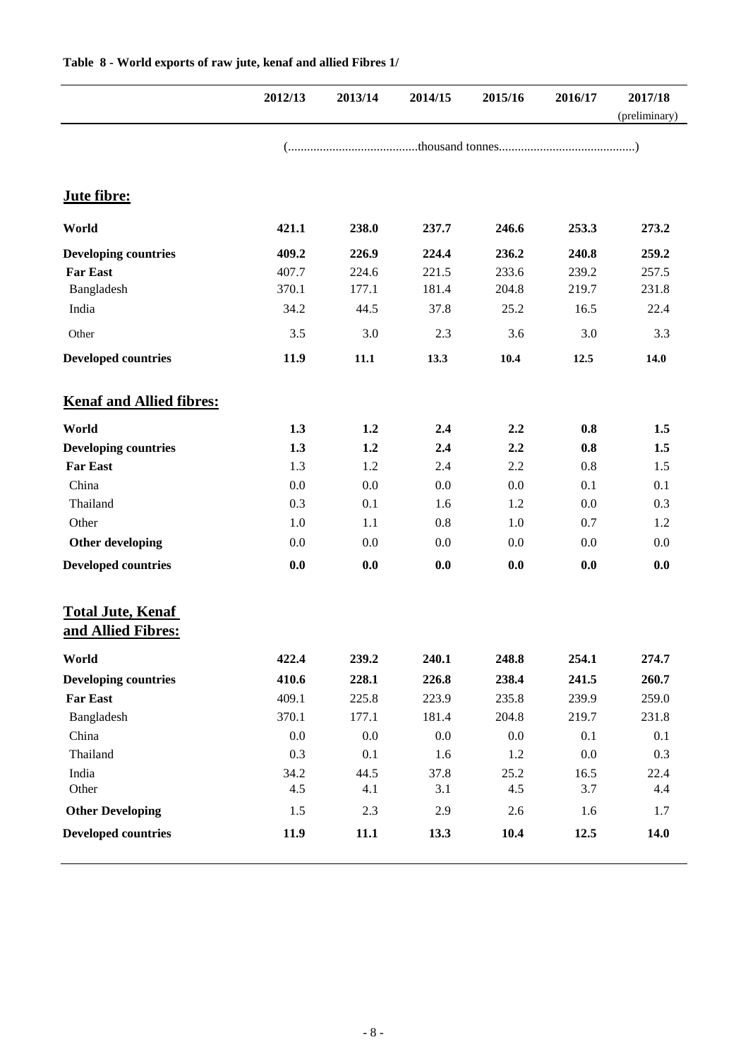**Table 8 - World exports of raw jute, kenaf and allied Fibres 1/**

| | 2012/13 | 2013/14 | 2014/15 | 2015/16 | 2016/17 | 2017/18 (preliminary) |
|---|---|---|---|---|---|---|
| | (.........................................thousand tonnes..........................................) | | | | | |
| **Jute fibre:** | | | | | | |
| **World** | **421.1** | **238.0** | **237.7** | **246.6** | **253.3** | **273.2** |
| **Developing countries** | **409.2** | **226.9** | **224.4** | **236.2** | **240.8** | **259.2** |
| **Far East** | 407.7 | 224.6 | 221.5 | 233.6 | 239.2 | 257.5 |
| Bangladesh | 370.1 | 177.1 | 181.4 | 204.8 | 219.7 | 231.8 |
| India | 34.2 | 44.5 | 37.8 | 25.2 | 16.5 | 22.4 |
| Other | 3.5 | 3.0 | 2.3 | 3.6 | 3.0 | 3.3 |
| **Developed countries** | **11.9** | **11.1** | **13.3** | **10.4** | **12.5** | **14.0** |
| **Kenaf and Allied fibres:** | | | | | | |
| **World** | **1.3** | **1.2** | **2.4** | **2.2** | **0.8** | **1.5** |
| **Developing countries** | **1.3** | **1.2** | **2.4** | **2.2** | **0.8** | **1.5** |
| **Far East** | 1.3 | 1.2 | 2.4 | 2.2 | 0.8 | 1.5 |
| China | 0.0 | 0.0 | 0.0 | 0.0 | 0.1 | 0.1 |
| Thailand | 0.3 | 0.1 | 1.6 | 1.2 | 0.0 | 0.3 |
| Other | 1.0 | 1.1 | 0.8 | 1.0 | 0.7 | 1.2 |
| **Other developing** | 0.0 | 0.0 | 0.0 | 0.0 | 0.0 | 0.0 |
| **Developed countries** | **0.0** | **0.0** | **0.0** | **0.0** | **0.0** | **0.0** |
| **Total Jute, Kenaf and Allied Fibres:** | | | | | | |
| **World** | **422.4** | **239.2** | **240.1** | **248.8** | **254.1** | **274.7** |
| **Developing countries** | **410.6** | **228.1** | **226.8** | **238.4** | **241.5** | **260.7** |
| **Far East** | 409.1 | 225.8 | 223.9 | 235.8 | 239.9 | 259.0 |
| Bangladesh | 370.1 | 177.1 | 181.4 | 204.8 | 219.7 | 231.8 |
| China | 0.0 | 0.0 | 0.0 | 0.0 | 0.1 | 0.1 |
| Thailand | 0.3 | 0.1 | 1.6 | 1.2 | 0.0 | 0.3 |
| India | 34.2 | 44.5 | 37.8 | 25.2 | 16.5 | 22.4 |
| Other | 4.5 | 4.1 | 3.1 | 4.5 | 3.7 | 4.4 |
| **Other Developing** | 1.5 | 2.3 | 2.9 | 2.6 | 1.6 | 1.7 |
| **Developed countries** | **11.9** | **11.1** | **13.3** | **10.4** | **12.5** | **14.0** |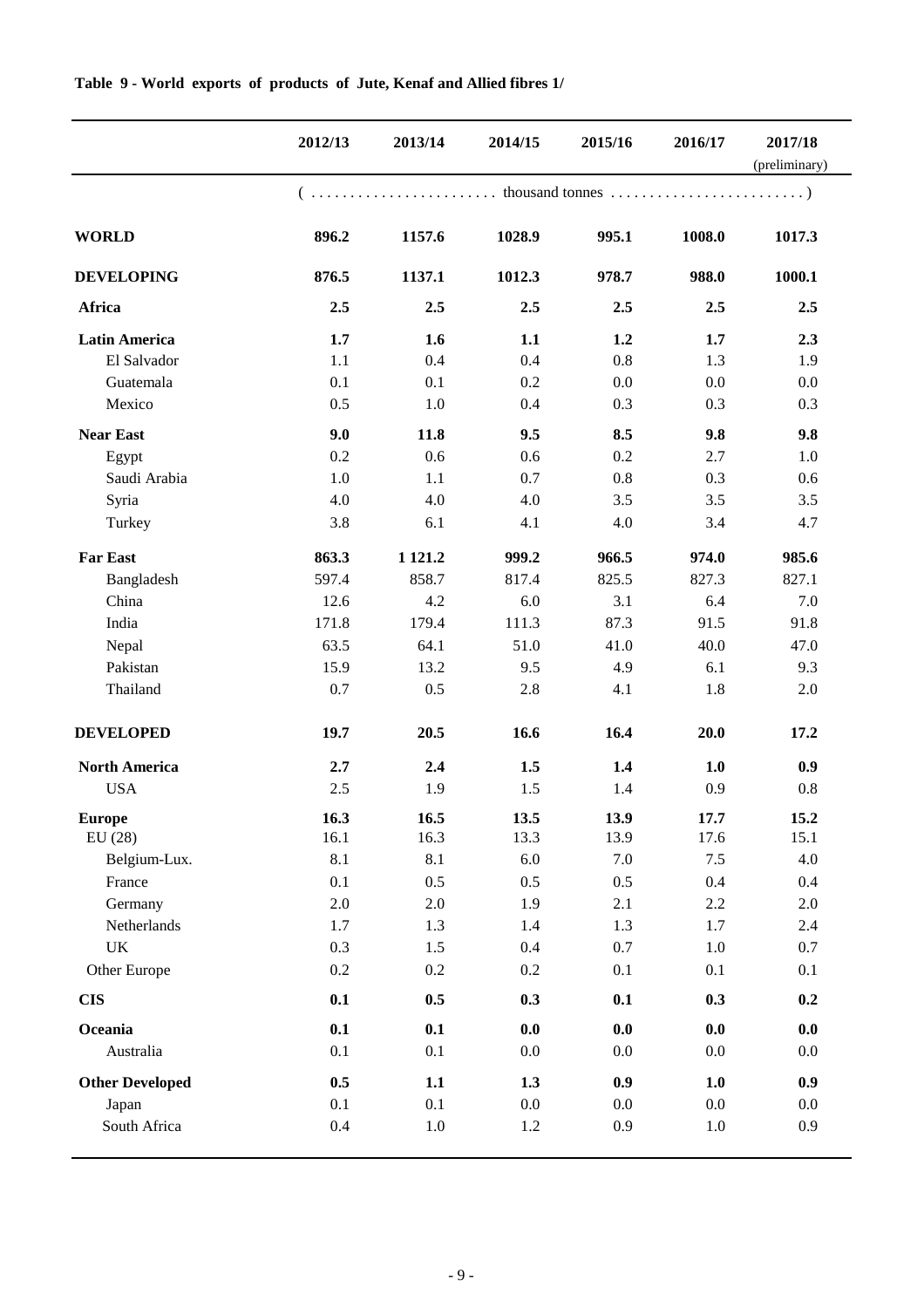**Table 9 - World exports of products of Jute, Kenaf and Allied fibres 1/**

| | 2012/13 | 2013/14 | 2014/15 | 2015/16 | 2016/17 | 2017/18 (preliminary) |
|---|---|---|---|---|---|---|
| | ( . . . . . . . . . . . . . . . . . . . . . . . thousand tonnes . . . . . . . . . . . . . . . . . . . . . . . . . ) | | | | | |
| **WORLD** | **896.2** | **1157.6** | **1028.9** | **995.1** | **1008.0** | **1017.3** |
| **DEVELOPING** | **876.5** | **1137.1** | **1012.3** | **978.7** | **988.0** | **1000.1** |
| **Africa** | **2.5** | **2.5** | **2.5** | **2.5** | **2.5** | **2.5** |
| **Latin America** | **1.7** | **1.6** | **1.1** | **1.2** | **1.7** | **2.3** |
| El Salvador | 1.1 | 0.4 | 0.4 | 0.8 | 1.3 | 1.9 |
| Guatemala | 0.1 | 0.1 | 0.2 | 0.0 | 0.0 | 0.0 |
| Mexico | 0.5 | 1.0 | 0.4 | 0.3 | 0.3 | 0.3 |
| **Near East** | **9.0** | **11.8** | **9.5** | **8.5** | **9.8** | **9.8** |
| Egypt | 0.2 | 0.6 | 0.6 | 0.2 | 2.7 | 1.0 |
| Saudi Arabia | 1.0 | 1.1 | 0.7 | 0.8 | 0.3 | 0.6 |
| Syria | 4.0 | 4.0 | 4.0 | 3.5 | 3.5 | 3.5 |
| Turkey | 3.8 | 6.1 | 4.1 | 4.0 | 3.4 | 4.7 |
| **Far East** | **863.3** | **1 121.2** | **999.2** | **966.5** | **974.0** | **985.6** |
| Bangladesh | 597.4 | 858.7 | 817.4 | 825.5 | 827.3 | 827.1 |
| China | 12.6 | 4.2 | 6.0 | 3.1 | 6.4 | 7.0 |
| India | 171.8 | 179.4 | 111.3 | 87.3 | 91.5 | 91.8 |
| Nepal | 63.5 | 64.1 | 51.0 | 41.0 | 40.0 | 47.0 |
| Pakistan | 15.9 | 13.2 | 9.5 | 4.9 | 6.1 | 9.3 |
| Thailand | 0.7 | 0.5 | 2.8 | 4.1 | 1.8 | 2.0 |
| **DEVELOPED** | **19.7** | **20.5** | **16.6** | **16.4** | **20.0** | **17.2** |
| **North America** | **2.7** | **2.4** | **1.5** | **1.4** | **1.0** | **0.9** |
| USA | 2.5 | 1.9 | 1.5 | 1.4 | 0.9 | 0.8 |
| **Europe** | **16.3** | **16.5** | **13.5** | **13.9** | **17.7** | **15.2** |
| EU (28) | 16.1 | 16.3 | 13.3 | 13.9 | 17.6 | 15.1 |
| Belgium-Lux. | 8.1 | 8.1 | 6.0 | 7.0 | 7.5 | 4.0 |
| France | 0.1 | 0.5 | 0.5 | 0.5 | 0.4 | 0.4 |
| Germany | 2.0 | 2.0 | 1.9 | 2.1 | 2.2 | 2.0 |
| Netherlands | 1.7 | 1.3 | 1.4 | 1.3 | 1.7 | 2.4 |
| UK | 0.3 | 1.5 | 0.4 | 0.7 | 1.0 | 0.7 |
| Other Europe | 0.2 | 0.2 | 0.2 | 0.1 | 0.1 | 0.1 |
| **CIS** | **0.1** | **0.5** | **0.3** | **0.1** | **0.3** | **0.2** |
| **Oceania** | **0.1** | **0.1** | **0.0** | **0.0** | **0.0** | **0.0** |
| Australia | 0.1 | 0.1 | 0.0 | 0.0 | 0.0 | 0.0 |
| **Other Developed** | **0.5** | **1.1** | **1.3** | **0.9** | **1.0** | **0.9** |
| Japan | 0.1 | 0.1 | 0.0 | 0.0 | 0.0 | 0.0 |
| South Africa | 0.4 | 1.0 | 1.2 | 0.9 | 1.0 | 0.9 |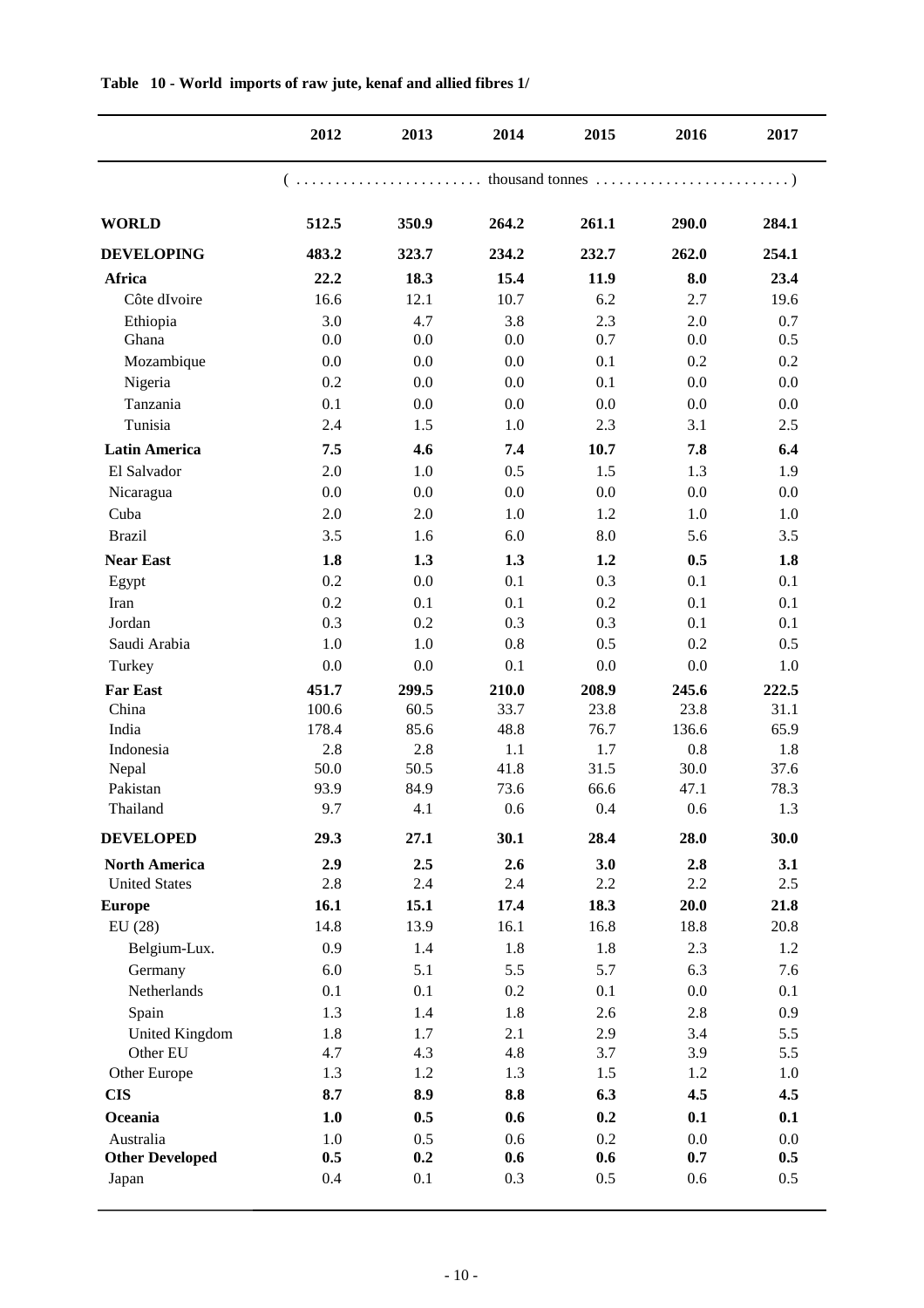**Table 10 - World imports of raw jute, kenaf and allied fibres 1/**

| | 2012 | 2013 | 2014 | 2015 | 2016 | 2017 |
|---|---|---|---|---|---|---|
| | ( ........................ thousand tonnes ........................ ) | | | | | |
| **WORLD** | **512.5** | **350.9** | **264.2** | **261.1** | **290.0** | **284.1** |
| **DEVELOPING** | **483.2** | **323.7** | **234.2** | **232.7** | **262.0** | **254.1** |
| **Africa** | **22.2** | **18.3** | **15.4** | **11.9** | **8.0** | **23.4** |
| Côte dIvoire | 16.6 | 12.1 | 10.7 | 6.2 | 2.7 | 19.6 |
| Ethiopia | 3.0 | 4.7 | 3.8 | 2.3 | 2.0 | 0.7 |
| Ghana | 0.0 | 0.0 | 0.0 | 0.7 | 0.0 | 0.5 |
| Mozambique | 0.0 | 0.0 | 0.0 | 0.1 | 0.2 | 0.2 |
| Nigeria | 0.2 | 0.0 | 0.0 | 0.1 | 0.0 | 0.0 |
| Tanzania | 0.1 | 0.0 | 0.0 | 0.0 | 0.0 | 0.0 |
| Tunisia | 2.4 | 1.5 | 1.0 | 2.3 | 3.1 | 2.5 |
| **Latin America** | **7.5** | **4.6** | **7.4** | **10.7** | **7.8** | **6.4** |
| El Salvador | 2.0 | 1.0 | 0.5 | 1.5 | 1.3 | 1.9 |
| Nicaragua | 0.0 | 0.0 | 0.0 | 0.0 | 0.0 | 0.0 |
| Cuba | 2.0 | 2.0 | 1.0 | 1.2 | 1.0 | 1.0 |
| Brazil | 3.5 | 1.6 | 6.0 | 8.0 | 5.6 | 3.5 |
| **Near East** | **1.8** | **1.3** | **1.3** | **1.2** | **0.5** | **1.8** |
| Egypt | 0.2 | 0.0 | 0.1 | 0.3 | 0.1 | 0.1 |
| Iran | 0.2 | 0.1 | 0.1 | 0.2 | 0.1 | 0.1 |
| Jordan | 0.3 | 0.2 | 0.3 | 0.3 | 0.1 | 0.1 |
| Saudi Arabia | 1.0 | 1.0 | 0.8 | 0.5 | 0.2 | 0.5 |
| Turkey | 0.0 | 0.0 | 0.1 | 0.0 | 0.0 | 1.0 |
| **Far East** | **451.7** | **299.5** | **210.0** | **208.9** | **245.6** | **222.5** |
| China | 100.6 | 60.5 | 33.7 | 23.8 | 23.8 | 31.1 |
| India | 178.4 | 85.6 | 48.8 | 76.7 | 136.6 | 65.9 |
| Indonesia | 2.8 | 2.8 | 1.1 | 1.7 | 0.8 | 1.8 |
| Nepal | 50.0 | 50.5 | 41.8 | 31.5 | 30.0 | 37.6 |
| Pakistan | 93.9 | 84.9 | 73.6 | 66.6 | 47.1 | 78.3 |
| Thailand | 9.7 | 4.1 | 0.6 | 0.4 | 0.6 | 1.3 |
| **DEVELOPED** | **29.3** | **27.1** | **30.1** | **28.4** | **28.0** | **30.0** |
| **North America** | **2.9** | **2.5** | **2.6** | **3.0** | **2.8** | **3.1** |
| United States | 2.8 | 2.4 | 2.4 | 2.2 | 2.2 | 2.5 |
| **Europe** | **16.1** | **15.1** | **17.4** | **18.3** | **20.0** | **21.8** |
| EU (28) | 14.8 | 13.9 | 16.1 | 16.8 | 18.8 | 20.8 |
| Belgium-Lux. | 0.9 | 1.4 | 1.8 | 1.8 | 2.3 | 1.2 |
| Germany | 6.0 | 5.1 | 5.5 | 5.7 | 6.3 | 7.6 |
| Netherlands | 0.1 | 0.1 | 0.2 | 0.1 | 0.0 | 0.1 |
| Spain | 1.3 | 1.4 | 1.8 | 2.6 | 2.8 | 0.9 |
| United Kingdom | 1.8 | 1.7 | 2.1 | 2.9 | 3.4 | 5.5 |
| Other EU | 4.7 | 4.3 | 4.8 | 3.7 | 3.9 | 5.5 |
| Other Europe | 1.3 | 1.2 | 1.3 | 1.5 | 1.2 | 1.0 |
| **CIS** | **8.7** | **8.9** | **8.8** | **6.3** | **4.5** | **4.5** |
| **Oceania** | **1.0** | **0.5** | **0.6** | **0.2** | **0.1** | **0.1** |
| Australia | 1.0 | 0.5 | 0.6 | 0.2 | 0.0 | 0.0 |
| **Other Developed** | **0.5** | **0.2** | **0.6** | **0.6** | **0.7** | **0.5** |
| Japan | 0.4 | 0.1 | 0.3 | 0.5 | 0.6 | 0.5 |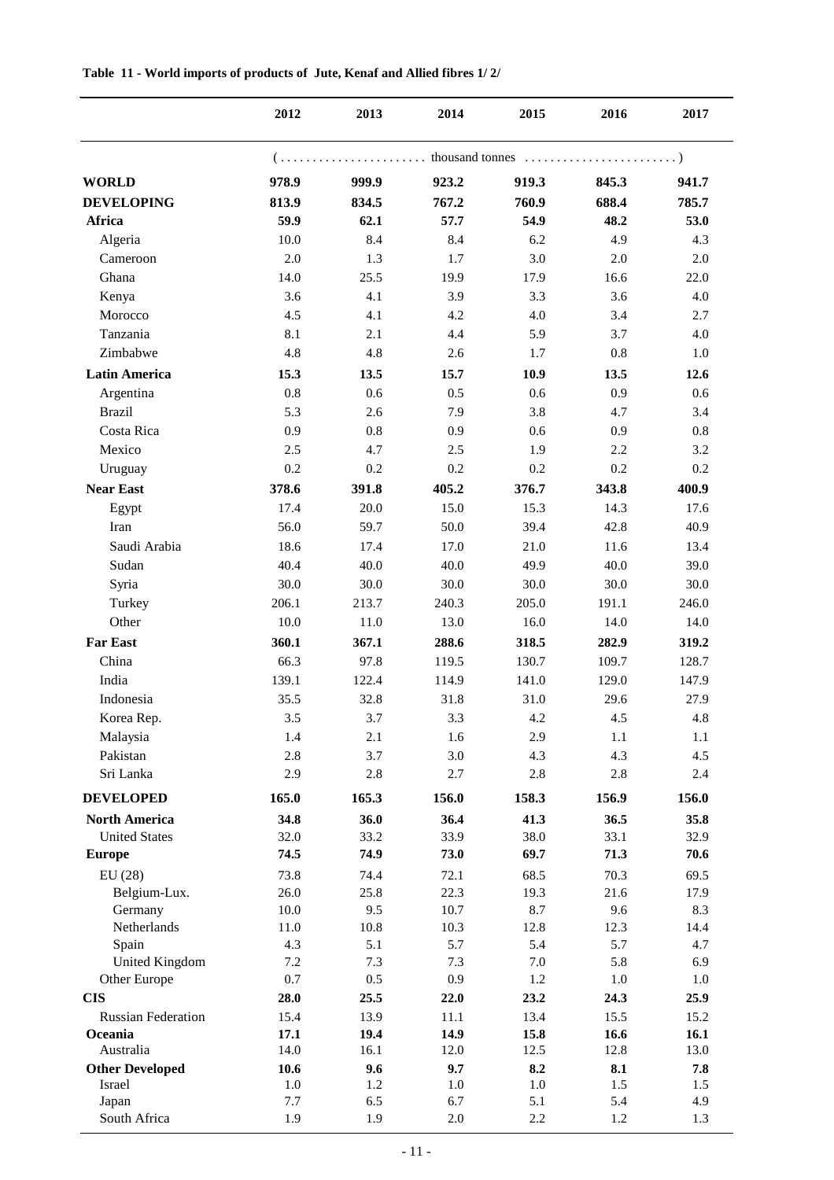**Table 11 - World imports of products of Jute, Kenaf and Allied fibres 1/ 2/**

| | 2012 | 2013 | 2014 | 2015 | 2016 | 2017 |
|---|---|---|---|---|---|---|
| | (...................... thousand tonnes ......................) | | | | | |
| **WORLD** | **978.9** | **999.9** | **923.2** | **919.3** | **845.3** | **941.7** |
| **DEVELOPING** | **813.9** | **834.5** | **767.2** | **760.9** | **688.4** | **785.7** |
| **Africa** | **59.9** | **62.1** | **57.7** | **54.9** | **48.2** | **53.0** |
| Algeria | 10.0 | 8.4 | 8.4 | 6.2 | 4.9 | 4.3 |
| Cameroon | 2.0 | 1.3 | 1.7 | 3.0 | 2.0 | 2.0 |
| Ghana | 14.0 | 25.5 | 19.9 | 17.9 | 16.6 | 22.0 |
| Kenya | 3.6 | 4.1 | 3.9 | 3.3 | 3.6 | 4.0 |
| Morocco | 4.5 | 4.1 | 4.2 | 4.0 | 3.4 | 2.7 |
| Tanzania | 8.1 | 2.1 | 4.4 | 5.9 | 3.7 | 4.0 |
| Zimbabwe | 4.8 | 4.8 | 2.6 | 1.7 | 0.8 | 1.0 |
| **Latin America** | **15.3** | **13.5** | **15.7** | **10.9** | **13.5** | **12.6** |
| Argentina | 0.8 | 0.6 | 0.5 | 0.6 | 0.9 | 0.6 |
| Brazil | 5.3 | 2.6 | 7.9 | 3.8 | 4.7 | 3.4 |
| Costa Rica | 0.9 | 0.8 | 0.9 | 0.6 | 0.9 | 0.8 |
| Mexico | 2.5 | 4.7 | 2.5 | 1.9 | 2.2 | 3.2 |
| Uruguay | 0.2 | 0.2 | 0.2 | 0.2 | 0.2 | 0.2 |
| **Near East** | **378.6** | **391.8** | **405.2** | **376.7** | **343.8** | **400.9** |
| Egypt | 17.4 | 20.0 | 15.0 | 15.3 | 14.3 | 17.6 |
| Iran | 56.0 | 59.7 | 50.0 | 39.4 | 42.8 | 40.9 |
| Saudi Arabia | 18.6 | 17.4 | 17.0 | 21.0 | 11.6 | 13.4 |
| Sudan | 40.4 | 40.0 | 40.0 | 49.9 | 40.0 | 39.0 |
| Syria | 30.0 | 30.0 | 30.0 | 30.0 | 30.0 | 30.0 |
| Turkey | 206.1 | 213.7 | 240.3 | 205.0 | 191.1 | 246.0 |
| Other | 10.0 | 11.0 | 13.0 | 16.0 | 14.0 | 14.0 |
| **Far East** | **360.1** | **367.1** | **288.6** | **318.5** | **282.9** | **319.2** |
| China | 66.3 | 97.8 | 119.5 | 130.7 | 109.7 | 128.7 |
| India | 139.1 | 122.4 | 114.9 | 141.0 | 129.0 | 147.9 |
| Indonesia | 35.5 | 32.8 | 31.8 | 31.0 | 29.6 | 27.9 |
| Korea Rep. | 3.5 | 3.7 | 3.3 | 4.2 | 4.5 | 4.8 |
| Malaysia | 1.4 | 2.1 | 1.6 | 2.9 | 1.1 | 1.1 |
| Pakistan | 2.8 | 3.7 | 3.0 | 4.3 | 4.3 | 4.5 |
| Sri Lanka | 2.9 | 2.8 | 2.7 | 2.8 | 2.8 | 2.4 |
| **DEVELOPED** | **165.0** | **165.3** | **156.0** | **158.3** | **156.9** | **156.0** |
| **North America** | **34.8** | **36.0** | **36.4** | **41.3** | **36.5** | **35.8** |
| United States | 32.0 | 33.2 | 33.9 | 38.0 | 33.1 | 32.9 |
| **Europe** | **74.5** | **74.9** | **73.0** | **69.7** | **71.3** | **70.6** |
| EU (28) | 73.8 | 74.4 | 72.1 | 68.5 | 70.3 | 69.5 |
| Belgium-Lux. | 26.0 | 25.8 | 22.3 | 19.3 | 21.6 | 17.9 |
| Germany | 10.0 | 9.5 | 10.7 | 8.7 | 9.6 | 8.3 |
| Netherlands | 11.0 | 10.8 | 10.3 | 12.8 | 12.3 | 14.4 |
| Spain | 4.3 | 5.1 | 5.7 | 5.4 | 5.7 | 4.7 |
| United Kingdom | 7.2 | 7.3 | 7.3 | 7.0 | 5.8 | 6.9 |
| Other Europe | 0.7 | 0.5 | 0.9 | 1.2 | 1.0 | 1.0 |
| **CIS** | **28.0** | **25.5** | **22.0** | **23.2** | **24.3** | **25.9** |
| Russian Federation | 15.4 | 13.9 | 11.1 | 13.4 | 15.5 | 15.2 |
| **Oceania** | **17.1** | **19.4** | **14.9** | **15.8** | **16.6** | **16.1** |
| Australia | 14.0 | 16.1 | 12.0 | 12.5 | 12.8 | 13.0 |
| **Other Developed** | **10.6** | **9.6** | **9.7** | **8.2** | **8.1** | **7.8** |
| Israel | 1.0 | 1.2 | 1.0 | 1.0 | 1.5 | 1.5 |
| Japan | 7.7 | 6.5 | 6.7 | 5.1 | 5.4 | 4.9 |
| South Africa | 1.9 | 1.9 | 2.0 | 2.2 | 1.2 | 1.3 |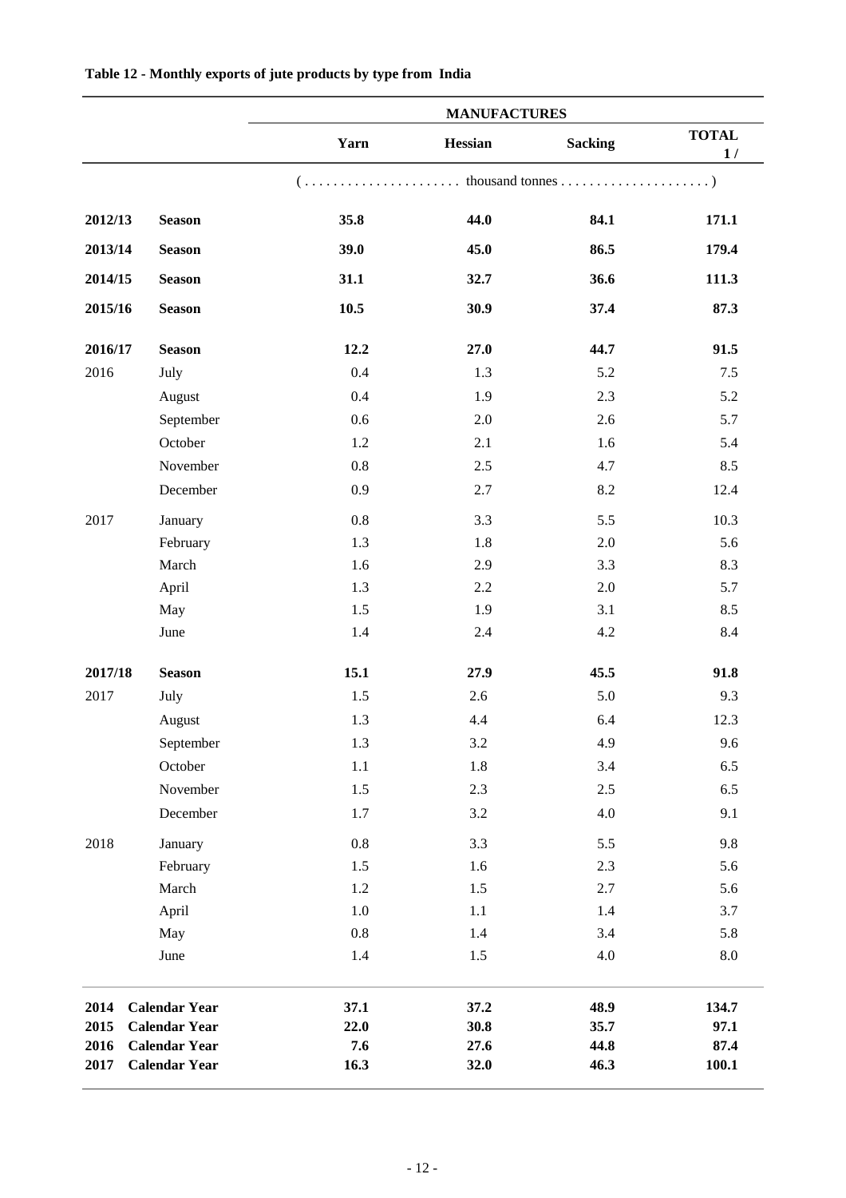**Table 12 - Monthly exports of jute products by type from India**

| | | MANUFACTURES | | | |
|---|---|---|---|---|---|
| | | Yarn | Hessian | Sacking | TOTAL 1/ |
| | | (..................... thousand tonnes .....................) | | | |
| **2012/13** | **Season** | **35.8** | **44.0** | **84.1** | **171.1** |
| **2013/14** | **Season** | **39.0** | **45.0** | **86.5** | **179.4** |
| **2014/15** | **Season** | **31.1** | **32.7** | **36.6** | **111.3** |
| **2015/16** | **Season** | **10.5** | **30.9** | **37.4** | **87.3** |
| **2016/17** | **Season** | **12.2** | **27.0** | **44.7** | **91.5** |
| 2016 | July | 0.4 | 1.3 | 5.2 | 7.5 |
| | August | 0.4 | 1.9 | 2.3 | 5.2 |
| | September | 0.6 | 2.0 | 2.6 | 5.7 |
| | October | 1.2 | 2.1 | 1.6 | 5.4 |
| | November | 0.8 | 2.5 | 4.7 | 8.5 |
| | December | 0.9 | 2.7 | 8.2 | 12.4 |
| 2017 | January | 0.8 | 3.3 | 5.5 | 10.3 |
| | February | 1.3 | 1.8 | 2.0 | 5.6 |
| | March | 1.6 | 2.9 | 3.3 | 8.3 |
| | April | 1.3 | 2.2 | 2.0 | 5.7 |
| | May | 1.5 | 1.9 | 3.1 | 8.5 |
| | June | 1.4 | 2.4 | 4.2 | 8.4 |
| **2017/18** | **Season** | **15.1** | **27.9** | **45.5** | **91.8** |
| 2017 | July | 1.5 | 2.6 | 5.0 | 9.3 |
| | August | 1.3 | 4.4 | 6.4 | 12.3 |
| | September | 1.3 | 3.2 | 4.9 | 9.6 |
| | October | 1.1 | 1.8 | 3.4 | 6.5 |
| | November | 1.5 | 2.3 | 2.5 | 6.5 |
| | December | 1.7 | 3.2 | 4.0 | 9.1 |
| 2018 | January | 0.8 | 3.3 | 5.5 | 9.8 |
| | February | 1.5 | 1.6 | 2.3 | 5.6 |
| | March | 1.2 | 1.5 | 2.7 | 5.6 |
| | April | 1.0 | 1.1 | 1.4 | 3.7 |
| | May | 0.8 | 1.4 | 3.4 | 5.8 |
| | June | 1.4 | 1.5 | 4.0 | 8.0 |
| **2014** | **Calendar Year** | **37.1** | **37.2** | **48.9** | **134.7** |
| **2015** | **Calendar Year** | **22.0** | **30.8** | **35.7** | **97.1** |
| **2016** | **Calendar Year** | **7.6** | **27.6** | **44.8** | **87.4** |
| **2017** | **Calendar Year** | **16.3** | **32.0** | **46.3** | **100.1** |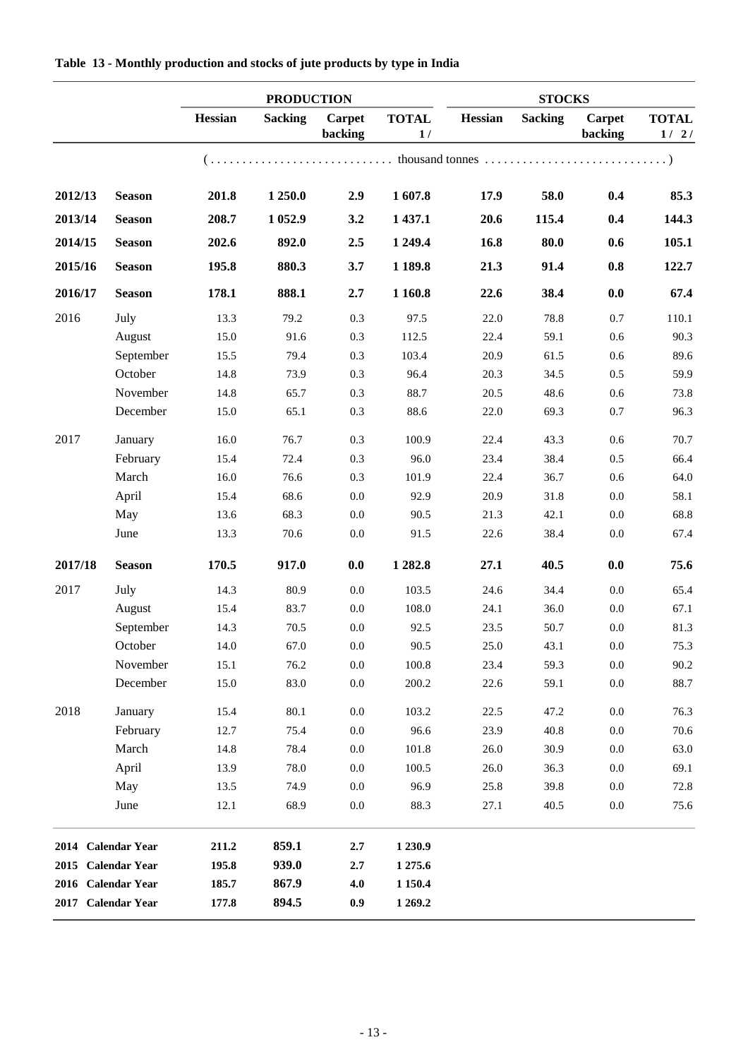**Table 13 - Monthly production and stocks of jute products by type in India**

| | | PRODUCTION | | | | STOCKS | | | |
|---|---|---|---|---|---|---|---|---|---|
| | | Hessian | Sacking | Carpet backing | TOTAL 1/ | Hessian | Sacking | Carpet backing | TOTAL 1/ 2/ |
| | | (............................ thousand tonnes ............................) | | | | | | | |
| **2012/13** | **Season** | **201.8** | **1 250.0** | **2.9** | **1 607.8** | **17.9** | **58.0** | **0.4** | **85.3** |
| **2013/14** | **Season** | **208.7** | **1 052.9** | **3.2** | **1 437.1** | **20.6** | **115.4** | **0.4** | **144.3** |
| **2014/15** | **Season** | **202.6** | **892.0** | **2.5** | **1 249.4** | **16.8** | **80.0** | **0.6** | **105.1** |
| **2015/16** | **Season** | **195.8** | **880.3** | **3.7** | **1 189.8** | **21.3** | **91.4** | **0.8** | **122.7** |
| **2016/17** | **Season** | **178.1** | **888.1** | **2.7** | **1 160.8** | **22.6** | **38.4** | **0.0** | **67.4** |
| 2016 | July | 13.3 | 79.2 | 0.3 | 97.5 | 22.0 | 78.8 | 0.7 | 110.1 |
| | August | 15.0 | 91.6 | 0.3 | 112.5 | 22.4 | 59.1 | 0.6 | 90.3 |
| | September | 15.5 | 79.4 | 0.3 | 103.4 | 20.9 | 61.5 | 0.6 | 89.6 |
| | October | 14.8 | 73.9 | 0.3 | 96.4 | 20.3 | 34.5 | 0.5 | 59.9 |
| | November | 14.8 | 65.7 | 0.3 | 88.7 | 20.5 | 48.6 | 0.6 | 73.8 |
| | December | 15.0 | 65.1 | 0.3 | 88.6 | 22.0 | 69.3 | 0.7 | 96.3 |
| 2017 | January | 16.0 | 76.7 | 0.3 | 100.9 | 22.4 | 43.3 | 0.6 | 70.7 |
| | February | 15.4 | 72.4 | 0.3 | 96.0 | 23.4 | 38.4 | 0.5 | 66.4 |
| | March | 16.0 | 76.6 | 0.3 | 101.9 | 22.4 | 36.7 | 0.6 | 64.0 |
| | April | 15.4 | 68.6 | 0.0 | 92.9 | 20.9 | 31.8 | 0.0 | 58.1 |
| | May | 13.6 | 68.3 | 0.0 | 90.5 | 21.3 | 42.1 | 0.0 | 68.8 |
| | June | 13.3 | 70.6 | 0.0 | 91.5 | 22.6 | 38.4 | 0.0 | 67.4 |
| **2017/18** | **Season** | **170.5** | **917.0** | **0.0** | **1 282.8** | **27.1** | **40.5** | **0.0** | **75.6** |
| 2017 | July | 14.3 | 80.9 | 0.0 | 103.5 | 24.6 | 34.4 | 0.0 | 65.4 |
| | August | 15.4 | 83.7 | 0.0 | 108.0 | 24.1 | 36.0 | 0.0 | 67.1 |
| | September | 14.3 | 70.5 | 0.0 | 92.5 | 23.5 | 50.7 | 0.0 | 81.3 |
| | October | 14.0 | 67.0 | 0.0 | 90.5 | 25.0 | 43.1 | 0.0 | 75.3 |
| | November | 15.1 | 76.2 | 0.0 | 100.8 | 23.4 | 59.3 | 0.0 | 90.2 |
| | December | 15.0 | 83.0 | 0.0 | 200.2 | 22.6 | 59.1 | 0.0 | 88.7 |
| 2018 | January | 15.4 | 80.1 | 0.0 | 103.2 | 22.5 | 47.2 | 0.0 | 76.3 |
| | February | 12.7 | 75.4 | 0.0 | 96.6 | 23.9 | 40.8 | 0.0 | 70.6 |
| | March | 14.8 | 78.4 | 0.0 | 101.8 | 26.0 | 30.9 | 0.0 | 63.0 |
| | April | 13.9 | 78.0 | 0.0 | 100.5 | 26.0 | 36.3 | 0.0 | 69.1 |
| | May | 13.5 | 74.9 | 0.0 | 96.9 | 25.8 | 39.8 | 0.0 | 72.8 |
| | June | 12.1 | 68.9 | 0.0 | 88.3 | 27.1 | 40.5 | 0.0 | 75.6 |
| **2014** | **Calendar Year** | **211.2** | **859.1** | **2.7** | **1 230.9** | | | | |
| **2015** | **Calendar Year** | **195.8** | **939.0** | **2.7** | **1 275.6** | | | | |
| **2016** | **Calendar Year** | **185.7** | **867.9** | **4.0** | **1 150.4** | | | | |
| **2017** | **Calendar Year** | **177.8** | **894.5** | **0.9** | **1 269.2** | | | | |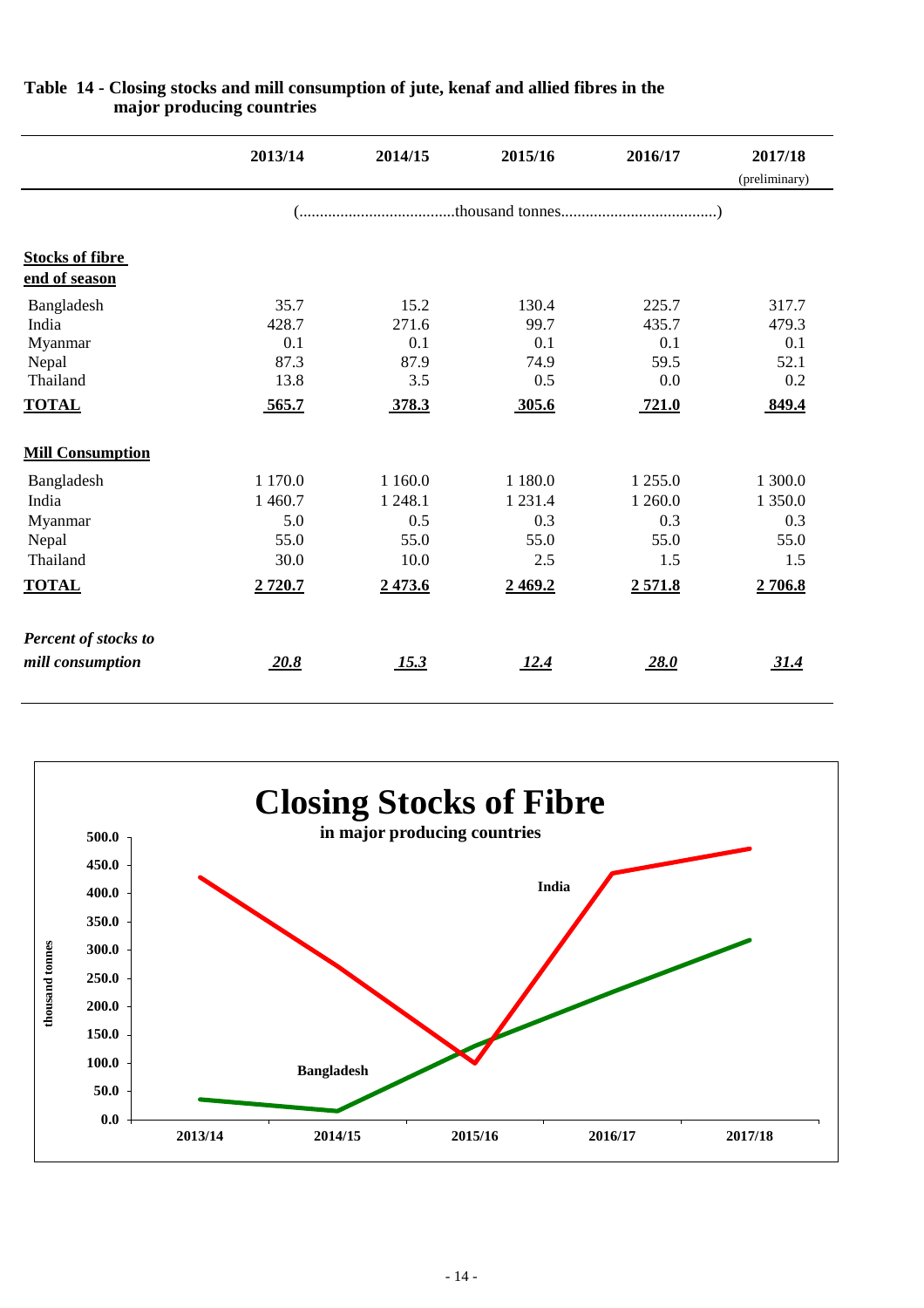**Table 14 - Closing stocks and mill consumption of jute, kenaf and allied fibres in the major producing countries**

| | 2013/14 | 2014/15 | 2015/16 | 2016/17 | 2017/18 (preliminary) |
|---|---|---|---|---|---|
| | (......thousand tonnes......) | | | | |
| **Stocks of fibre end of season** | | | | | |
| Bangladesh | 35.7 | 15.2 | 130.4 | 225.7 | 317.7 |
| India | 428.7 | 271.6 | 99.7 | 435.7 | 479.3 |
| Myanmar | 0.1 | 0.1 | 0.1 | 0.1 | 0.1 |
| Nepal | 87.3 | 87.9 | 74.9 | 59.5 | 52.1 |
| Thailand | 13.8 | 3.5 | 0.5 | 0.0 | 0.2 |
| **TOTAL** | **565.7** | **378.3** | **305.6** | **721.0** | **849.4** |
| **Mill Consumption** | | | | | |
| Bangladesh | 1 170.0 | 1 160.0 | 1 180.0 | 1 255.0 | 1 300.0 |
| India | 1 460.7 | 1 248.1 | 1 231.4 | 1 260.0 | 1 350.0 |
| Myanmar | 5.0 | 0.5 | 0.3 | 0.3 | 0.3 |
| Nepal | 55.0 | 55.0 | 55.0 | 55.0 | 55.0 |
| Thailand | 30.0 | 10.0 | 2.5 | 1.5 | 1.5 |
| **TOTAL** | **2 720.7** | **2 473.6** | **2 469.2** | **2 571.8** | **2 706.8** |
| ***Percent of stocks to mill consumption*** | ***20.8*** | ***15.3*** | ***12.4*** | ***28.0*** | ***31.4*** |

**Closing Stocks of Fibre**

**in major producing countries**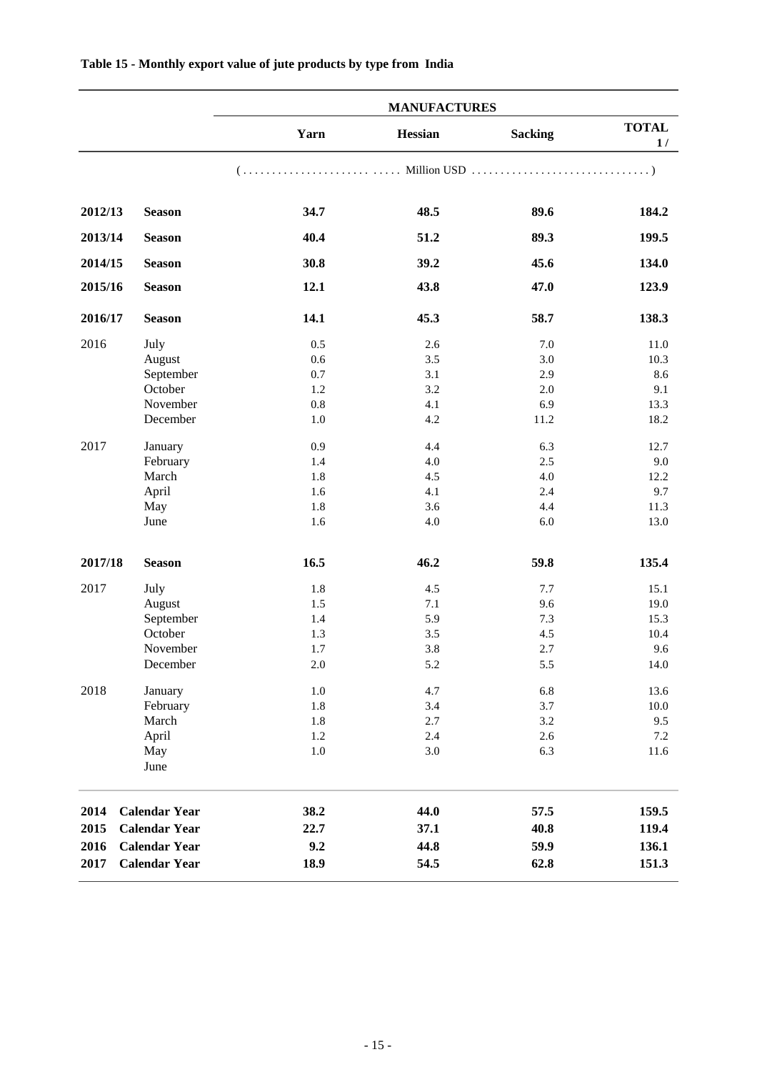**Table 15 - Monthly export value of jute products by type from India**

| | | MANUFACTURES | | | |
|---|---|---|---|---|---|
| | | Yarn | Hessian | Sacking | TOTAL 1/ |
| | | (..................... Million USD .............................) | | | |
| **2012/13** | **Season** | **34.7** | **48.5** | **89.6** | **184.2** |
| **2013/14** | **Season** | **40.4** | **51.2** | **89.3** | **199.5** |
| **2014/15** | **Season** | **30.8** | **39.2** | **45.6** | **134.0** |
| **2015/16** | **Season** | **12.1** | **43.8** | **47.0** | **123.9** |
| **2016/17** | **Season** | **14.1** | **45.3** | **58.7** | **138.3** |
| 2016 | July | 0.5 | 2.6 | 7.0 | 11.0 |
| | August | 0.6 | 3.5 | 3.0 | 10.3 |
| | September | 0.7 | 3.1 | 2.9 | 8.6 |
| | October | 1.2 | 3.2 | 2.0 | 9.1 |
| | November | 0.8 | 4.1 | 6.9 | 13.3 |
| | December | 1.0 | 4.2 | 11.2 | 18.2 |
| 2017 | January | 0.9 | 4.4 | 6.3 | 12.7 |
| | February | 1.4 | 4.0 | 2.5 | 9.0 |
| | March | 1.8 | 4.5 | 4.0 | 12.2 |
| | April | 1.6 | 4.1 | 2.4 | 9.7 |
| | May | 1.8 | 3.6 | 4.4 | 11.3 |
| | June | 1.6 | 4.0 | 6.0 | 13.0 |
| **2017/18** | **Season** | **16.5** | **46.2** | **59.8** | **135.4** |
| 2017 | July | 1.8 | 4.5 | 7.7 | 15.1 |
| | August | 1.5 | 7.1 | 9.6 | 19.0 |
| | September | 1.4 | 5.9 | 7.3 | 15.3 |
| | October | 1.3 | 3.5 | 4.5 | 10.4 |
| | November | 1.7 | 3.8 | 2.7 | 9.6 |
| | December | 2.0 | 5.2 | 5.5 | 14.0 |
| 2018 | January | 1.0 | 4.7 | 6.8 | 13.6 |
| | February | 1.8 | 3.4 | 3.7 | 10.0 |
| | March | 1.8 | 2.7 | 3.2 | 9.5 |
| | April | 1.2 | 2.4 | 2.6 | 7.2 |
| | May | 1.0 | 3.0 | 6.3 | 11.6 |
| | June | | | | |
| **2014** | **Calendar Year** | **38.2** | **44.0** | **57.5** | **159.5** |
| **2015** | **Calendar Year** | **22.7** | **37.1** | **40.8** | **119.4** |
| **2016** | **Calendar Year** | **9.2** | **44.8** | **59.9** | **136.1** |
| **2017** | **Calendar Year** | **18.9** | **54.5** | **62.8** | **151.3** |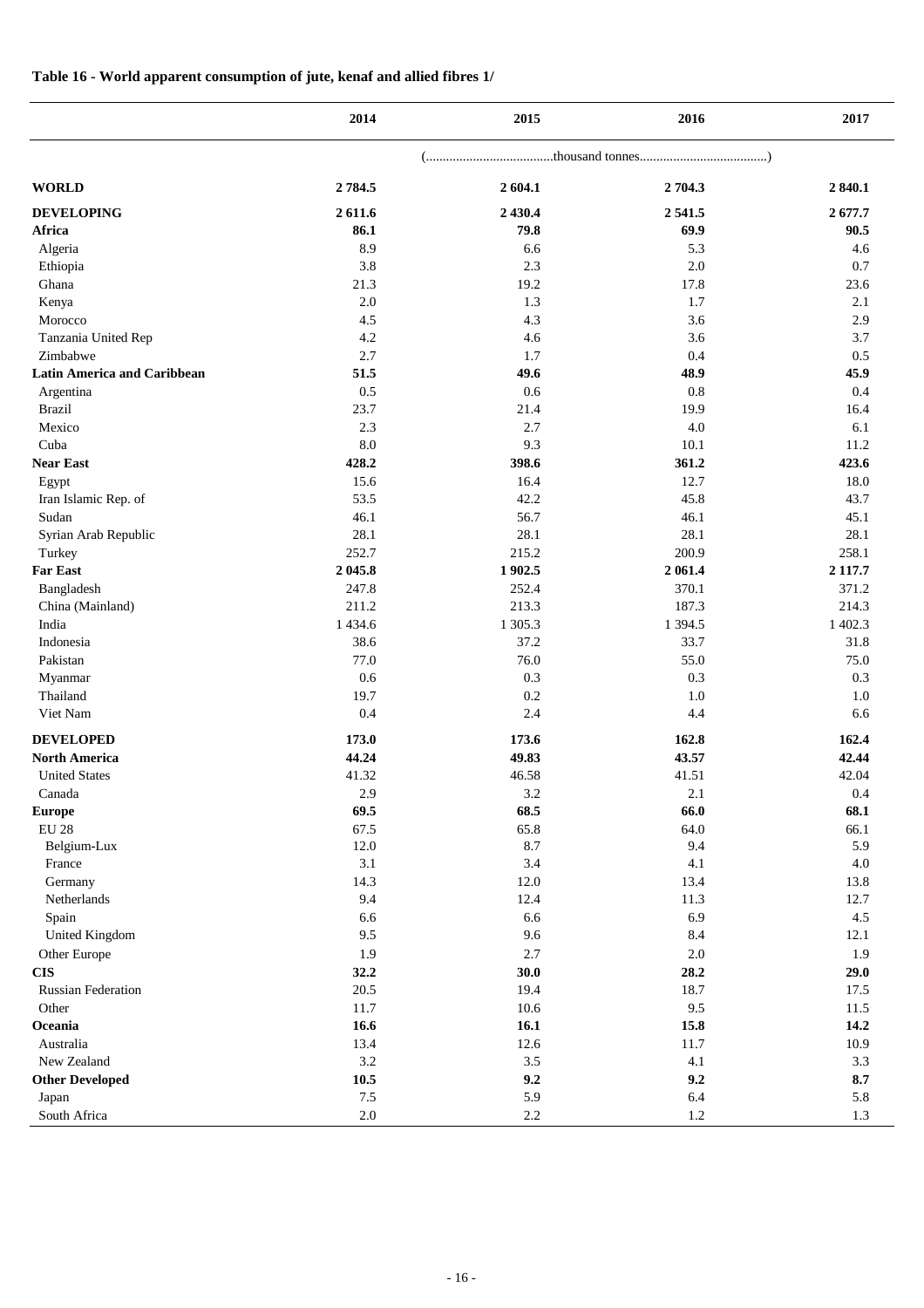**Table 16 - World apparent consumption of jute, kenaf and allied fibres 1/**

| | 2014 | 2015 | 2016 | 2017 |
|---|---|---|---|---|
| | (......................................thousand tonnes......................................) | | | |
| **WORLD** | **2 784.5** | **2 604.1** | **2 704.3** | **2 840.1** |
| **DEVELOPING** | **2 611.6** | **2 430.4** | **2 541.5** | **2 677.7** |
| **Africa** | **86.1** | **79.8** | **69.9** | **90.5** |
| Algeria | 8.9 | 6.6 | 5.3 | 4.6 |
| Ethiopia | 3.8 | 2.3 | 2.0 | 0.7 |
| Ghana | 21.3 | 19.2 | 17.8 | 23.6 |
| Kenya | 2.0 | 1.3 | 1.7 | 2.1 |
| Morocco | 4.5 | 4.3 | 3.6 | 2.9 |
| Tanzania United Rep | 4.2 | 4.6 | 3.6 | 3.7 |
| Zimbabwe | 2.7 | 1.7 | 0.4 | 0.5 |
| **Latin America and Caribbean** | **51.5** | **49.6** | **48.9** | **45.9** |
| Argentina | 0.5 | 0.6 | 0.8 | 0.4 |
| Brazil | 23.7 | 21.4 | 19.9 | 16.4 |
| Mexico | 2.3 | 2.7 | 4.0 | 6.1 |
| Cuba | 8.0 | 9.3 | 10.1 | 11.2 |
| **Near East** | **428.2** | **398.6** | **361.2** | **423.6** |
| Egypt | 15.6 | 16.4 | 12.7 | 18.0 |
| Iran Islamic Rep. of | 53.5 | 42.2 | 45.8 | 43.7 |
| Sudan | 46.1 | 56.7 | 46.1 | 45.1 |
| Syrian Arab Republic | 28.1 | 28.1 | 28.1 | 28.1 |
| Turkey | 252.7 | 215.2 | 200.9 | 258.1 |
| **Far East** | **2 045.8** | **1 902.5** | **2 061.4** | **2 117.7** |
| Bangladesh | 247.8 | 252.4 | 370.1 | 371.2 |
| China (Mainland) | 211.2 | 213.3 | 187.3 | 214.3 |
| India | 1 434.6 | 1 305.3 | 1 394.5 | 1 402.3 |
| Indonesia | 38.6 | 37.2 | 33.7 | 31.8 |
| Pakistan | 77.0 | 76.0 | 55.0 | 75.0 |
| Myanmar | 0.6 | 0.3 | 0.3 | 0.3 |
| Thailand | 19.7 | 0.2 | 1.0 | 1.0 |
| Viet Nam | 0.4 | 2.4 | 4.4 | 6.6 |
| **DEVELOPED** | **173.0** | **173.6** | **162.8** | **162.4** |
| **North America** | **44.24** | **49.83** | **43.57** | **42.44** |
| United States | 41.32 | 46.58 | 41.51 | 42.04 |
| Canada | 2.9 | 3.2 | 2.1 | 0.4 |
| **Europe** | **69.5** | **68.5** | **66.0** | **68.1** |
| EU 28 | 67.5 | 65.8 | 64.0 | 66.1 |
| Belgium-Lux | 12.0 | 8.7 | 9.4 | 5.9 |
| France | 3.1 | 3.4 | 4.1 | 4.0 |
| Germany | 14.3 | 12.0 | 13.4 | 13.8 |
| Netherlands | 9.4 | 12.4 | 11.3 | 12.7 |
| Spain | 6.6 | 6.6 | 6.9 | 4.5 |
| United Kingdom | 9.5 | 9.6 | 8.4 | 12.1 |
| Other Europe | 1.9 | 2.7 | 2.0 | 1.9 |
| **CIS** | **32.2** | **30.0** | **28.2** | **29.0** |
| Russian Federation | 20.5 | 19.4 | 18.7 | 17.5 |
| Other | 11.7 | 10.6 | 9.5 | 11.5 |
| **Oceania** | **16.6** | **16.1** | **15.8** | **14.2** |
| Australia | 13.4 | 12.6 | 11.7 | 10.9 |
| New Zealand | 3.2 | 3.5 | 4.1 | 3.3 |
| **Other Developed** | **10.5** | **9.2** | **9.2** | **8.7** |
| Japan | 7.5 | 5.9 | 6.4 | 5.8 |
| South Africa | 2.0 | 2.2 | 1.2 | 1.3 |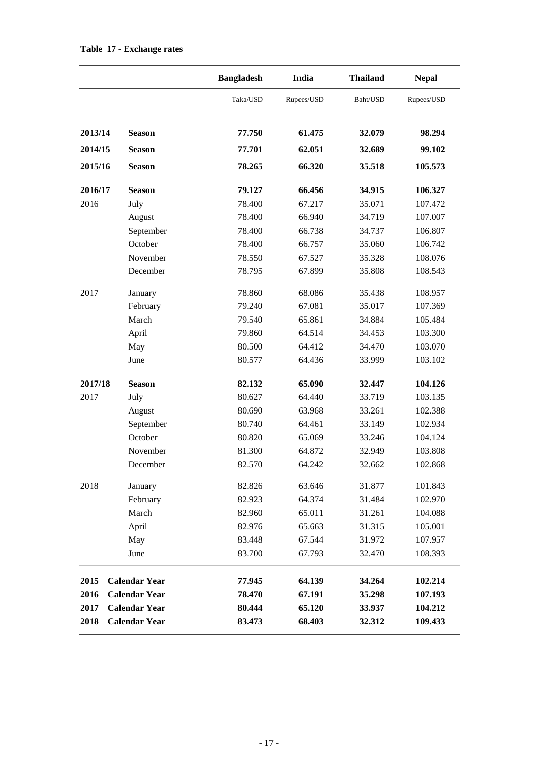**Table 17 - Exchange rates**

| | | Bangladesh | India | Thailand | Nepal |
|---|---|---|---|---|---|
| | | Taka/USD | Rupees/USD | Baht/USD | Rupees/USD |
| **2013/14** | **Season** | **77.750** | **61.475** | **32.079** | **98.294** |
| **2014/15** | **Season** | **77.701** | **62.051** | **32.689** | **99.102** |
| **2015/16** | **Season** | **78.265** | **66.320** | **35.518** | **105.573** |
| **2016/17** | **Season** | **79.127** | **66.456** | **34.915** | **106.327** |
| 2016 | July | 78.400 | 67.217 | 35.071 | 107.472 |
| | August | 78.400 | 66.940 | 34.719 | 107.007 |
| | September | 78.400 | 66.738 | 34.737 | 106.807 |
| | October | 78.400 | 66.757 | 35.060 | 106.742 |
| | November | 78.550 | 67.527 | 35.328 | 108.076 |
| | December | 78.795 | 67.899 | 35.808 | 108.543 |
| 2017 | January | 78.860 | 68.086 | 35.438 | 108.957 |
| | February | 79.240 | 67.081 | 35.017 | 107.369 |
| | March | 79.540 | 65.861 | 34.884 | 105.484 |
| | April | 79.860 | 64.514 | 34.453 | 103.300 |
| | May | 80.500 | 64.412 | 34.470 | 103.070 |
| | June | 80.577 | 64.436 | 33.999 | 103.102 |
| **2017/18** | **Season** | **82.132** | **65.090** | **32.447** | **104.126** |
| 2017 | July | 80.627 | 64.440 | 33.719 | 103.135 |
| | August | 80.690 | 63.968 | 33.261 | 102.388 |
| | September | 80.740 | 64.461 | 33.149 | 102.934 |
| | October | 80.820 | 65.069 | 33.246 | 104.124 |
| | November | 81.300 | 64.872 | 32.949 | 103.808 |
| | December | 82.570 | 64.242 | 32.662 | 102.868 |
| 2018 | January | 82.826 | 63.646 | 31.877 | 101.843 |
| | February | 82.923 | 64.374 | 31.484 | 102.970 |
| | March | 82.960 | 65.011 | 31.261 | 104.088 |
| | April | 82.976 | 65.663 | 31.315 | 105.001 |
| | May | 83.448 | 67.544 | 31.972 | 107.957 |
| | June | 83.700 | 67.793 | 32.470 | 108.393 |
| **2015** | **Calendar Year** | **77.945** | **64.139** | **34.264** | **102.214** |
| **2016** | **Calendar Year** | **78.470** | **67.191** | **35.298** | **107.193** |
| **2017** | **Calendar Year** | **80.444** | **65.120** | **33.937** | **104.212** |
| **2018** | **Calendar Year** | **83.473** | **68.403** | **32.312** | **109.433** |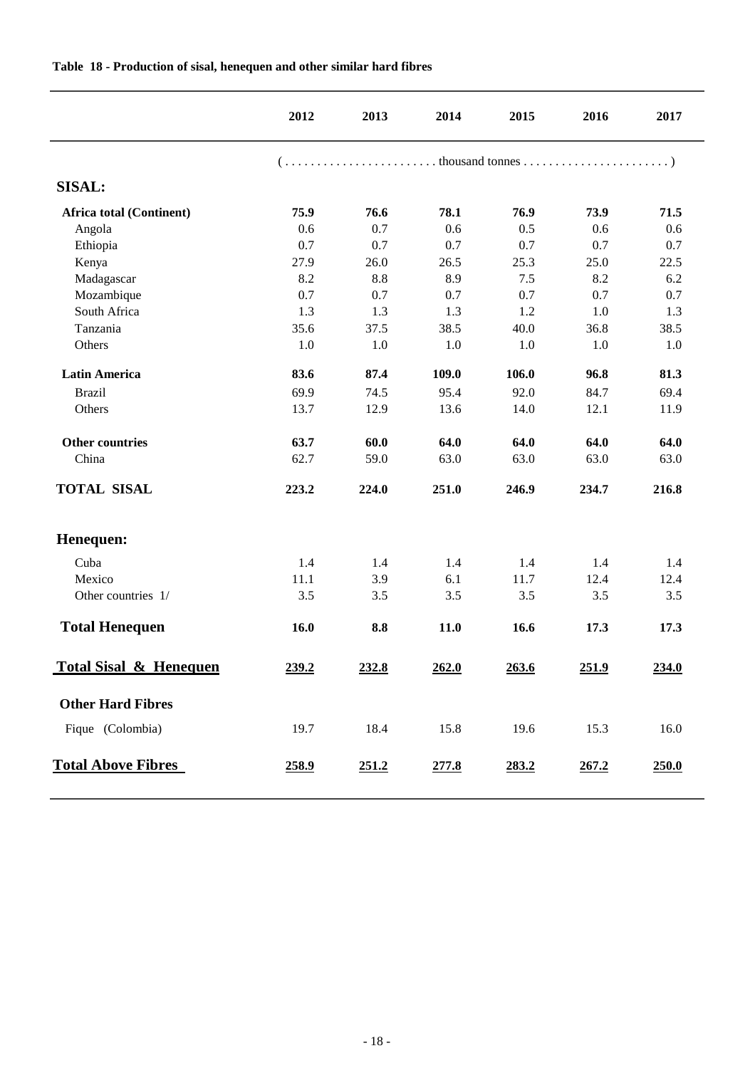**Table 18 - Production of sisal, henequen and other similar hard fibres**

| | 2012 | 2013 | 2014 | 2015 | 2016 | 2017 |
|---|---|---|---|---|---|---|
| | ( . . . . . . . . . . . . . . . . . . . . . . . thousand tonnes . . . . . . . . . . . . . . . . . . . . . . . ) | | | | | |
| **SISAL:** | | | | | | |
| **Africa total (Continent)** | **75.9** | **76.6** | **78.1** | **76.9** | **73.9** | **71.5** |
| Angola | 0.6 | 0.7 | 0.6 | 0.5 | 0.6 | 0.6 |
| Ethiopia | 0.7 | 0.7 | 0.7 | 0.7 | 0.7 | 0.7 |
| Kenya | 27.9 | 26.0 | 26.5 | 25.3 | 25.0 | 22.5 |
| Madagascar | 8.2 | 8.8 | 8.9 | 7.5 | 8.2 | 6.2 |
| Mozambique | 0.7 | 0.7 | 0.7 | 0.7 | 0.7 | 0.7 |
| South Africa | 1.3 | 1.3 | 1.3 | 1.2 | 1.0 | 1.3 |
| Tanzania | 35.6 | 37.5 | 38.5 | 40.0 | 36.8 | 38.5 |
| Others | 1.0 | 1.0 | 1.0 | 1.0 | 1.0 | 1.0 |
| **Latin America** | **83.6** | **87.4** | **109.0** | **106.0** | **96.8** | **81.3** |
| Brazil | 69.9 | 74.5 | 95.4 | 92.0 | 84.7 | 69.4 |
| Others | 13.7 | 12.9 | 13.6 | 14.0 | 12.1 | 11.9 |
| **Other countries** | **63.7** | **60.0** | **64.0** | **64.0** | **64.0** | **64.0** |
| China | 62.7 | 59.0 | 63.0 | 63.0 | 63.0 | 63.0 |
| **TOTAL SISAL** | **223.2** | **224.0** | **251.0** | **246.9** | **234.7** | **216.8** |
| **Henequen:** | | | | | | |
| Cuba | 1.4 | 1.4 | 1.4 | 1.4 | 1.4 | 1.4 |
| Mexico | 11.1 | 3.9 | 6.1 | 11.7 | 12.4 | 12.4 |
| Other countries 1/ | 3.5 | 3.5 | 3.5 | 3.5 | 3.5 | 3.5 |
| **Total Henequen** | **16.0** | **8.8** | **11.0** | **16.6** | **17.3** | **17.3** |
| **Total Sisal & Henequen** | **239.2** | **232.8** | **262.0** | **263.6** | **251.9** | **234.0** |
| **Other Hard Fibres** | | | | | | |
| Fique (Colombia) | 19.7 | 18.4 | 15.8 | 19.6 | 15.3 | 16.0 |
| **Total Above Fibres** | **258.9** | **251.2** | **277.8** | **283.2** | **267.2** | **250.0** |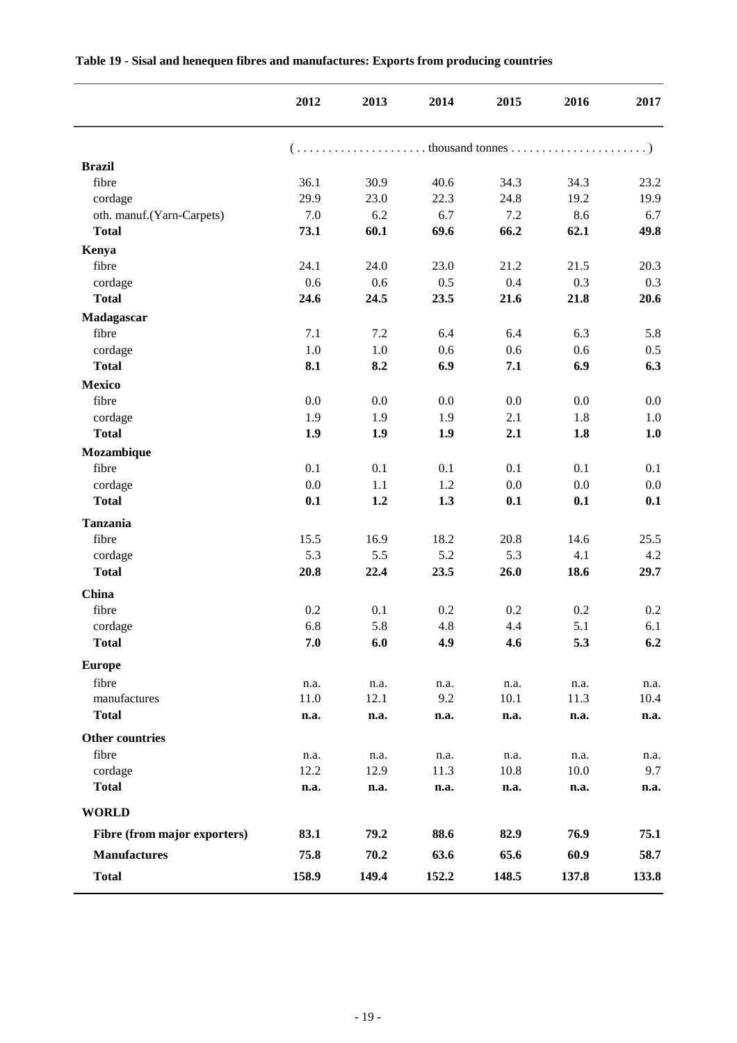**Table 19 - Sisal and henequen fibres and manufactures: Exports from producing countries**

| | 2012 | 2013 | 2014 | 2015 | 2016 | 2017 |
|---|---|---|---|---|---|---|
| | (. . . . . . . . . . . . . . . . . . . . thousand tonnes . . . . . . . . . . . . . . . . . . . . . .) | | | | | |
| **Brazil** | | | | | | |
| fibre | 36.1 | 30.9 | 40.6 | 34.3 | 34.3 | 23.2 |
| cordage | 29.9 | 23.0 | 22.3 | 24.8 | 19.2 | 19.9 |
| oth. manuf.(Yarn-Carpets) | 7.0 | 6.2 | 6.7 | 7.2 | 8.6 | 6.7 |
| **Total** | **73.1** | **60.1** | **69.6** | **66.2** | **62.1** | **49.8** |
| **Kenya** | | | | | | |
| fibre | 24.1 | 24.0 | 23.0 | 21.2 | 21.5 | 20.3 |
| cordage | 0.6 | 0.6 | 0.5 | 0.4 | 0.3 | 0.3 |
| **Total** | **24.6** | **24.5** | **23.5** | **21.6** | **21.8** | **20.6** |
| **Madagascar** | | | | | | |
| fibre | 7.1 | 7.2 | 6.4 | 6.4 | 6.3 | 5.8 |
| cordage | 1.0 | 1.0 | 0.6 | 0.6 | 0.6 | 0.5 |
| **Total** | **8.1** | **8.2** | **6.9** | **7.1** | **6.9** | **6.3** |
| **Mexico** | | | | | | |
| fibre | 0.0 | 0.0 | 0.0 | 0.0 | 0.0 | 0.0 |
| cordage | 1.9 | 1.9 | 1.9 | 2.1 | 1.8 | 1.0 |
| **Total** | **1.9** | **1.9** | **1.9** | **2.1** | **1.8** | **1.0** |
| **Mozambique** | | | | | | |
| fibre | 0.1 | 0.1 | 0.1 | 0.1 | 0.1 | 0.1 |
| cordage | 0.0 | 1.1 | 1.2 | 0.0 | 0.0 | 0.0 |
| **Total** | **0.1** | **1.2** | **1.3** | **0.1** | **0.1** | **0.1** |
| **Tanzania** | | | | | | |
| fibre | 15.5 | 16.9 | 18.2 | 20.8 | 14.6 | 25.5 |
| cordage | 5.3 | 5.5 | 5.2 | 5.3 | 4.1 | 4.2 |
| **Total** | **20.8** | **22.4** | **23.5** | **26.0** | **18.6** | **29.7** |
| **China** | | | | | | |
| fibre | 0.2 | 0.1 | 0.2 | 0.2 | 0.2 | 0.2 |
| cordage | 6.8 | 5.8 | 4.8 | 4.4 | 5.1 | 6.1 |
| **Total** | **7.0** | **6.0** | **4.9** | **4.6** | **5.3** | **6.2** |
| **Europe** | | | | | | |
| fibre | n.a. | n.a. | n.a. | n.a. | n.a. | n.a. |
| manufactures | 11.0 | 12.1 | 9.2 | 10.1 | 11.3 | 10.4 |
| **Total** | **n.a.** | **n.a.** | **n.a.** | **n.a.** | **n.a.** | **n.a.** |
| **Other countries** | | | | | | |
| fibre | n.a. | n.a. | n.a. | n.a. | n.a. | n.a. |
| cordage | 12.2 | 12.9 | 11.3 | 10.8 | 10.0 | 9.7 |
| **Total** | **n.a.** | **n.a.** | **n.a.** | **n.a.** | **n.a.** | **n.a.** |
| **WORLD** | | | | | | |
| **Fibre (from major exporters)** | **83.1** | **79.2** | **88.6** | **82.9** | **76.9** | **75.1** |
| **Manufactures** | **75.8** | **70.2** | **63.6** | **65.6** | **60.9** | **58.7** |
| **Total** | **158.9** | **149.4** | **152.2** | **148.5** | **137.8** | **133.8** |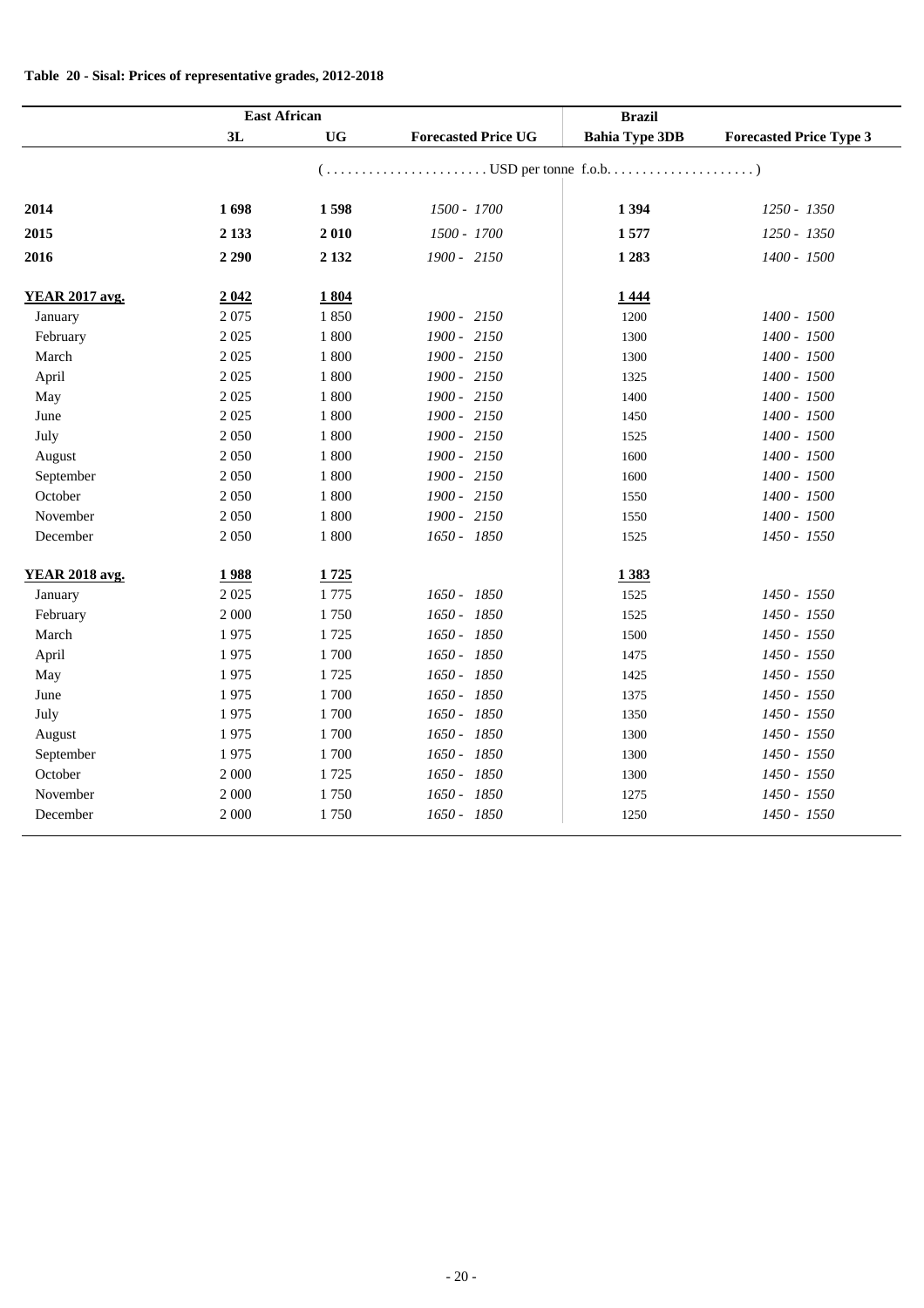**Table 20 - Sisal: Prices of representative grades, 2012-2018**

| | East African | | | Brazil | |
|---|---|---|---|---|---|
| | 3L | UG | Forecasted Price UG | Bahia Type 3DB | Forecasted Price Type 3 |
| | (. . . . . . . . . . . . . . . . . . . . . . USD per tonne f.o.b. . . . . . . . . . . . . . . . . . . . . ) | | | | |
| **2014** | **1 698** | **1 598** | *1500 - 1700* | **1 394** | *1250 - 1350* |
| **2015** | **2 133** | **2 010** | *1500 - 1700* | **1 577** | *1250 - 1350* |
| **2016** | **2 290** | **2 132** | *1900 - 2150* | **1 283** | *1400 - 1500* |
| **YEAR 2017 avg.** | **2 042** | **1 804** | | **1 444** | |
| January | 2 075 | 1 850 | *1900 - 2150* | 1200 | *1400 - 1500* |
| February | 2 025 | 1 800 | *1900 - 2150* | 1300 | *1400 - 1500* |
| March | 2 025 | 1 800 | *1900 - 2150* | 1300 | *1400 - 1500* |
| April | 2 025 | 1 800 | *1900 - 2150* | 1325 | *1400 - 1500* |
| May | 2 025 | 1 800 | *1900 - 2150* | 1400 | *1400 - 1500* |
| June | 2 025 | 1 800 | *1900 - 2150* | 1450 | *1400 - 1500* |
| July | 2 050 | 1 800 | *1900 - 2150* | 1525 | *1400 - 1500* |
| August | 2 050 | 1 800 | *1900 - 2150* | 1600 | *1400 - 1500* |
| September | 2 050 | 1 800 | *1900 - 2150* | 1600 | *1400 - 1500* |
| October | 2 050 | 1 800 | *1900 - 2150* | 1550 | *1400 - 1500* |
| November | 2 050 | 1 800 | *1900 - 2150* | 1550 | *1400 - 1500* |
| December | 2 050 | 1 800 | *1650 - 1850* | 1525 | *1450 - 1550* |
| **YEAR 2018 avg.** | **1 988** | **1 725** | | **1 383** | |
| January | 2 025 | 1 775 | *1650 - 1850* | 1525 | *1450 - 1550* |
| February | 2 000 | 1 750 | *1650 - 1850* | 1525 | *1450 - 1550* |
| March | 1 975 | 1 725 | *1650 - 1850* | 1500 | *1450 - 1550* |
| April | 1 975 | 1 700 | *1650 - 1850* | 1475 | *1450 - 1550* |
| May | 1 975 | 1 725 | *1650 - 1850* | 1425 | *1450 - 1550* |
| June | 1 975 | 1 700 | *1650 - 1850* | 1375 | *1450 - 1550* |
| July | 1 975 | 1 700 | *1650 - 1850* | 1350 | *1450 - 1550* |
| August | 1 975 | 1 700 | *1650 - 1850* | 1300 | *1450 - 1550* |
| September | 1 975 | 1 700 | *1650 - 1850* | 1300 | *1450 - 1550* |
| October | 2 000 | 1 725 | *1650 - 1850* | 1300 | *1450 - 1550* |
| November | 2 000 | 1 750 | *1650 - 1850* | 1275 | *1450 - 1550* |
| December | 2 000 | 1 750 | *1650 - 1850* | 1250 | *1450 - 1550* |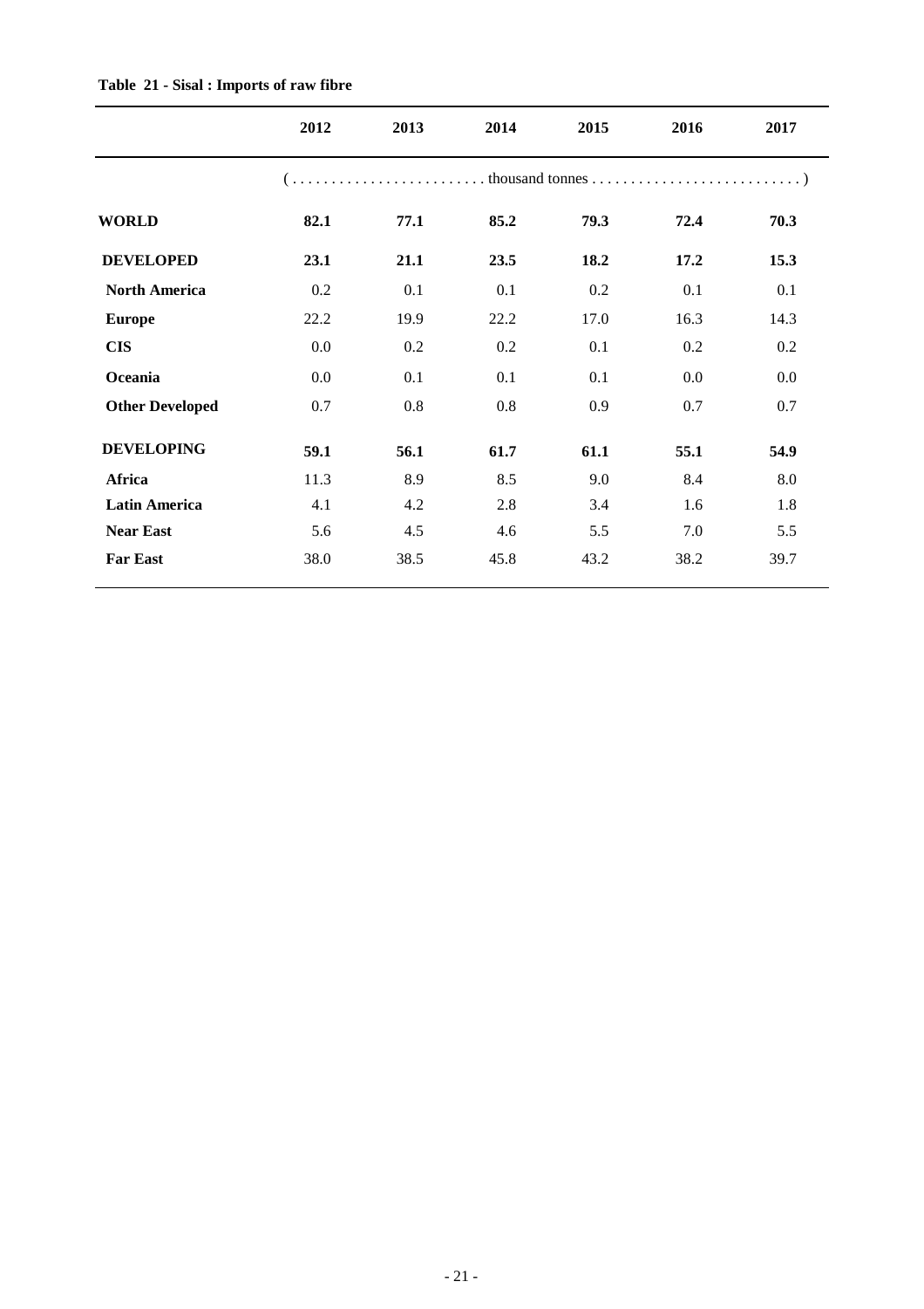**Table 21 - Sisal : Imports of raw fibre**

| | 2012 | 2013 | 2014 | 2015 | 2016 | 2017 |
|---|---|---|---|---|---|---|
| | (........................ thousand tonnes ..........................) | | | | | |
| **WORLD** | **82.1** | **77.1** | **85.2** | **79.3** | **72.4** | **70.3** |
| **DEVELOPED** | **23.1** | **21.1** | **23.5** | **18.2** | **17.2** | **15.3** |
| **North America** | 0.2 | 0.1 | 0.1 | 0.2 | 0.1 | 0.1 |
| **Europe** | 22.2 | 19.9 | 22.2 | 17.0 | 16.3 | 14.3 |
| **CIS** | 0.0 | 0.2 | 0.2 | 0.1 | 0.2 | 0.2 |
| **Oceania** | 0.0 | 0.1 | 0.1 | 0.1 | 0.0 | 0.0 |
| **Other Developed** | 0.7 | 0.8 | 0.8 | 0.9 | 0.7 | 0.7 |
| **DEVELOPING** | **59.1** | **56.1** | **61.7** | **61.1** | **55.1** | **54.9** |
| **Africa** | 11.3 | 8.9 | 8.5 | 9.0 | 8.4 | 8.0 |
| **Latin America** | 4.1 | 4.2 | 2.8 | 3.4 | 1.6 | 1.8 |
| **Near East** | 5.6 | 4.5 | 4.6 | 5.5 | 7.0 | 5.5 |
| **Far East** | 38.0 | 38.5 | 45.8 | 43.2 | 38.2 | 39.7 |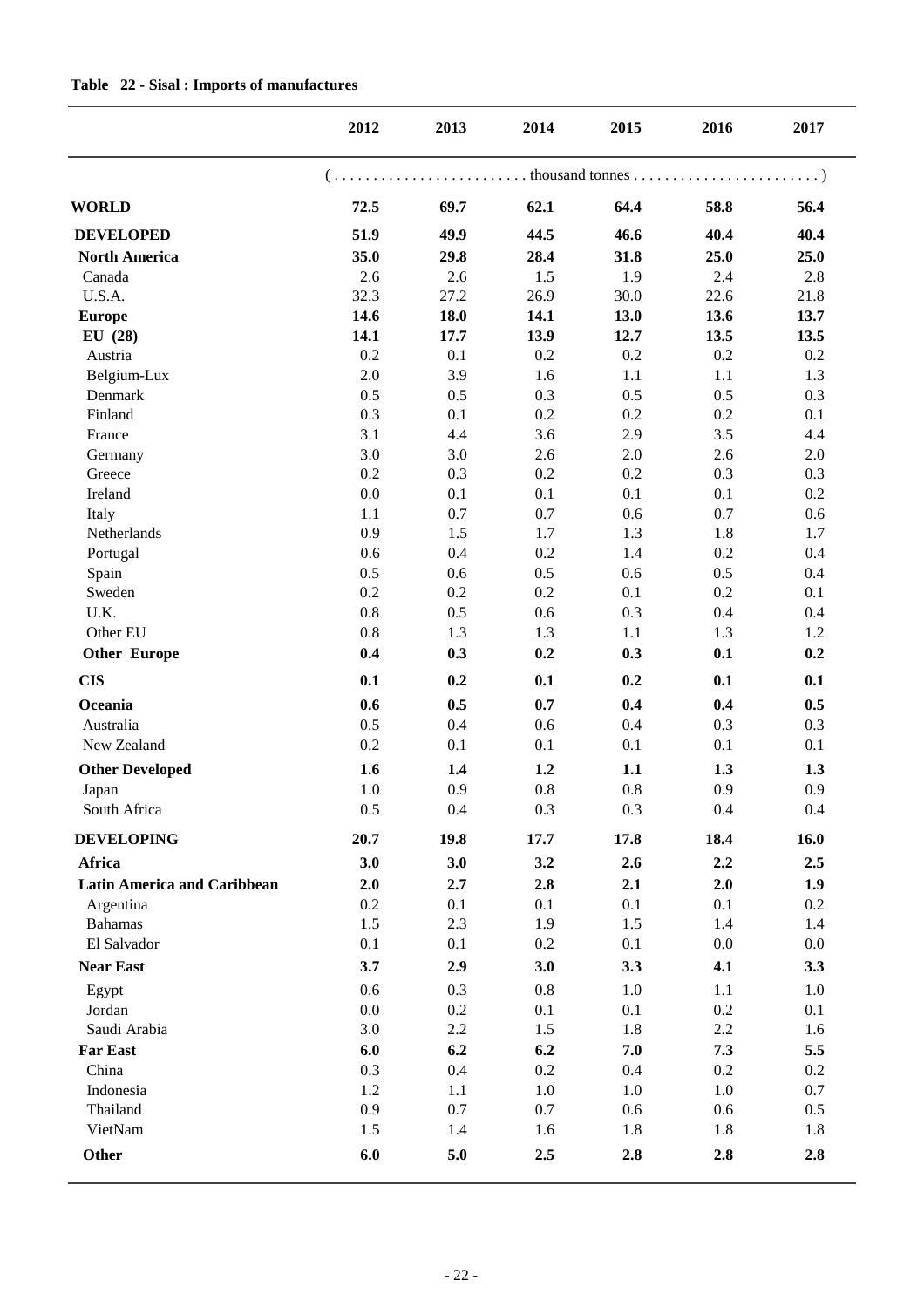**Table 22 - Sisal : Imports of manufactures**

| | 2012 | 2013 | 2014 | 2015 | 2016 | 2017 |
|---|---|---|---|---|---|---|
| | (. . . . . . . . . . . . . . . . . . . . . . . . . thousand tonnes . . . . . . . . . . . . . . . . . . . . . . . . .) | | | | | |
| **WORLD** | **72.5** | **69.7** | **62.1** | **64.4** | **58.8** | **56.4** |
| **DEVELOPED** | **51.9** | **49.9** | **44.5** | **46.6** | **40.4** | **40.4** |
| **North America** | **35.0** | **29.8** | **28.4** | **31.8** | **25.0** | **25.0** |
| Canada | 2.6 | 2.6 | 1.5 | 1.9 | 2.4 | 2.8 |
| U.S.A. | 32.3 | 27.2 | 26.9 | 30.0 | 22.6 | 21.8 |
| **Europe** | **14.6** | **18.0** | **14.1** | **13.0** | **13.6** | **13.7** |
| **EU (28)** | **14.1** | **17.7** | **13.9** | **12.7** | **13.5** | **13.5** |
| Austria | 0.2 | 0.1 | 0.2 | 0.2 | 0.2 | 0.2 |
| Belgium-Lux | 2.0 | 3.9 | 1.6 | 1.1 | 1.1 | 1.3 |
| Denmark | 0.5 | 0.5 | 0.3 | 0.5 | 0.5 | 0.3 |
| Finland | 0.3 | 0.1 | 0.2 | 0.2 | 0.2 | 0.1 |
| France | 3.1 | 4.4 | 3.6 | 2.9 | 3.5 | 4.4 |
| Germany | 3.0 | 3.0 | 2.6 | 2.0 | 2.6 | 2.0 |
| Greece | 0.2 | 0.3 | 0.2 | 0.2 | 0.3 | 0.3 |
| Ireland | 0.0 | 0.1 | 0.1 | 0.1 | 0.1 | 0.2 |
| Italy | 1.1 | 0.7 | 0.7 | 0.6 | 0.7 | 0.6 |
| Netherlands | 0.9 | 1.5 | 1.7 | 1.3 | 1.8 | 1.7 |
| Portugal | 0.6 | 0.4 | 0.2 | 1.4 | 0.2 | 0.4 |
| Spain | 0.5 | 0.6 | 0.5 | 0.6 | 0.5 | 0.4 |
| Sweden | 0.2 | 0.2 | 0.2 | 0.1 | 0.2 | 0.1 |
| U.K. | 0.8 | 0.5 | 0.6 | 0.3 | 0.4 | 0.4 |
| Other EU | 0.8 | 1.3 | 1.3 | 1.1 | 1.3 | 1.2 |
| **Other Europe** | **0.4** | **0.3** | **0.2** | **0.3** | **0.1** | **0.2** |
| **CIS** | **0.1** | **0.2** | **0.1** | **0.2** | **0.1** | **0.1** |
| **Oceania** | **0.6** | **0.5** | **0.7** | **0.4** | **0.4** | **0.5** |
| Australia | 0.5 | 0.4 | 0.6 | 0.4 | 0.3 | 0.3 |
| New Zealand | 0.2 | 0.1 | 0.1 | 0.1 | 0.1 | 0.1 |
| **Other Developed** | **1.6** | **1.4** | **1.2** | **1.1** | **1.3** | **1.3** |
| Japan | 1.0 | 0.9 | 0.8 | 0.8 | 0.9 | 0.9 |
| South Africa | 0.5 | 0.4 | 0.3 | 0.3 | 0.4 | 0.4 |
| **DEVELOPING** | **20.7** | **19.8** | **17.7** | **17.8** | **18.4** | **16.0** |
| **Africa** | **3.0** | **3.0** | **3.2** | **2.6** | **2.2** | **2.5** |
| **Latin America and Caribbean** | **2.0** | **2.7** | **2.8** | **2.1** | **2.0** | **1.9** |
| Argentina | 0.2 | 0.1 | 0.1 | 0.1 | 0.1 | 0.2 |
| Bahamas | 1.5 | 2.3 | 1.9 | 1.5 | 1.4 | 1.4 |
| El Salvador | 0.1 | 0.1 | 0.2 | 0.1 | 0.0 | 0.0 |
| **Near East** | **3.7** | **2.9** | **3.0** | **3.3** | **4.1** | **3.3** |
| Egypt | 0.6 | 0.3 | 0.8 | 1.0 | 1.1 | 1.0 |
| Jordan | 0.0 | 0.2 | 0.1 | 0.1 | 0.2 | 0.1 |
| Saudi Arabia | 3.0 | 2.2 | 1.5 | 1.8 | 2.2 | 1.6 |
| **Far East** | **6.0** | **6.2** | **6.2** | **7.0** | **7.3** | **5.5** |
| China | 0.3 | 0.4 | 0.2 | 0.4 | 0.2 | 0.2 |
| Indonesia | 1.2 | 1.1 | 1.0 | 1.0 | 1.0 | 0.7 |
| Thailand | 0.9 | 0.7 | 0.7 | 0.6 | 0.6 | 0.5 |
| VietNam | 1.5 | 1.4 | 1.6 | 1.8 | 1.8 | 1.8 |
| **Other** | **6.0** | **5.0** | **2.5** | **2.8** | **2.8** | **2.8** |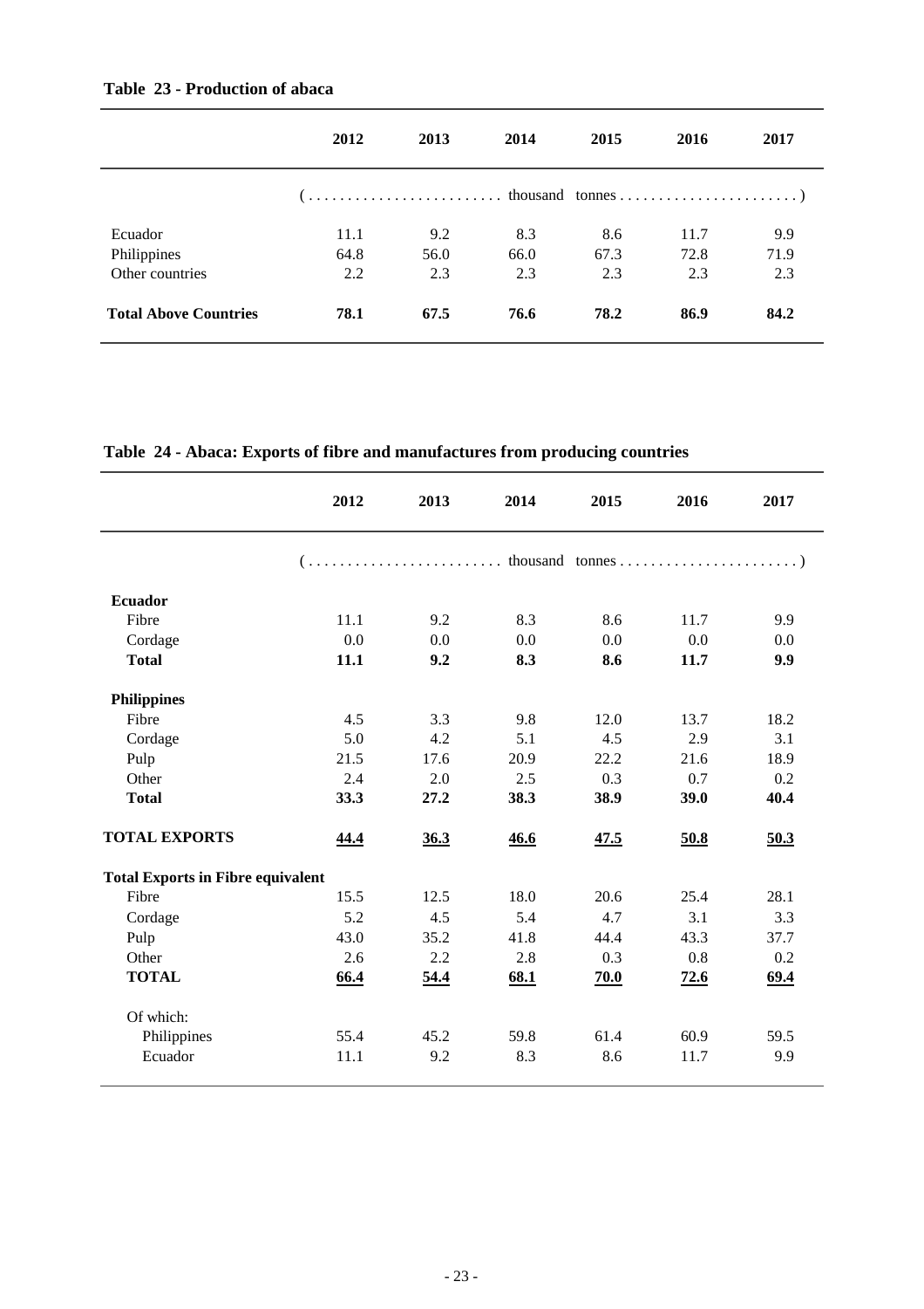**Table 23 - Production of abaca**

| | 2012 | 2013 | 2014 | 2015 | 2016 | 2017 |
|---|---|---|---|---|---|---|
| | (........................ thousand tonnes ......................) | | | | | |
| Ecuador | 11.1 | 9.2 | 8.3 | 8.6 | 11.7 | 9.9 |
| Philippines | 64.8 | 56.0 | 66.0 | 67.3 | 72.8 | 71.9 |
| Other countries | 2.2 | 2.3 | 2.3 | 2.3 | 2.3 | 2.3 |
| **Total Above Countries** | **78.1** | **67.5** | **76.6** | **78.2** | **86.9** | **84.2** |

**Table 24 - Abaca: Exports of fibre and manufactures from producing countries**

| | 2012 | 2013 | 2014 | 2015 | 2016 | 2017 |
|---|---|---|---|---|---|---|
| | (........................ thousand tonnes ......................) | | | | | |
| **Ecuador** | | | | | | |
| Fibre | 11.1 | 9.2 | 8.3 | 8.6 | 11.7 | 9.9 |
| Cordage | 0.0 | 0.0 | 0.0 | 0.0 | 0.0 | 0.0 |
| **Total** | **11.1** | **9.2** | **8.3** | **8.6** | **11.7** | **9.9** |
| **Philippines** | | | | | | |
| Fibre | 4.5 | 3.3 | 9.8 | 12.0 | 13.7 | 18.2 |
| Cordage | 5.0 | 4.2 | 5.1 | 4.5 | 2.9 | 3.1 |
| Pulp | 21.5 | 17.6 | 20.9 | 22.2 | 21.6 | 18.9 |
| Other | 2.4 | 2.0 | 2.5 | 0.3 | 0.7 | 0.2 |
| **Total** | **33.3** | **27.2** | **38.3** | **38.9** | **39.0** | **40.4** |
| **TOTAL EXPORTS** | **44.4** | **36.3** | **46.6** | **47.5** | **50.8** | **50.3** |
| **Total Exports in Fibre equivalent** | | | | | | |
| Fibre | 15.5 | 12.5 | 18.0 | 20.6 | 25.4 | 28.1 |
| Cordage | 5.2 | 4.5 | 5.4 | 4.7 | 3.1 | 3.3 |
| Pulp | 43.0 | 35.2 | 41.8 | 44.4 | 43.3 | 37.7 |
| Other | 2.6 | 2.2 | 2.8 | 0.3 | 0.8 | 0.2 |
| **TOTAL** | **66.4** | **54.4** | **68.1** | **70.0** | **72.6** | **69.4** |
| Of which: | | | | | | |
| Philippines | 55.4 | 45.2 | 59.8 | 61.4 | 60.9 | 59.5 |
| Ecuador | 11.1 | 9.2 | 8.3 | 8.6 | 11.7 | 9.9 |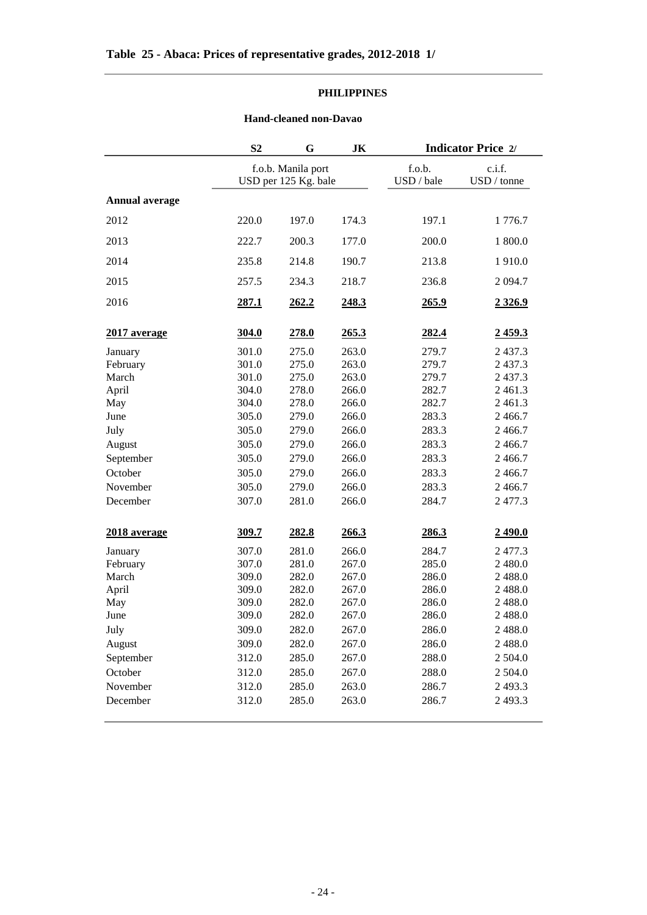# Table 25 - Abaca: Prices of representative grades, 2012-2018 1/

**PHILIPPINES**

**Hand-cleaned non-Davao**

| | S2 | G | JK | Indicator Price 2/ | |
|---|---|---|---|---|---|
| | f.o.b. Manila port USD per 125 Kg. bale | | | f.o.b. USD / bale | c.i.f. USD / tonne |
| **Annual average** | | | | | |
| 2012 | 220.0 | 197.0 | 174.3 | 197.1 | 1 776.7 |
| 2013 | 222.7 | 200.3 | 177.0 | 200.0 | 1 800.0 |
| 2014 | 235.8 | 214.8 | 190.7 | 213.8 | 1 910.0 |
| 2015 | 257.5 | 234.3 | 218.7 | 236.8 | 2 094.7 |
| 2016 | **287.1** | **262.2** | **248.3** | **265.9** | **2 326.9** |
| **2017 average** | **304.0** | **278.0** | **265.3** | **282.4** | **2 459.3** |
| January | 301.0 | 275.0 | 263.0 | 279.7 | 2 437.3 |
| February | 301.0 | 275.0 | 263.0 | 279.7 | 2 437.3 |
| March | 301.0 | 275.0 | 263.0 | 279.7 | 2 437.3 |
| April | 304.0 | 278.0 | 266.0 | 282.7 | 2 461.3 |
| May | 304.0 | 278.0 | 266.0 | 282.7 | 2 461.3 |
| June | 305.0 | 279.0 | 266.0 | 283.3 | 2 466.7 |
| July | 305.0 | 279.0 | 266.0 | 283.3 | 2 466.7 |
| August | 305.0 | 279.0 | 266.0 | 283.3 | 2 466.7 |
| September | 305.0 | 279.0 | 266.0 | 283.3 | 2 466.7 |
| October | 305.0 | 279.0 | 266.0 | 283.3 | 2 466.7 |
| November | 305.0 | 279.0 | 266.0 | 283.3 | 2 466.7 |
| December | 307.0 | 281.0 | 266.0 | 284.7 | 2 477.3 |
| **2018 average** | **309.7** | **282.8** | **266.3** | **286.3** | **2 490.0** |
| January | 307.0 | 281.0 | 266.0 | 284.7 | 2 477.3 |
| February | 307.0 | 281.0 | 267.0 | 285.0 | 2 480.0 |
| March | 309.0 | 282.0 | 267.0 | 286.0 | 2 488.0 |
| April | 309.0 | 282.0 | 267.0 | 286.0 | 2 488.0 |
| May | 309.0 | 282.0 | 267.0 | 286.0 | 2 488.0 |
| June | 309.0 | 282.0 | 267.0 | 286.0 | 2 488.0 |
| July | 309.0 | 282.0 | 267.0 | 286.0 | 2 488.0 |
| August | 309.0 | 282.0 | 267.0 | 286.0 | 2 488.0 |
| September | 312.0 | 285.0 | 267.0 | 288.0 | 2 504.0 |
| October | 312.0 | 285.0 | 267.0 | 288.0 | 2 504.0 |
| November | 312.0 | 285.0 | 263.0 | 286.7 | 2 493.3 |
| December | 312.0 | 285.0 | 263.0 | 286.7 | 2 493.3 |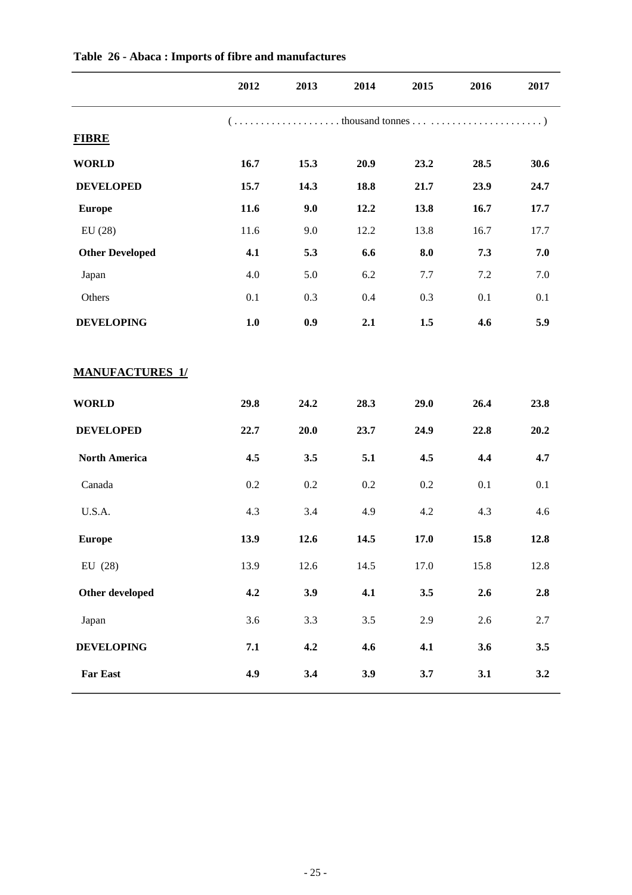**Table 26 - Abaca : Imports of fibre and manufactures**

| | 2012 | 2013 | 2014 | 2015 | 2016 | 2017 |
|---|---|---|---|---|---|---|
| | (. . . . . . . . . . . . . . . . . . . thousand tonnes . . . . . . . . . . . . . . . . . . . . . . . . .) | | | | | |
| **FIBRE** | | | | | | |
| **WORLD** | **16.7** | **15.3** | **20.9** | **23.2** | **28.5** | **30.6** |
| **DEVELOPED** | **15.7** | **14.3** | **18.8** | **21.7** | **23.9** | **24.7** |
| **Europe** | **11.6** | **9.0** | **12.2** | **13.8** | **16.7** | **17.7** |
| EU (28) | 11.6 | 9.0 | 12.2 | 13.8 | 16.7 | 17.7 |
| **Other Developed** | **4.1** | **5.3** | **6.6** | **8.0** | **7.3** | **7.0** |
| Japan | 4.0 | 5.0 | 6.2 | 7.7 | 7.2 | 7.0 |
| Others | 0.1 | 0.3 | 0.4 | 0.3 | 0.1 | 0.1 |
| **DEVELOPING** | **1.0** | **0.9** | **2.1** | **1.5** | **4.6** | **5.9** |
| **MANUFACTURES 1/** | | | | | | |
| **WORLD** | **29.8** | **24.2** | **28.3** | **29.0** | **26.4** | **23.8** |
| **DEVELOPED** | **22.7** | **20.0** | **23.7** | **24.9** | **22.8** | **20.2** |
| **North America** | **4.5** | **3.5** | **5.1** | **4.5** | **4.4** | **4.7** |
| Canada | 0.2 | 0.2 | 0.2 | 0.2 | 0.1 | 0.1 |
| U.S.A. | 4.3 | 3.4 | 4.9 | 4.2 | 4.3 | 4.6 |
| **Europe** | **13.9** | **12.6** | **14.5** | **17.0** | **15.8** | **12.8** |
| EU (28) | 13.9 | 12.6 | 14.5 | 17.0 | 15.8 | 12.8 |
| **Other developed** | **4.2** | **3.9** | **4.1** | **3.5** | **2.6** | **2.8** |
| Japan | 3.6 | 3.3 | 3.5 | 2.9 | 2.6 | 2.7 |
| **DEVELOPING** | **7.1** | **4.2** | **4.6** | **4.1** | **3.6** | **3.5** |
| **Far East** | **4.9** | **3.4** | **3.9** | **3.7** | **3.1** | **3.2** |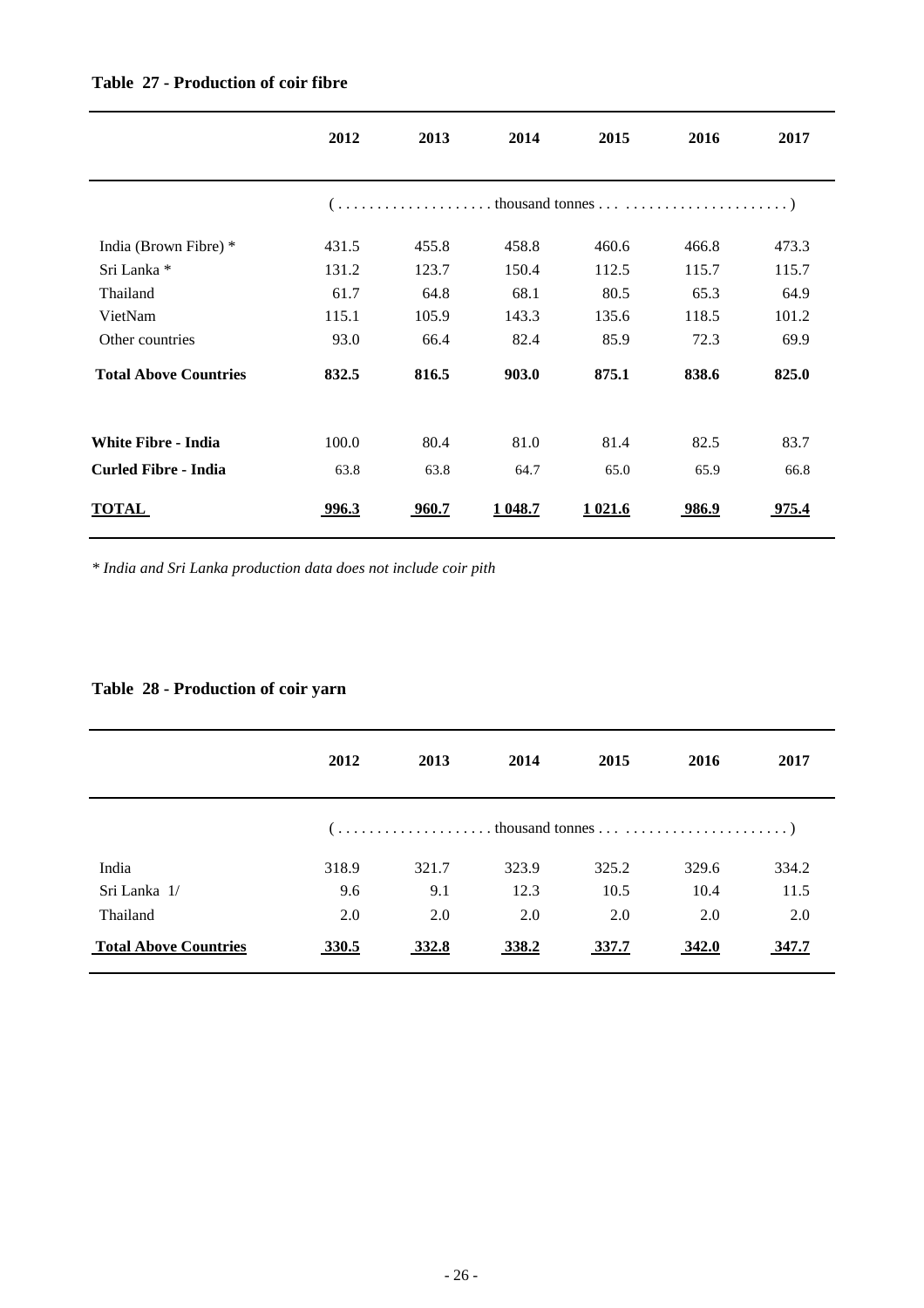**Table 27 - Production of coir fibre**

| | 2012 | 2013 | 2014 | 2015 | 2016 | 2017 |
|---|---|---|---|---|---|---|
| | (. . . . . . . . . . . . . . . . . . . thousand tonnes . . . | | | | | . . . . . . . . . . . . . . . . . . . . . ) |
| India (Brown Fibre) * | 431.5 | 455.8 | 458.8 | 460.6 | 466.8 | 473.3 |
| Sri Lanka * | 131.2 | 123.7 | 150.4 | 112.5 | 115.7 | 115.7 |
| Thailand | 61.7 | 64.8 | 68.1 | 80.5 | 65.3 | 64.9 |
| VietNam | 115.1 | 105.9 | 143.3 | 135.6 | 118.5 | 101.2 |
| Other countries | 93.0 | 66.4 | 82.4 | 85.9 | 72.3 | 69.9 |
| **Total Above Countries** | **832.5** | **816.5** | **903.0** | **875.1** | **838.6** | **825.0** |
| **White Fibre - India** | 100.0 | 80.4 | 81.0 | 81.4 | 82.5 | 83.7 |
| **Curled Fibre - India** | 63.8 | 63.8 | 64.7 | 65.0 | 65.9 | 66.8 |
| **TOTAL** | **996.3** | **960.7** | **1 048.7** | **1 021.6** | **986.9** | **975.4** |

*\* India and Sri Lanka production data does not include coir pith*

**Table 28 - Production of coir yarn**

| | 2012 | 2013 | 2014 | 2015 | 2016 | 2017 |
|---|---|---|---|---|---|---|
| | (. . . . . . . . . . . . . . . . . . . thousand tonnes . . . | | | | | . . . . . . . . . . . . . . . . . . . . . ) |
| India | 318.9 | 321.7 | 323.9 | 325.2 | 329.6 | 334.2 |
| Sri Lanka 1/ | 9.6 | 9.1 | 12.3 | 10.5 | 10.4 | 11.5 |
| Thailand | 2.0 | 2.0 | 2.0 | 2.0 | 2.0 | 2.0 |
| **Total Above Countries** | **330.5** | **332.8** | **338.2** | **337.7** | **342.0** | **347.7** |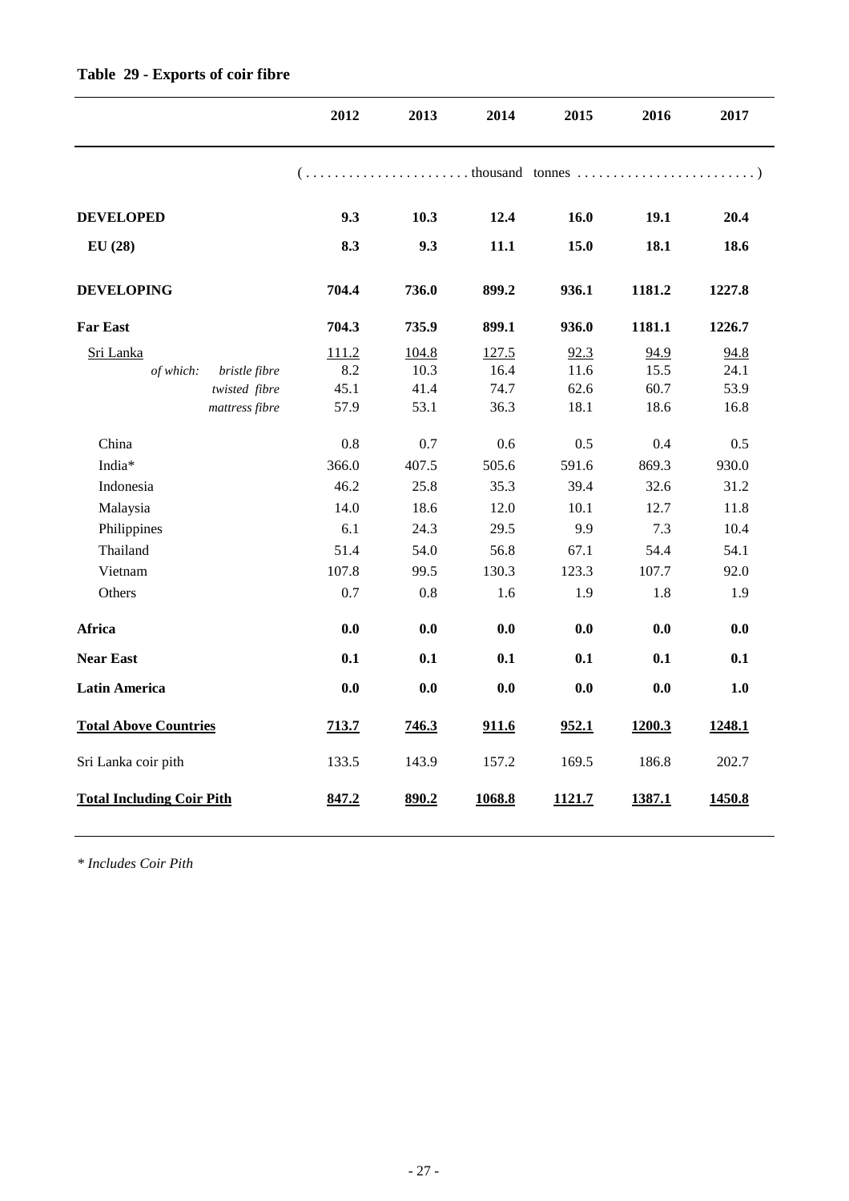## Table 29 - Exports of coir fibre

| | 2012 | 2013 | 2014 | 2015 | 2016 | 2017 |
|---|---|---|---|---|---|---|
| | (. . . . . . . . . . . . . . . . . . . . . . thousand | tonnes . . . . . . . . . . . . . . . . . . . . . . . . ) | | | | |
| **DEVELOPED** | **9.3** | **10.3** | **12.4** | **16.0** | **19.1** | **20.4** |
| **EU (28)** | **8.3** | **9.3** | **11.1** | **15.0** | **18.1** | **18.6** |
| **DEVELOPING** | **704.4** | **736.0** | **899.2** | **936.1** | **1181.2** | **1227.8** |
| **Far East** | **704.3** | **735.9** | **899.1** | **936.0** | **1181.1** | **1226.7** |
| Sri Lanka | 111.2 | 104.8 | 127.5 | 92.3 | 94.9 | 94.8 |
| *of which: bristle fibre* | 8.2 | 10.3 | 16.4 | 11.6 | 15.5 | 24.1 |
| *twisted fibre* | 45.1 | 41.4 | 74.7 | 62.6 | 60.7 | 53.9 |
| *mattress fibre* | 57.9 | 53.1 | 36.3 | 18.1 | 18.6 | 16.8 |
| China | 0.8 | 0.7 | 0.6 | 0.5 | 0.4 | 0.5 |
| India* | 366.0 | 407.5 | 505.6 | 591.6 | 869.3 | 930.0 |
| Indonesia | 46.2 | 25.8 | 35.3 | 39.4 | 32.6 | 31.2 |
| Malaysia | 14.0 | 18.6 | 12.0 | 10.1 | 12.7 | 11.8 |
| Philippines | 6.1 | 24.3 | 29.5 | 9.9 | 7.3 | 10.4 |
| Thailand | 51.4 | 54.0 | 56.8 | 67.1 | 54.4 | 54.1 |
| Vietnam | 107.8 | 99.5 | 130.3 | 123.3 | 107.7 | 92.0 |
| Others | 0.7 | 0.8 | 1.6 | 1.9 | 1.8 | 1.9 |
| **Africa** | **0.0** | **0.0** | **0.0** | **0.0** | **0.0** | **0.0** |
| **Near East** | **0.1** | **0.1** | **0.1** | **0.1** | **0.1** | **0.1** |
| **Latin America** | **0.0** | **0.0** | **0.0** | **0.0** | **0.0** | **1.0** |
| **Total Above Countries** | **713.7** | **746.3** | **911.6** | **952.1** | **1200.3** | **1248.1** |
| Sri Lanka coir pith | 133.5 | 143.9 | 157.2 | 169.5 | 186.8 | 202.7 |
| **Total Including Coir Pith** | **847.2** | **890.2** | **1068.8** | **1121.7** | **1387.1** | **1450.8** |

*\* Includes Coir Pith*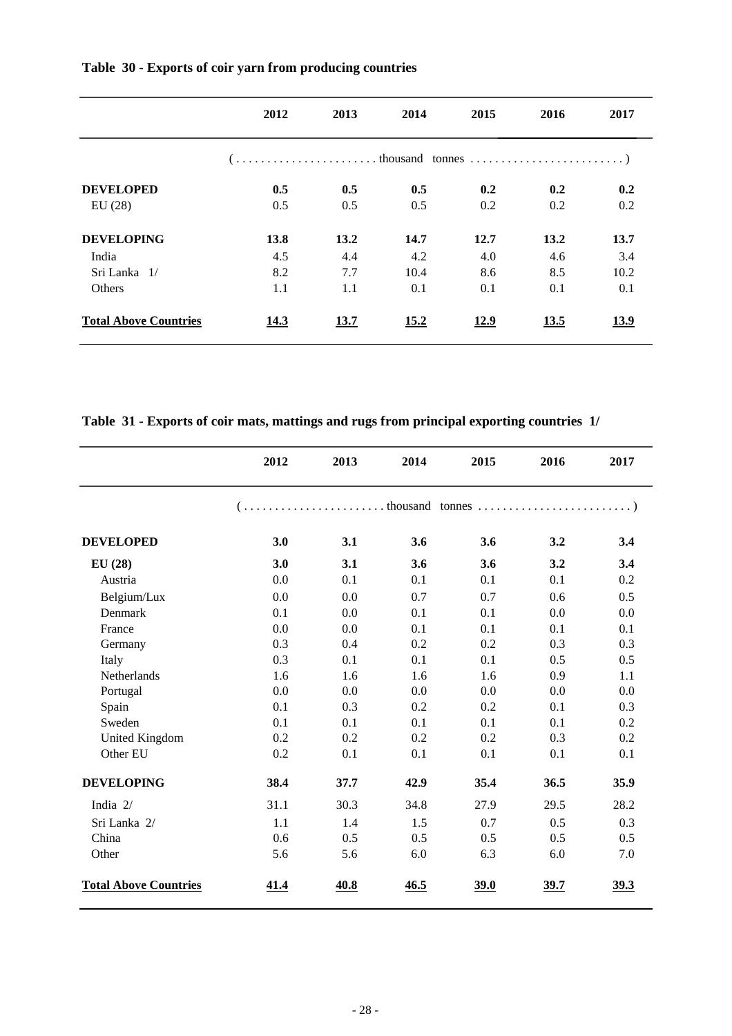**Table 30 - Exports of coir yarn from producing countries**

| | 2012 | 2013 | 2014 | 2015 | 2016 | 2017 |
|---|---|---|---|---|---|---|
| | (. . . . . . . . . . . . . . . . . . . . . . thousand | | | tonnes . . . . . . . . . . . . . . . . . . . . . . . . ) | | |
| **DEVELOPED** | **0.5** | **0.5** | **0.5** | **0.2** | **0.2** | **0.2** |
| EU (28) | 0.5 | 0.5 | 0.5 | 0.2 | 0.2 | 0.2 |
| **DEVELOPING** | **13.8** | **13.2** | **14.7** | **12.7** | **13.2** | **13.7** |
| India | 4.5 | 4.4 | 4.2 | 4.0 | 4.6 | 3.4 |
| Sri Lanka 1/ | 8.2 | 7.7 | 10.4 | 8.6 | 8.5 | 10.2 |
| Others | 1.1 | 1.1 | 0.1 | 0.1 | 0.1 | 0.1 |
| **Total Above Countries** | **14.3** | **13.7** | **15.2** | **12.9** | **13.5** | **13.9** |

**Table 31 - Exports of coir mats, mattings and rugs from principal exporting countries 1/**

| | 2012 | 2013 | 2014 | 2015 | 2016 | 2017 |
|---|---|---|---|---|---|---|
| | (. . . . . . . . . . . . . . . . . . . . . . thousand | | | tonnes . . . . . . . . . . . . . . . . . . . . . . . . ) | | |
| **DEVELOPED** | **3.0** | **3.1** | **3.6** | **3.6** | **3.2** | **3.4** |
| **EU (28)** | **3.0** | **3.1** | **3.6** | **3.6** | **3.2** | **3.4** |
| Austria | 0.0 | 0.1 | 0.1 | 0.1 | 0.1 | 0.2 |
| Belgium/Lux | 0.0 | 0.0 | 0.7 | 0.7 | 0.6 | 0.5 |
| Denmark | 0.1 | 0.0 | 0.1 | 0.1 | 0.0 | 0.0 |
| France | 0.0 | 0.0 | 0.1 | 0.1 | 0.1 | 0.1 |
| Germany | 0.3 | 0.4 | 0.2 | 0.2 | 0.3 | 0.3 |
| Italy | 0.3 | 0.1 | 0.1 | 0.1 | 0.5 | 0.5 |
| Netherlands | 1.6 | 1.6 | 1.6 | 1.6 | 0.9 | 1.1 |
| Portugal | 0.0 | 0.0 | 0.0 | 0.0 | 0.0 | 0.0 |
| Spain | 0.1 | 0.3 | 0.2 | 0.2 | 0.1 | 0.3 |
| Sweden | 0.1 | 0.1 | 0.1 | 0.1 | 0.1 | 0.2 |
| United Kingdom | 0.2 | 0.2 | 0.2 | 0.2 | 0.3 | 0.2 |
| Other EU | 0.2 | 0.1 | 0.1 | 0.1 | 0.1 | 0.1 |
| **DEVELOPING** | **38.4** | **37.7** | **42.9** | **35.4** | **36.5** | **35.9** |
| India 2/ | 31.1 | 30.3 | 34.8 | 27.9 | 29.5 | 28.2 |
| Sri Lanka 2/ | 1.1 | 1.4 | 1.5 | 0.7 | 0.5 | 0.3 |
| China | 0.6 | 0.5 | 0.5 | 0.5 | 0.5 | 0.5 |
| Other | 5.6 | 5.6 | 6.0 | 6.3 | 6.0 | 7.0 |
| **Total Above Countries** | **41.4** | **40.8** | **46.5** | **39.0** | **39.7** | **39.3** |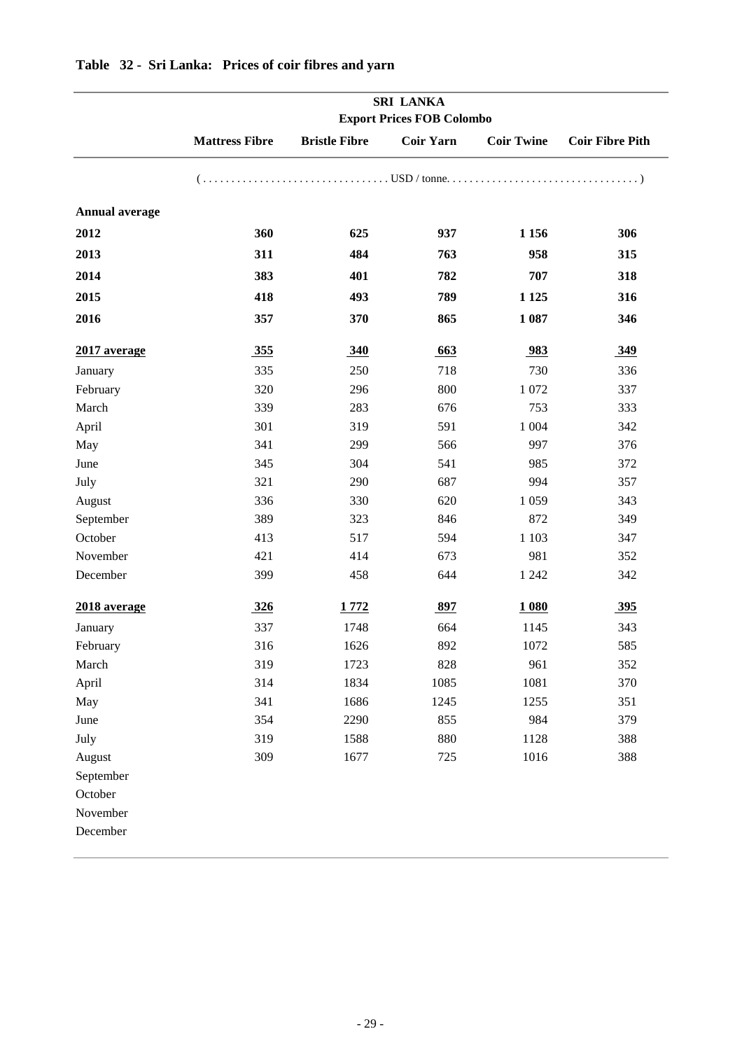## Table 32 - Sri Lanka: Prices of coir fibres and yarn

| | SRI LANKA Export Prices FOB Colombo | | | | |
|---|---|---|---|---|---|
| | Mattress Fibre | Bristle Fibre | Coir Yarn | Coir Twine | Coir Fibre Pith |
| | (................................ USD / tonne. ................................) | | | | |
| **Annual average** | | | | | |
| **2012** | **360** | **625** | **937** | **1 156** | **306** |
| **2013** | **311** | **484** | **763** | **958** | **315** |
| **2014** | **383** | **401** | **782** | **707** | **318** |
| **2015** | **418** | **493** | **789** | **1 125** | **316** |
| **2016** | **357** | **370** | **865** | **1 087** | **346** |
| **2017 average** | **355** | **340** | **663** | **983** | **349** |
| January | 335 | 250 | 718 | 730 | 336 |
| February | 320 | 296 | 800 | 1 072 | 337 |
| March | 339 | 283 | 676 | 753 | 333 |
| April | 301 | 319 | 591 | 1 004 | 342 |
| May | 341 | 299 | 566 | 997 | 376 |
| June | 345 | 304 | 541 | 985 | 372 |
| July | 321 | 290 | 687 | 994 | 357 |
| August | 336 | 330 | 620 | 1 059 | 343 |
| September | 389 | 323 | 846 | 872 | 349 |
| October | 413 | 517 | 594 | 1 103 | 347 |
| November | 421 | 414 | 673 | 981 | 352 |
| December | 399 | 458 | 644 | 1 242 | 342 |
| **2018 average** | **326** | **1 772** | **897** | **1 080** | **395** |
| January | 337 | 1748 | 664 | 1145 | 343 |
| February | 316 | 1626 | 892 | 1072 | 585 |
| March | 319 | 1723 | 828 | 961 | 352 |
| April | 314 | 1834 | 1085 | 1081 | 370 |
| May | 341 | 1686 | 1245 | 1255 | 351 |
| June | 354 | 2290 | 855 | 984 | 379 |
| July | 319 | 1588 | 880 | 1128 | 388 |
| August | 309 | 1677 | 725 | 1016 | 388 |
| September | | | | | |
| October | | | | | |
| November | | | | | |
| December | | | | | |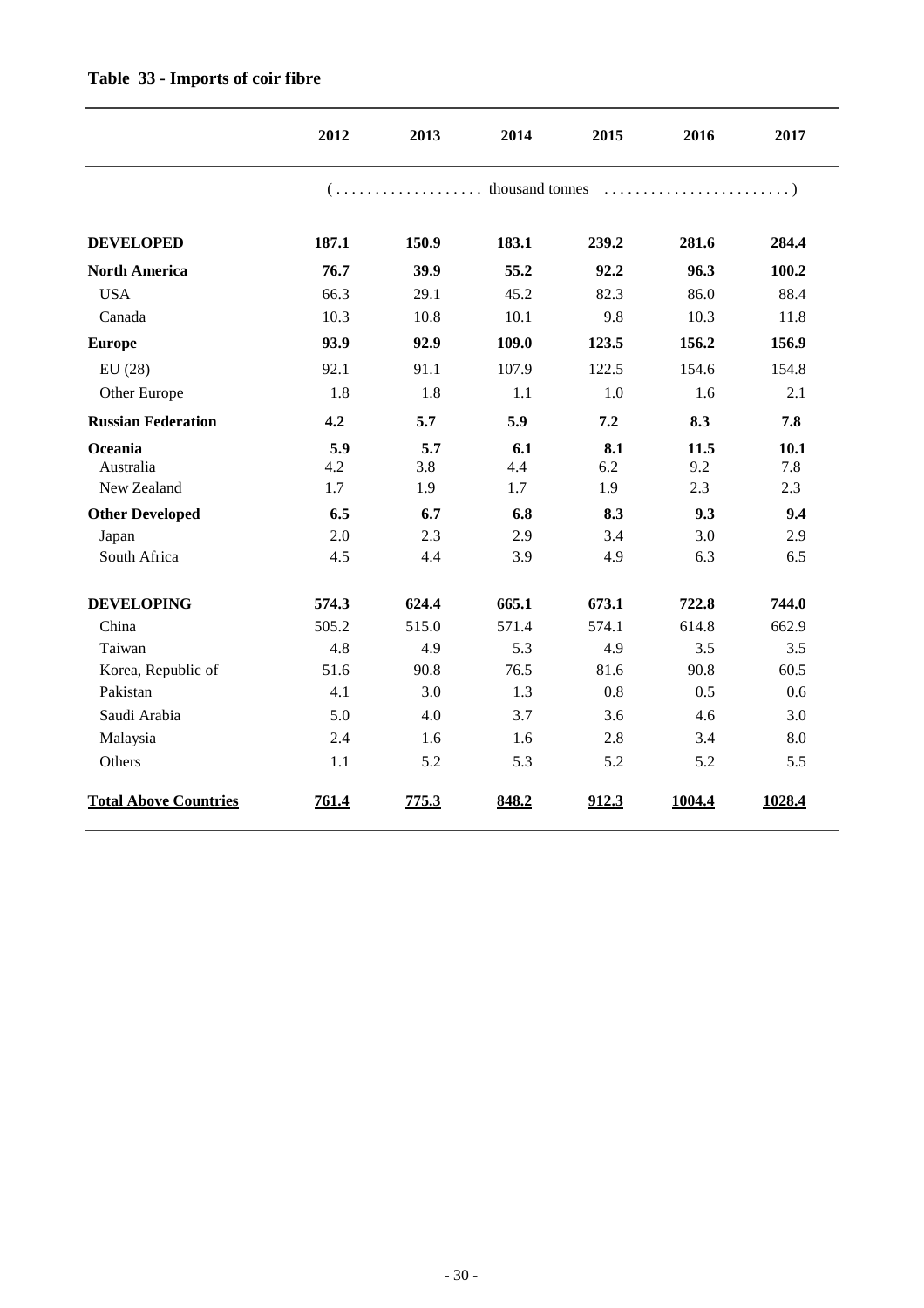## Table 33 - Imports of coir fibre

| | 2012 | 2013 | 2014 | 2015 | 2016 | 2017 |
|---|---|---|---|---|---|---|
| | (.................. thousand tonnes | | | | | ........................) |
| **DEVELOPED** | **187.1** | **150.9** | **183.1** | **239.2** | **281.6** | **284.4** |
| **North America** | **76.7** | **39.9** | **55.2** | **92.2** | **96.3** | **100.2** |
| USA | 66.3 | 29.1 | 45.2 | 82.3 | 86.0 | 88.4 |
| Canada | 10.3 | 10.8 | 10.1 | 9.8 | 10.3 | 11.8 |
| **Europe** | **93.9** | **92.9** | **109.0** | **123.5** | **156.2** | **156.9** |
| EU (28) | 92.1 | 91.1 | 107.9 | 122.5 | 154.6 | 154.8 |
| Other Europe | 1.8 | 1.8 | 1.1 | 1.0 | 1.6 | 2.1 |
| **Russian Federation** | **4.2** | **5.7** | **5.9** | **7.2** | **8.3** | **7.8** |
| **Oceania** | **5.9** | **5.7** | **6.1** | **8.1** | **11.5** | **10.1** |
| Australia | 4.2 | 3.8 | 4.4 | 6.2 | 9.2 | 7.8 |
| New Zealand | 1.7 | 1.9 | 1.7 | 1.9 | 2.3 | 2.3 |
| **Other Developed** | **6.5** | **6.7** | **6.8** | **8.3** | **9.3** | **9.4** |
| Japan | 2.0 | 2.3 | 2.9 | 3.4 | 3.0 | 2.9 |
| South Africa | 4.5 | 4.4 | 3.9 | 4.9 | 6.3 | 6.5 |
| **DEVELOPING** | **574.3** | **624.4** | **665.1** | **673.1** | **722.8** | **744.0** |
| China | 505.2 | 515.0 | 571.4 | 574.1 | 614.8 | 662.9 |
| Taiwan | 4.8 | 4.9 | 5.3 | 4.9 | 3.5 | 3.5 |
| Korea, Republic of | 51.6 | 90.8 | 76.5 | 81.6 | 90.8 | 60.5 |
| Pakistan | 4.1 | 3.0 | 1.3 | 0.8 | 0.5 | 0.6 |
| Saudi Arabia | 5.0 | 4.0 | 3.7 | 3.6 | 4.6 | 3.0 |
| Malaysia | 2.4 | 1.6 | 1.6 | 2.8 | 3.4 | 8.0 |
| Others | 1.1 | 5.2 | 5.3 | 5.2 | 5.2 | 5.5 |
| **Total Above Countries** | **761.4** | **775.3** | **848.2** | **912.3** | **1004.4** | **1028.4** |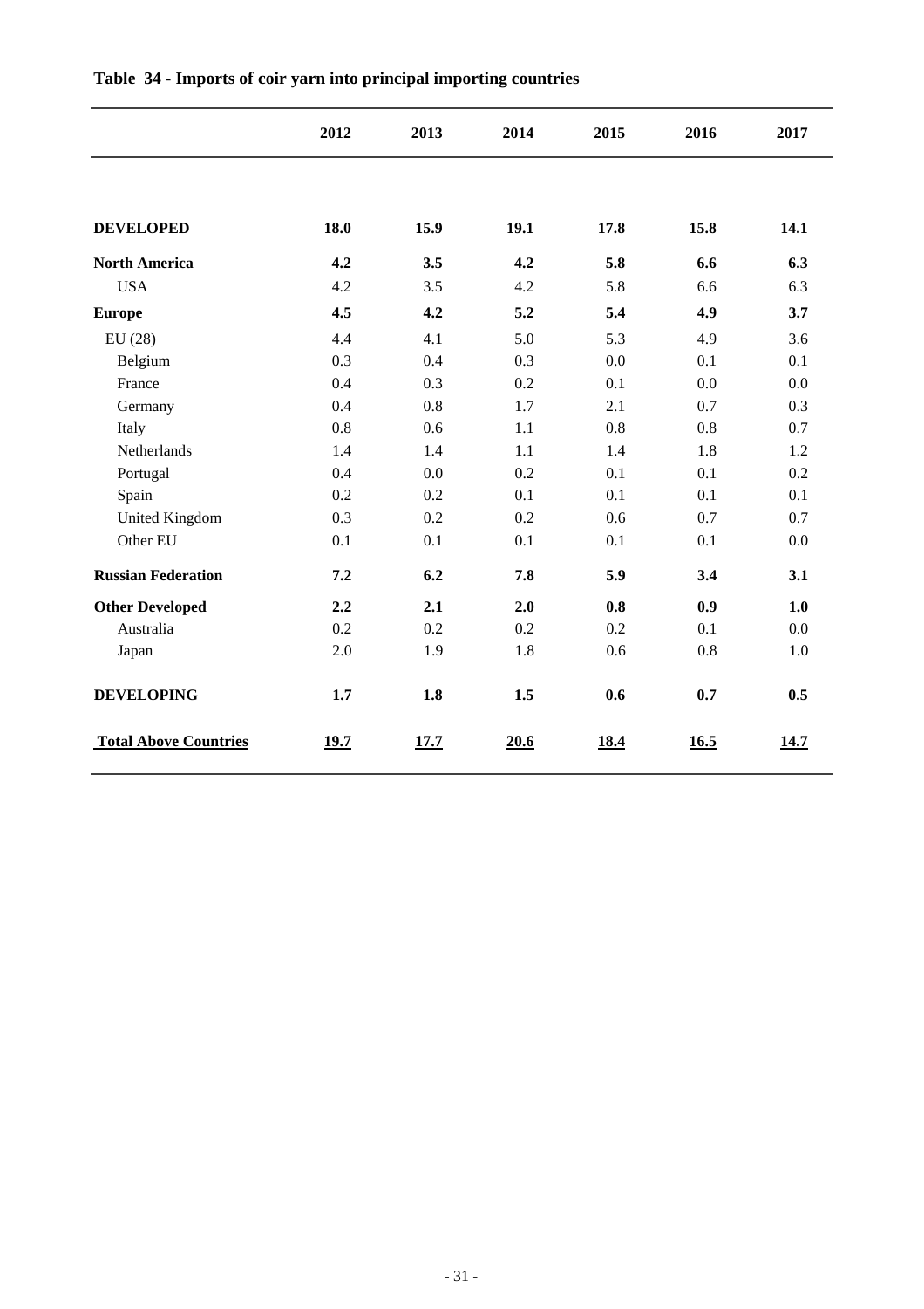## Table 34 - Imports of coir yarn into principal importing countries

| | 2012 | 2013 | 2014 | 2015 | 2016 | 2017 |
|---|---|---|---|---|---|---|
| **DEVELOPED** | **18.0** | **15.9** | **19.1** | **17.8** | **15.8** | **14.1** |
| **North America** | **4.2** | **3.5** | **4.2** | **5.8** | **6.6** | **6.3** |
| USA | 4.2 | 3.5 | 4.2 | 5.8 | 6.6 | 6.3 |
| **Europe** | **4.5** | **4.2** | **5.2** | **5.4** | **4.9** | **3.7** |
| EU (28) | 4.4 | 4.1 | 5.0 | 5.3 | 4.9 | 3.6 |
| Belgium | 0.3 | 0.4 | 0.3 | 0.0 | 0.1 | 0.1 |
| France | 0.4 | 0.3 | 0.2 | 0.1 | 0.0 | 0.0 |
| Germany | 0.4 | 0.8 | 1.7 | 2.1 | 0.7 | 0.3 |
| Italy | 0.8 | 0.6 | 1.1 | 0.8 | 0.8 | 0.7 |
| Netherlands | 1.4 | 1.4 | 1.1 | 1.4 | 1.8 | 1.2 |
| Portugal | 0.4 | 0.0 | 0.2 | 0.1 | 0.1 | 0.2 |
| Spain | 0.2 | 0.2 | 0.1 | 0.1 | 0.1 | 0.1 |
| United Kingdom | 0.3 | 0.2 | 0.2 | 0.6 | 0.7 | 0.7 |
| Other EU | 0.1 | 0.1 | 0.1 | 0.1 | 0.1 | 0.0 |
| **Russian Federation** | **7.2** | **6.2** | **7.8** | **5.9** | **3.4** | **3.1** |
| **Other Developed** | **2.2** | **2.1** | **2.0** | **0.8** | **0.9** | **1.0** |
| Australia | 0.2 | 0.2 | 0.2 | 0.2 | 0.1 | 0.0 |
| Japan | 2.0 | 1.9 | 1.8 | 0.6 | 0.8 | 1.0 |
| **DEVELOPING** | **1.7** | **1.8** | **1.5** | **0.6** | **0.7** | **0.5** |
| **Total Above Countries** | **19.7** | **17.7** | **20.6** | **18.4** | **16.5** | **14.7** |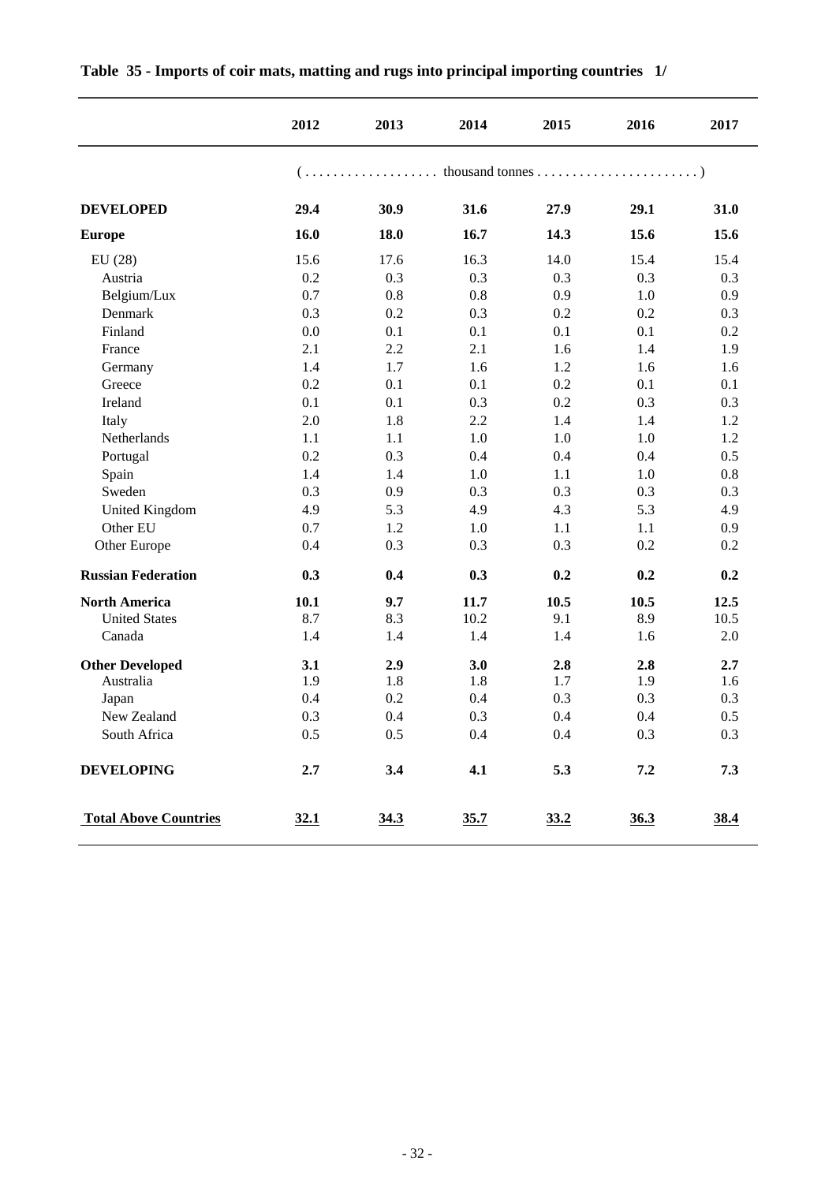## Table 35 - Imports of coir mats, matting and rugs into principal importing countries 1/

| | 2012 | 2013 | 2014 | 2015 | 2016 | 2017 |
|---|---|---|---|---|---|---|
| | (.................. thousand tonnes ......................) | | | | | |
| **DEVELOPED** | **29.4** | **30.9** | **31.6** | **27.9** | **29.1** | **31.0** |
| **Europe** | **16.0** | **18.0** | **16.7** | **14.3** | **15.6** | **15.6** |
| EU (28) | 15.6 | 17.6 | 16.3 | 14.0 | 15.4 | 15.4 |
| Austria | 0.2 | 0.3 | 0.3 | 0.3 | 0.3 | 0.3 |
| Belgium/Lux | 0.7 | 0.8 | 0.8 | 0.9 | 1.0 | 0.9 |
| Denmark | 0.3 | 0.2 | 0.3 | 0.2 | 0.2 | 0.3 |
| Finland | 0.0 | 0.1 | 0.1 | 0.1 | 0.1 | 0.2 |
| France | 2.1 | 2.2 | 2.1 | 1.6 | 1.4 | 1.9 |
| Germany | 1.4 | 1.7 | 1.6 | 1.2 | 1.6 | 1.6 |
| Greece | 0.2 | 0.1 | 0.1 | 0.2 | 0.1 | 0.1 |
| Ireland | 0.1 | 0.1 | 0.3 | 0.2 | 0.3 | 0.3 |
| Italy | 2.0 | 1.8 | 2.2 | 1.4 | 1.4 | 1.2 |
| Netherlands | 1.1 | 1.1 | 1.0 | 1.0 | 1.0 | 1.2 |
| Portugal | 0.2 | 0.3 | 0.4 | 0.4 | 0.4 | 0.5 |
| Spain | 1.4 | 1.4 | 1.0 | 1.1 | 1.0 | 0.8 |
| Sweden | 0.3 | 0.9 | 0.3 | 0.3 | 0.3 | 0.3 |
| United Kingdom | 4.9 | 5.3 | 4.9 | 4.3 | 5.3 | 4.9 |
| Other EU | 0.7 | 1.2 | 1.0 | 1.1 | 1.1 | 0.9 |
| Other Europe | 0.4 | 0.3 | 0.3 | 0.3 | 0.2 | 0.2 |
| **Russian Federation** | **0.3** | **0.4** | **0.3** | **0.2** | **0.2** | **0.2** |
| **North America** | **10.1** | **9.7** | **11.7** | **10.5** | **10.5** | **12.5** |
| United States | 8.7 | 8.3 | 10.2 | 9.1 | 8.9 | 10.5 |
| Canada | 1.4 | 1.4 | 1.4 | 1.4 | 1.6 | 2.0 |
| **Other Developed** | **3.1** | **2.9** | **3.0** | **2.8** | **2.8** | **2.7** |
| Australia | 1.9 | 1.8 | 1.8 | 1.7 | 1.9 | 1.6 |
| Japan | 0.4 | 0.2 | 0.4 | 0.3 | 0.3 | 0.3 |
| New Zealand | 0.3 | 0.4 | 0.3 | 0.4 | 0.4 | 0.5 |
| South Africa | 0.5 | 0.5 | 0.4 | 0.4 | 0.3 | 0.3 |
| **DEVELOPING** | **2.7** | **3.4** | **4.1** | **5.3** | **7.2** | **7.3** |
| **Total Above Countries** | **32.1** | **34.3** | **35.7** | **33.2** | **36.3** | **38.4** |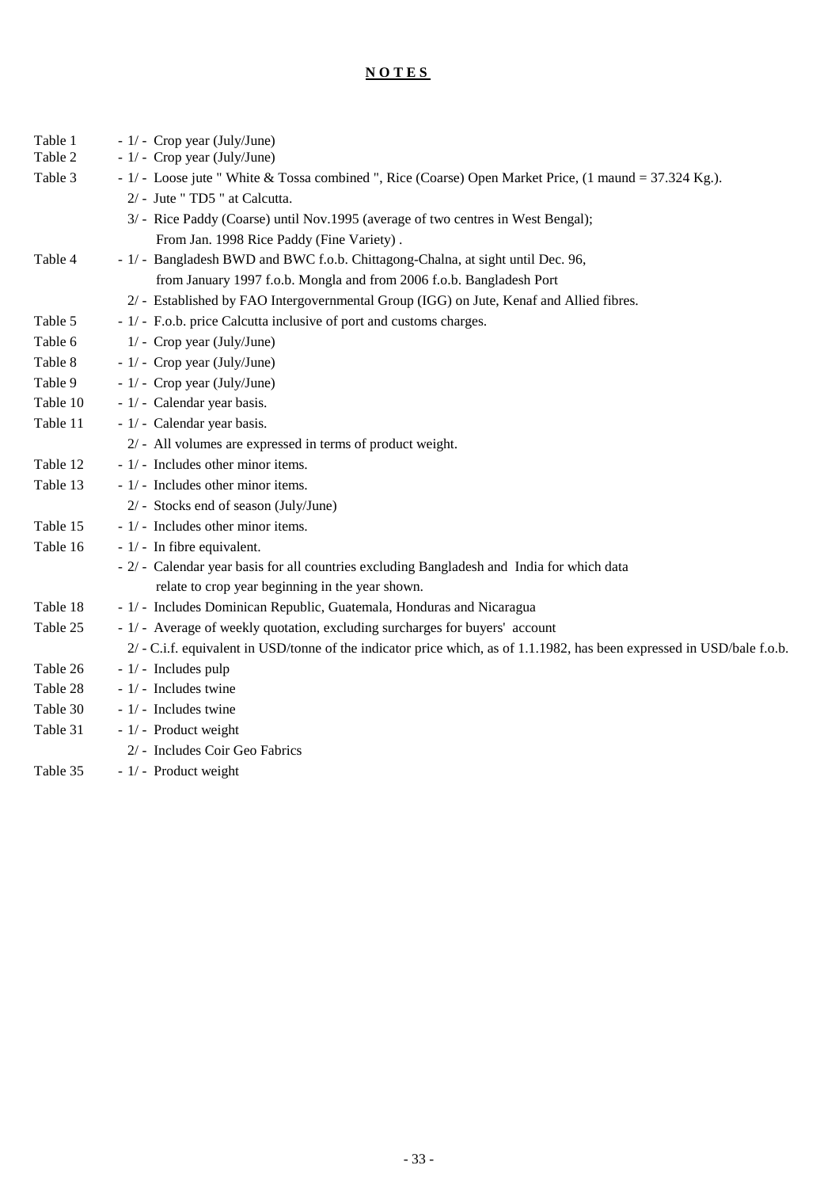# NOTES

| | | |
|---|---|---|
| Table 1 | - 1/ - | Crop year (July/June) |
| Table 2 | - 1/ - | Crop year (July/June) |
| Table 3 | - 1/ - | Loose jute " White & Tossa combined ", Rice (Coarse) Open Market Price, (1 maund = 37.324 Kg.). |
| | 2/ - | Jute " TD5 " at Calcutta. |
| | 3/ - | Rice Paddy (Coarse) until Nov.1995 (average of two centres in West Bengal); From Jan. 1998 Rice Paddy (Fine Variety) . |
| Table 4 | - 1/ - | Bangladesh BWD and BWC f.o.b. Chittagong-Chalna, at sight until Dec. 96, from January 1997 f.o.b. Mongla and from 2006 f.o.b. Bangladesh Port |
| | 2/ - | Established by FAO Intergovernmental Group (IGG) on Jute, Kenaf and Allied fibres. |
| Table 5 | - 1/ - | F.o.b. price Calcutta inclusive of port and customs charges. |
| Table 6 | 1/ - | Crop year (July/June) |
| Table 8 | - 1/ - | Crop year (July/June) |
| Table 9 | - 1/ - | Crop year (July/June) |
| Table 10 | - 1/ - | Calendar year basis. |
| Table 11 | - 1/ - | Calendar year basis. |
| | 2/ - | All volumes are expressed in terms of product weight. |
| Table 12 | - 1/ - | Includes other minor items. |
| Table 13 | - 1/ - | Includes other minor items. |
| | 2/ - | Stocks end of season (July/June) |
| Table 15 | - 1/ - | Includes other minor items. |
| Table 16 | - 1/ - | In fibre equivalent. |
| | - 2/ - | Calendar year basis for all countries excluding Bangladesh and India for which data relate to crop year beginning in the year shown. |
| Table 18 | - 1/ - | Includes Dominican Republic, Guatemala, Honduras and Nicaragua |
| Table 25 | - 1/ - | Average of weekly quotation, excluding surcharges for buyers' account |
| | 2/ - | C.i.f. equivalent in USD/tonne of the indicator price which, as of 1.1.1982, has been expressed in USD/bale f.o.b. |
| Table 26 | - 1/ - | Includes pulp |
| Table 28 | - 1/ - | Includes twine |
| Table 30 | - 1/ - | Includes twine |
| Table 31 | - 1/ - | Product weight |
| | 2/ - | Includes Coir Geo Fabrics |
| Table 35 | - 1/ - | Product weight |